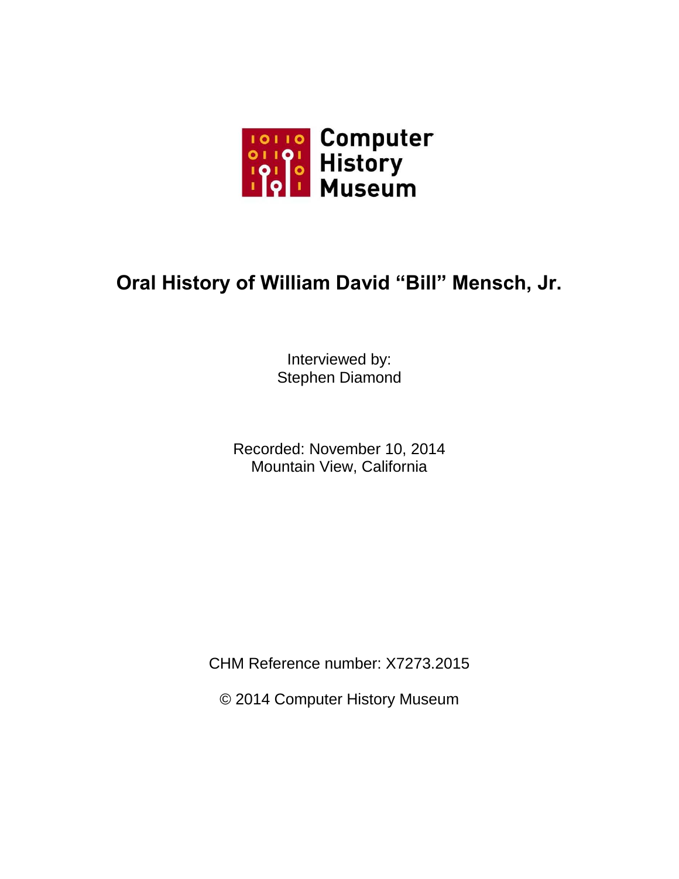Computer History Museum

# Oral History of William David "Bill" Mensch, Jr.

Interviewed by:
Stephen Diamond

Recorded: November 10, 2014
Mountain View, California

CHM Reference number: X7273.2015

© 2014 Computer History Museum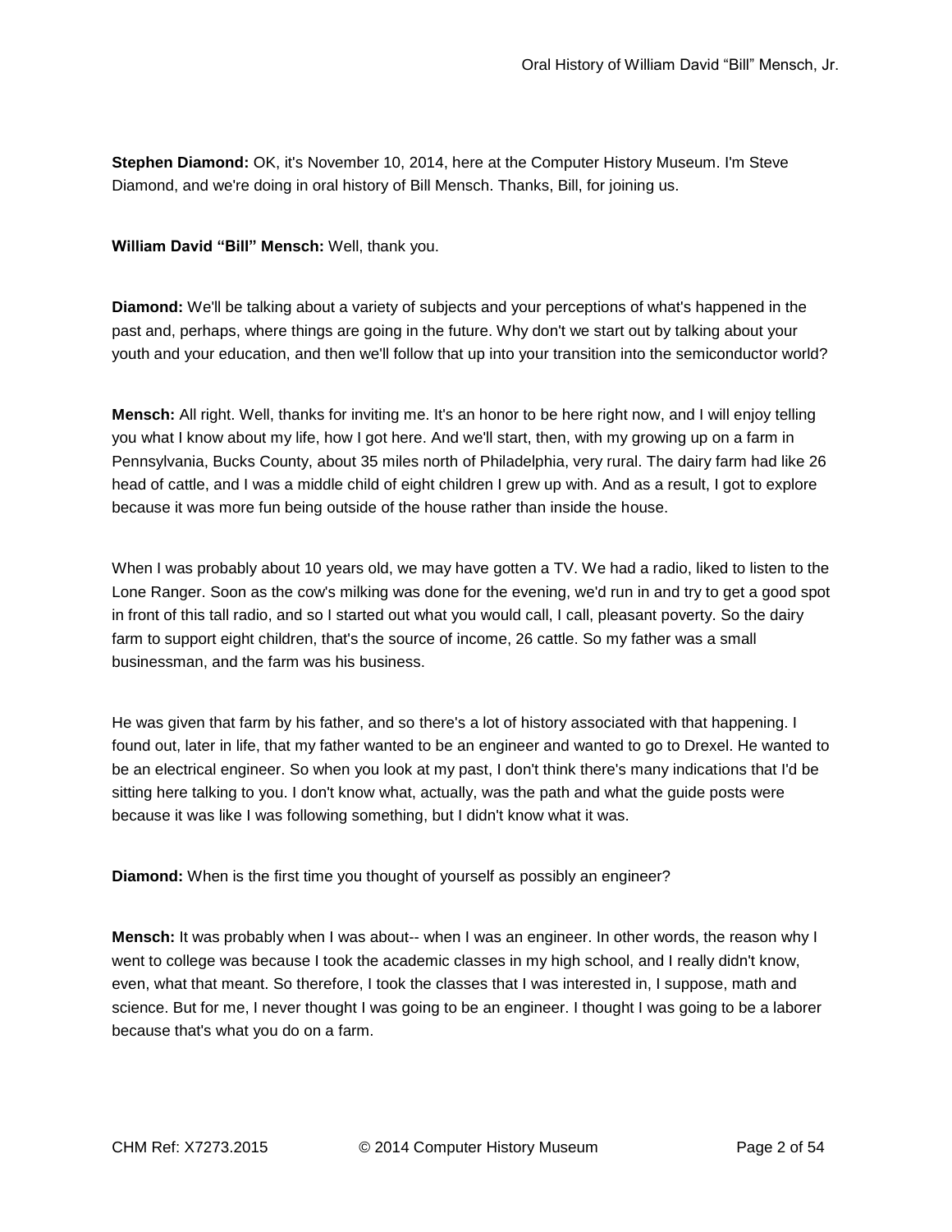**Stephen Diamond:** OK, it's November 10, 2014, here at the Computer History Museum. I'm Steve Diamond, and we're doing in oral history of Bill Mensch. Thanks, Bill, for joining us.

**William David "Bill" Mensch:** Well, thank you.

**Diamond:** We'll be talking about a variety of subjects and your perceptions of what's happened in the past and, perhaps, where things are going in the future. Why don't we start out by talking about your youth and your education, and then we'll follow that up into your transition into the semiconductor world?

**Mensch:** All right. Well, thanks for inviting me. It's an honor to be here right now, and I will enjoy telling you what I know about my life, how I got here. And we'll start, then, with my growing up on a farm in Pennsylvania, Bucks County, about 35 miles north of Philadelphia, very rural. The dairy farm had like 26 head of cattle, and I was a middle child of eight children I grew up with. And as a result, I got to explore because it was more fun being outside of the house rather than inside the house.

When I was probably about 10 years old, we may have gotten a TV. We had a radio, liked to listen to the Lone Ranger. Soon as the cow's milking was done for the evening, we'd run in and try to get a good spot in front of this tall radio, and so I started out what you would call, I call, pleasant poverty. So the dairy farm to support eight children, that's the source of income, 26 cattle. So my father was a small businessman, and the farm was his business.

He was given that farm by his father, and so there's a lot of history associated with that happening. I found out, later in life, that my father wanted to be an engineer and wanted to go to Drexel. He wanted to be an electrical engineer. So when you look at my past, I don't think there's many indications that I'd be sitting here talking to you. I don't know what, actually, was the path and what the guide posts were because it was like I was following something, but I didn't know what it was.

**Diamond:** When is the first time you thought of yourself as possibly an engineer?

**Mensch:** It was probably when I was about-- when I was an engineer. In other words, the reason why I went to college was because I took the academic classes in my high school, and I really didn't know, even, what that meant. So therefore, I took the classes that I was interested in, I suppose, math and science. But for me, I never thought I was going to be an engineer. I thought I was going to be a laborer because that's what you do on a farm.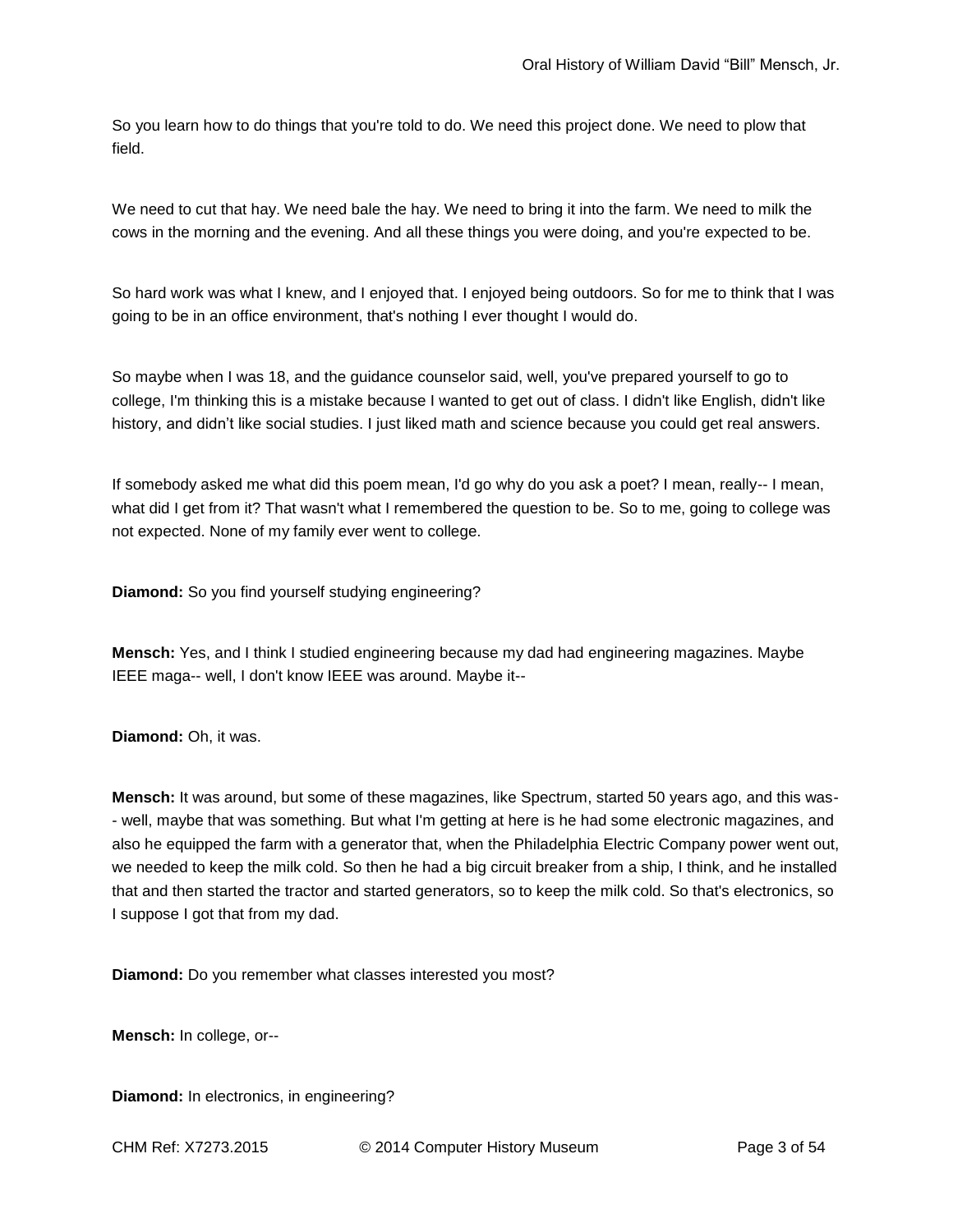So you learn how to do things that you're told to do. We need this project done. We need to plow that field.

We need to cut that hay. We need bale the hay. We need to bring it into the farm. We need to milk the cows in the morning and the evening. And all these things you were doing, and you're expected to be.

So hard work was what I knew, and I enjoyed that. I enjoyed being outdoors. So for me to think that I was going to be in an office environment, that's nothing I ever thought I would do.

So maybe when I was 18, and the guidance counselor said, well, you've prepared yourself to go to college, I'm thinking this is a mistake because I wanted to get out of class. I didn't like English, didn't like history, and didn't like social studies. I just liked math and science because you could get real answers.

If somebody asked me what did this poem mean, I'd go why do you ask a poet? I mean, really-- I mean, what did I get from it? That wasn't what I remembered the question to be. So to me, going to college was not expected. None of my family ever went to college.

**Diamond:** So you find yourself studying engineering?

**Mensch:** Yes, and I think I studied engineering because my dad had engineering magazines. Maybe IEEE maga-- well, I don't know IEEE was around. Maybe it--

**Diamond:** Oh, it was.

**Mensch:** It was around, but some of these magazines, like Spectrum, started 50 years ago, and this was-- well, maybe that was something. But what I'm getting at here is he had some electronic magazines, and also he equipped the farm with a generator that, when the Philadelphia Electric Company power went out, we needed to keep the milk cold. So then he had a big circuit breaker from a ship, I think, and he installed that and then started the tractor and started generators, so to keep the milk cold. So that's electronics, so I suppose I got that from my dad.

**Diamond:** Do you remember what classes interested you most?

**Mensch:** In college, or--

**Diamond:** In electronics, in engineering?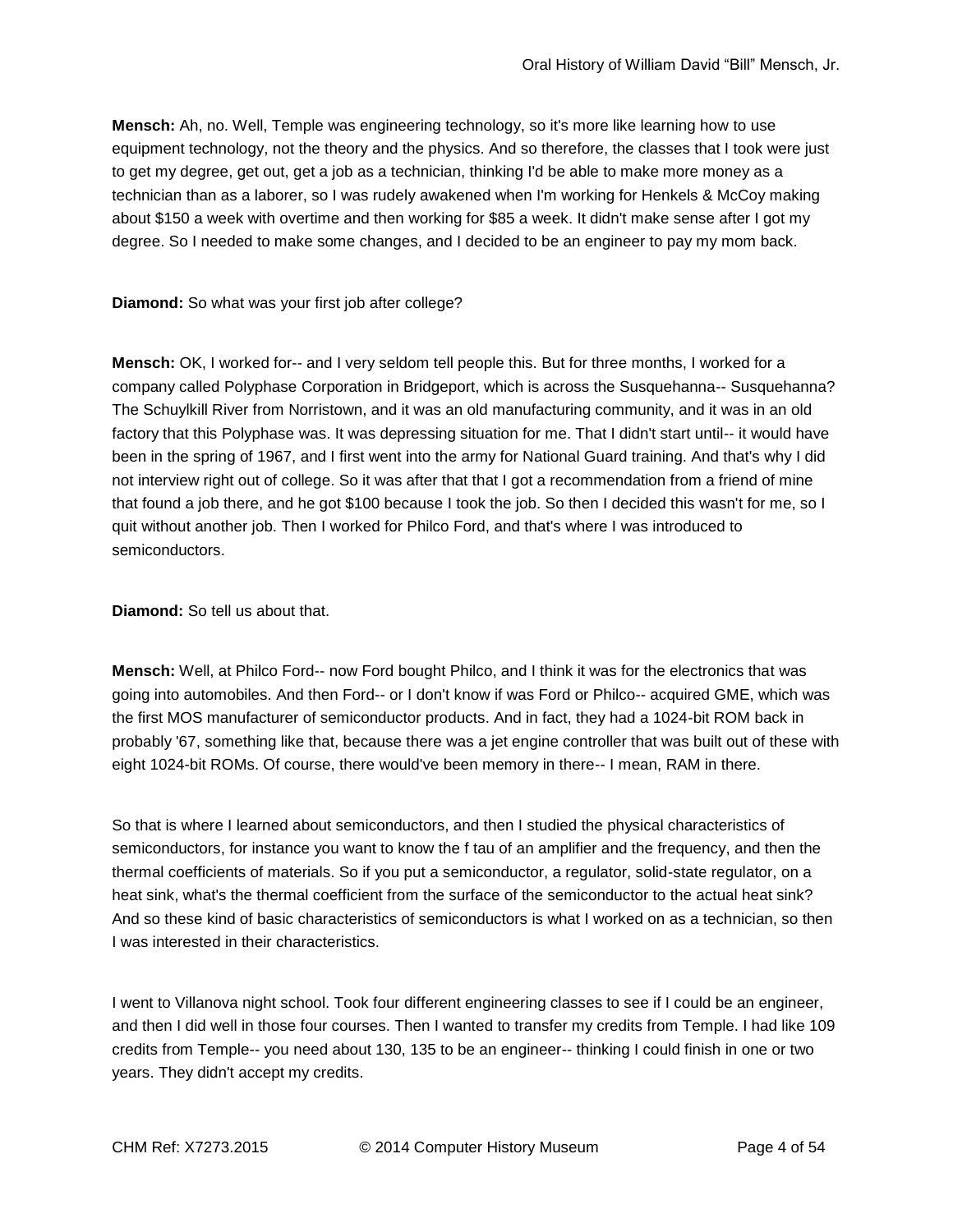**Mensch:** Ah, no. Well, Temple was engineering technology, so it's more like learning how to use equipment technology, not the theory and the physics. And so therefore, the classes that I took were just to get my degree, get out, get a job as a technician, thinking I'd be able to make more money as a technician than as a laborer, so I was rudely awakened when I'm working for Henkels & McCoy making about $150 a week with overtime and then working for $85 a week. It didn't make sense after I got my degree. So I needed to make some changes, and I decided to be an engineer to pay my mom back.

**Diamond:** So what was your first job after college?

**Mensch:** OK, I worked for-- and I very seldom tell people this. But for three months, I worked for a company called Polyphase Corporation in Bridgeport, which is across the Susquehanna-- Susquehanna? The Schuylkill River from Norristown, and it was an old manufacturing community, and it was in an old factory that this Polyphase was. It was depressing situation for me. That I didn't start until-- it would have been in the spring of 1967, and I first went into the army for National Guard training. And that's why I did not interview right out of college. So it was after that that I got a recommendation from a friend of mine that found a job there, and he got $100 because I took the job. So then I decided this wasn't for me, so I quit without another job. Then I worked for Philco Ford, and that's where I was introduced to semiconductors.

**Diamond:** So tell us about that.

**Mensch:** Well, at Philco Ford-- now Ford bought Philco, and I think it was for the electronics that was going into automobiles. And then Ford-- or I don't know if was Ford or Philco-- acquired GME, which was the first MOS manufacturer of semiconductor products. And in fact, they had a 1024-bit ROM back in probably '67, something like that, because there was a jet engine controller that was built out of these with eight 1024-bit ROMs. Of course, there would've been memory in there-- I mean, RAM in there.

So that is where I learned about semiconductors, and then I studied the physical characteristics of semiconductors, for instance you want to know the f tau of an amplifier and the frequency, and then the thermal coefficients of materials. So if you put a semiconductor, a regulator, solid-state regulator, on a heat sink, what's the thermal coefficient from the surface of the semiconductor to the actual heat sink? And so these kind of basic characteristics of semiconductors is what I worked on as a technician, so then I was interested in their characteristics.

I went to Villanova night school. Took four different engineering classes to see if I could be an engineer, and then I did well in those four courses. Then I wanted to transfer my credits from Temple. I had like 109 credits from Temple-- you need about 130, 135 to be an engineer-- thinking I could finish in one or two years. They didn't accept my credits.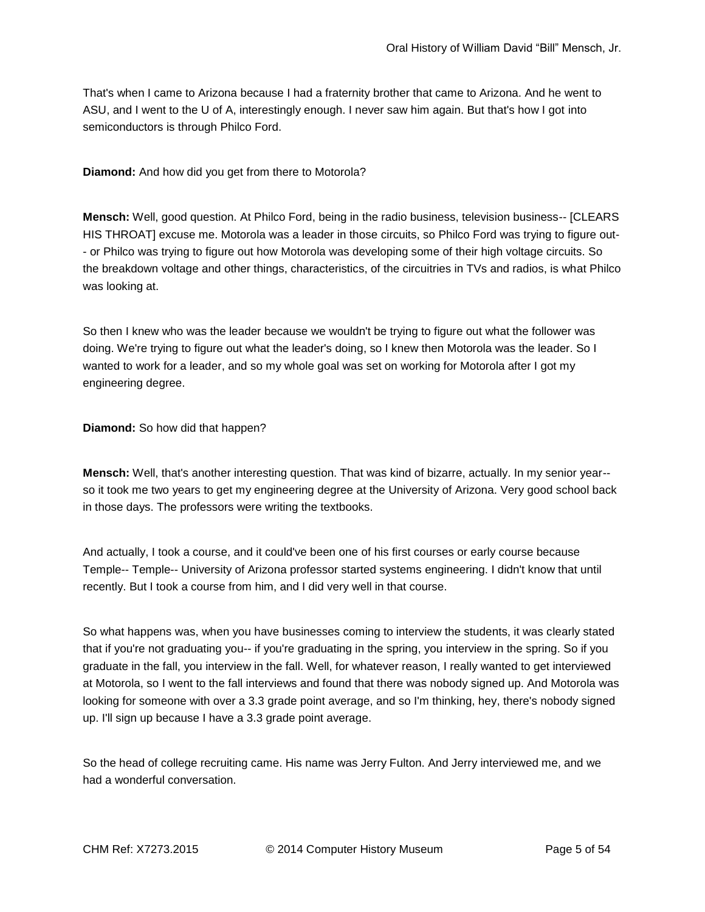That's when I came to Arizona because I had a fraternity brother that came to Arizona. And he went to ASU, and I went to the U of A, interestingly enough. I never saw him again. But that's how I got into semiconductors is through Philco Ford.

**Diamond:** And how did you get from there to Motorola?

**Mensch:** Well, good question. At Philco Ford, being in the radio business, television business-- [CLEARS HIS THROAT] excuse me. Motorola was a leader in those circuits, so Philco Ford was trying to figure out-- or Philco was trying to figure out how Motorola was developing some of their high voltage circuits. So the breakdown voltage and other things, characteristics, of the circuitries in TVs and radios, is what Philco was looking at.

So then I knew who was the leader because we wouldn't be trying to figure out what the follower was doing. We're trying to figure out what the leader's doing, so I knew then Motorola was the leader. So I wanted to work for a leader, and so my whole goal was set on working for Motorola after I got my engineering degree.

**Diamond:** So how did that happen?

**Mensch:** Well, that's another interesting question. That was kind of bizarre, actually. In my senior year-- so it took me two years to get my engineering degree at the University of Arizona. Very good school back in those days. The professors were writing the textbooks.

And actually, I took a course, and it could've been one of his first courses or early course because Temple-- Temple-- University of Arizona professor started systems engineering. I didn't know that until recently. But I took a course from him, and I did very well in that course.

So what happens was, when you have businesses coming to interview the students, it was clearly stated that if you're not graduating you-- if you're graduating in the spring, you interview in the spring. So if you graduate in the fall, you interview in the fall. Well, for whatever reason, I really wanted to get interviewed at Motorola, so I went to the fall interviews and found that there was nobody signed up. And Motorola was looking for someone with over a 3.3 grade point average, and so I'm thinking, hey, there's nobody signed up. I'll sign up because I have a 3.3 grade point average.

So the head of college recruiting came. His name was Jerry Fulton. And Jerry interviewed me, and we had a wonderful conversation.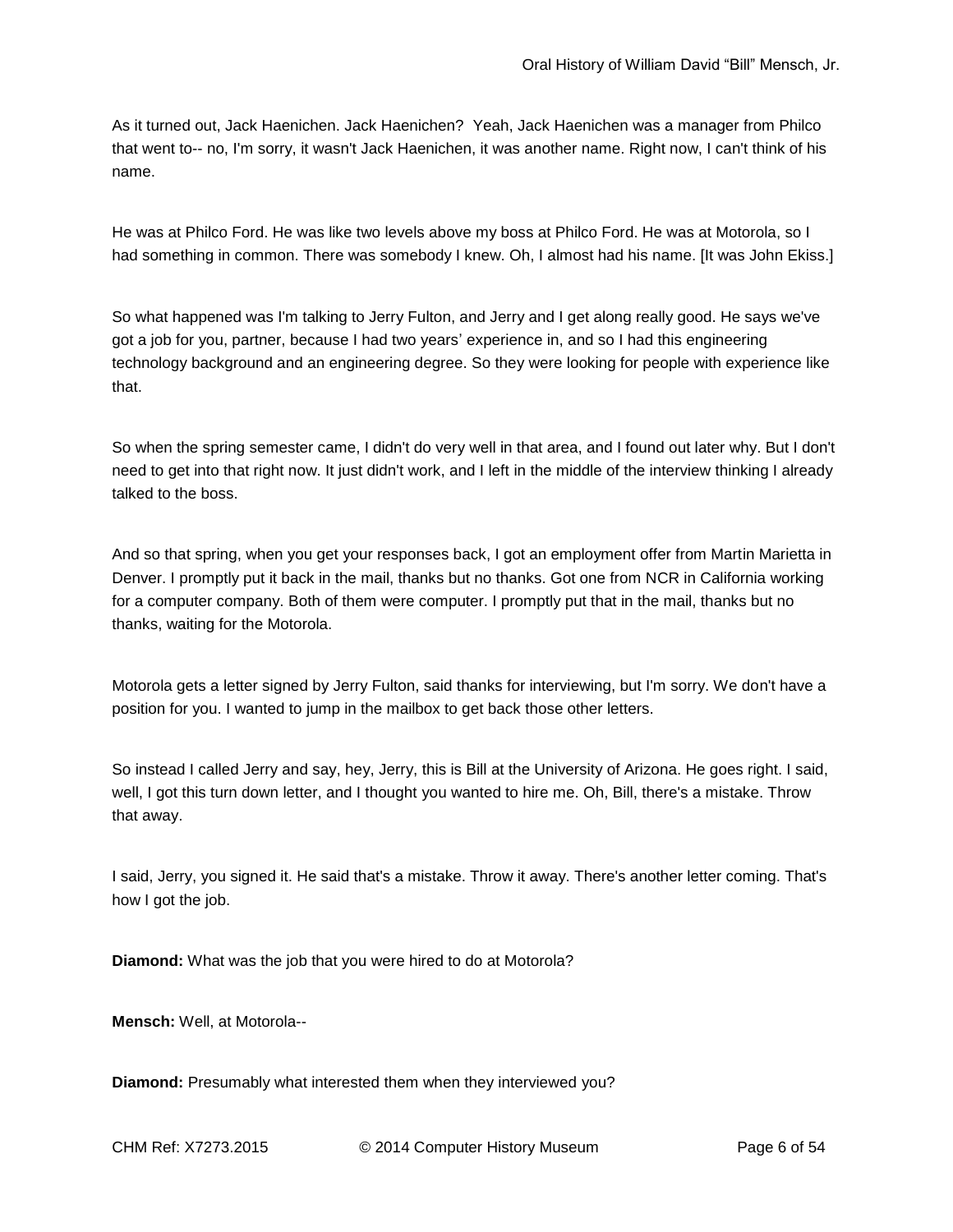As it turned out, Jack Haenichen. Jack Haenichen? Yeah, Jack Haenichen was a manager from Philco that went to-- no, I'm sorry, it wasn't Jack Haenichen, it was another name. Right now, I can't think of his name.

He was at Philco Ford. He was like two levels above my boss at Philco Ford. He was at Motorola, so I had something in common. There was somebody I knew. Oh, I almost had his name. [It was John Ekiss.]

So what happened was I'm talking to Jerry Fulton, and Jerry and I get along really good. He says we've got a job for you, partner, because I had two years' experience in, and so I had this engineering technology background and an engineering degree. So they were looking for people with experience like that.

So when the spring semester came, I didn't do very well in that area, and I found out later why. But I don't need to get into that right now. It just didn't work, and I left in the middle of the interview thinking I already talked to the boss.

And so that spring, when you get your responses back, I got an employment offer from Martin Marietta in Denver. I promptly put it back in the mail, thanks but no thanks. Got one from NCR in California working for a computer company. Both of them were computer. I promptly put that in the mail, thanks but no thanks, waiting for the Motorola.

Motorola gets a letter signed by Jerry Fulton, said thanks for interviewing, but I'm sorry. We don't have a position for you. I wanted to jump in the mailbox to get back those other letters.

So instead I called Jerry and say, hey, Jerry, this is Bill at the University of Arizona. He goes right. I said, well, I got this turn down letter, and I thought you wanted to hire me. Oh, Bill, there's a mistake. Throw that away.

I said, Jerry, you signed it. He said that's a mistake. Throw it away. There's another letter coming. That's how I got the job.

**Diamond:** What was the job that you were hired to do at Motorola?

**Mensch:** Well, at Motorola--

**Diamond:** Presumably what interested them when they interviewed you?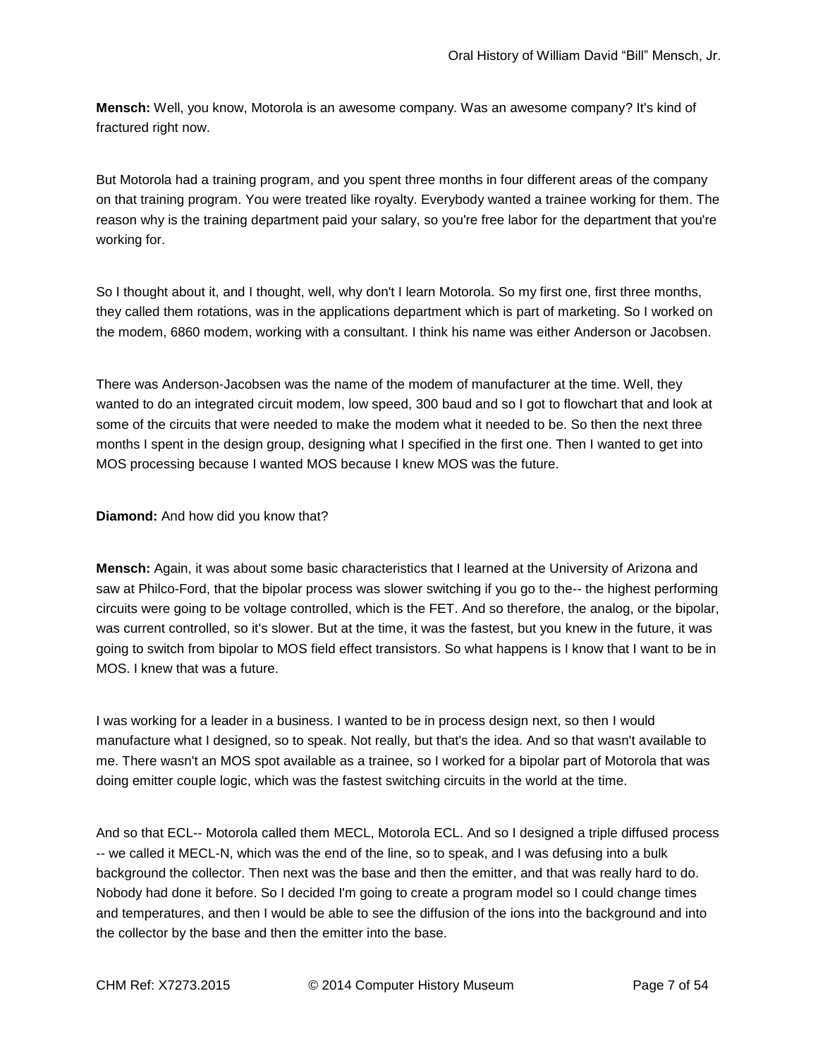**Mensch:** Well, you know, Motorola is an awesome company. Was an awesome company? It's kind of fractured right now.

But Motorola had a training program, and you spent three months in four different areas of the company on that training program. You were treated like royalty. Everybody wanted a trainee working for them. The reason why is the training department paid your salary, so you're free labor for the department that you're working for.

So I thought about it, and I thought, well, why don't I learn Motorola. So my first one, first three months, they called them rotations, was in the applications department which is part of marketing. So I worked on the modem, 6860 modem, working with a consultant. I think his name was either Anderson or Jacobsen.

There was Anderson-Jacobsen was the name of the modem of manufacturer at the time. Well, they wanted to do an integrated circuit modem, low speed, 300 baud and so I got to flowchart that and look at some of the circuits that were needed to make the modem what it needed to be. So then the next three months I spent in the design group, designing what I specified in the first one. Then I wanted to get into MOS processing because I wanted MOS because I knew MOS was the future.

**Diamond:** And how did you know that?

**Mensch:** Again, it was about some basic characteristics that I learned at the University of Arizona and saw at Philco-Ford, that the bipolar process was slower switching if you go to the-- the highest performing circuits were going to be voltage controlled, which is the FET. And so therefore, the analog, or the bipolar, was current controlled, so it's slower. But at the time, it was the fastest, but you knew in the future, it was going to switch from bipolar to MOS field effect transistors. So what happens is I know that I want to be in MOS. I knew that was a future.

I was working for a leader in a business. I wanted to be in process design next, so then I would manufacture what I designed, so to speak. Not really, but that's the idea. And so that wasn't available to me. There wasn't an MOS spot available as a trainee, so I worked for a bipolar part of Motorola that was doing emitter couple logic, which was the fastest switching circuits in the world at the time.

And so that ECL-- Motorola called them MECL, Motorola ECL. And so I designed a triple diffused process -- we called it MECL-N, which was the end of the line, so to speak, and I was defusing into a bulk background the collector. Then next was the base and then the emitter, and that was really hard to do. Nobody had done it before. So I decided I'm going to create a program model so I could change times and temperatures, and then I would be able to see the diffusion of the ions into the background and into the collector by the base and then the emitter into the base.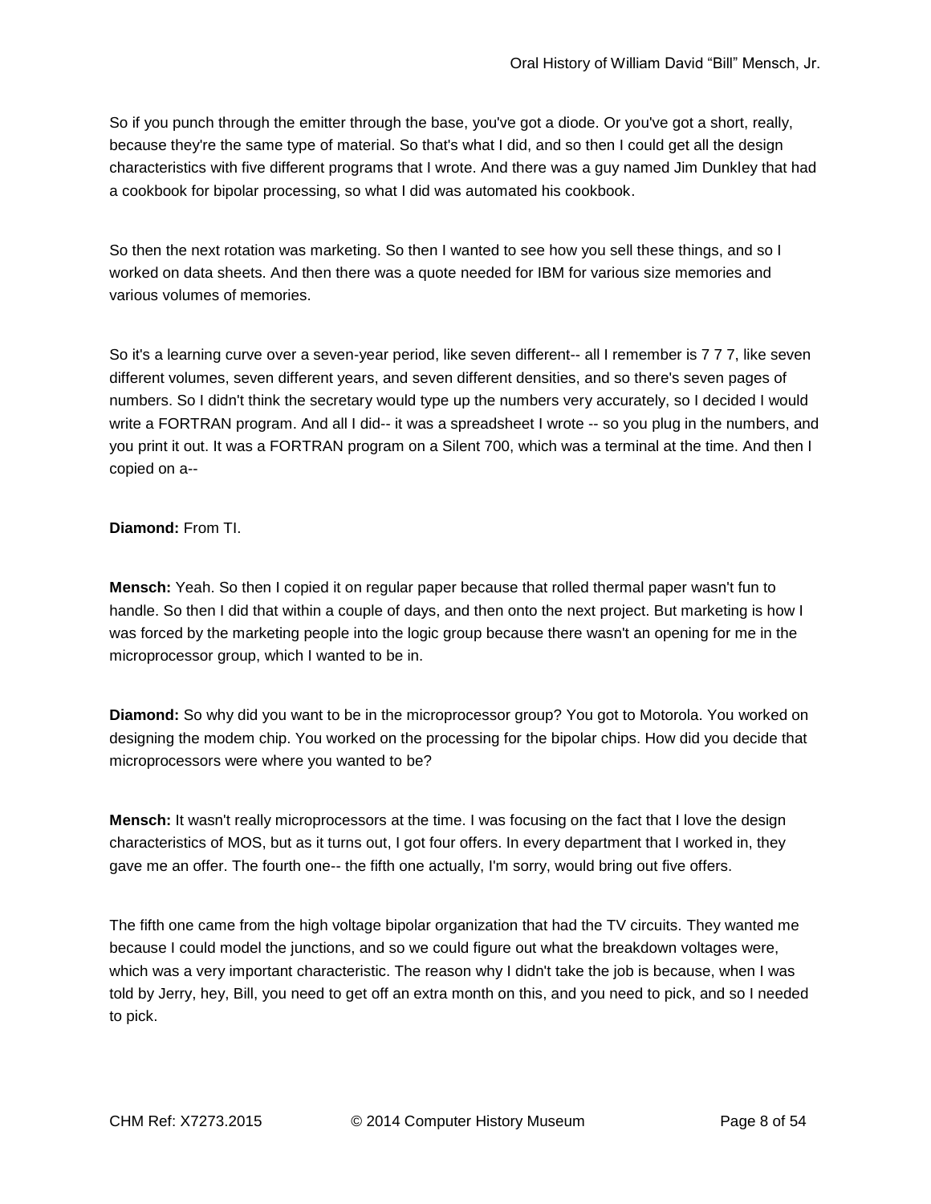So if you punch through the emitter through the base, you've got a diode. Or you've got a short, really, because they're the same type of material. So that's what I did, and so then I could get all the design characteristics with five different programs that I wrote. And there was a guy named Jim Dunkley that had a cookbook for bipolar processing, so what I did was automated his cookbook.

So then the next rotation was marketing. So then I wanted to see how you sell these things, and so I worked on data sheets. And then there was a quote needed for IBM for various size memories and various volumes of memories.

So it's a learning curve over a seven-year period, like seven different-- all I remember is 7 7 7, like seven different volumes, seven different years, and seven different densities, and so there's seven pages of numbers. So I didn't think the secretary would type up the numbers very accurately, so I decided I would write a FORTRAN program. And all I did-- it was a spreadsheet I wrote -- so you plug in the numbers, and you print it out. It was a FORTRAN program on a Silent 700, which was a terminal at the time. And then I copied on a--

**Diamond:** From TI.

**Mensch:** Yeah. So then I copied it on regular paper because that rolled thermal paper wasn't fun to handle. So then I did that within a couple of days, and then onto the next project. But marketing is how I was forced by the marketing people into the logic group because there wasn't an opening for me in the microprocessor group, which I wanted to be in.

**Diamond:** So why did you want to be in the microprocessor group? You got to Motorola. You worked on designing the modem chip. You worked on the processing for the bipolar chips. How did you decide that microprocessors were where you wanted to be?

**Mensch:** It wasn't really microprocessors at the time. I was focusing on the fact that I love the design characteristics of MOS, but as it turns out, I got four offers. In every department that I worked in, they gave me an offer. The fourth one-- the fifth one actually, I'm sorry, would bring out five offers.

The fifth one came from the high voltage bipolar organization that had the TV circuits. They wanted me because I could model the junctions, and so we could figure out what the breakdown voltages were, which was a very important characteristic. The reason why I didn't take the job is because, when I was told by Jerry, hey, Bill, you need to get off an extra month on this, and you need to pick, and so I needed to pick.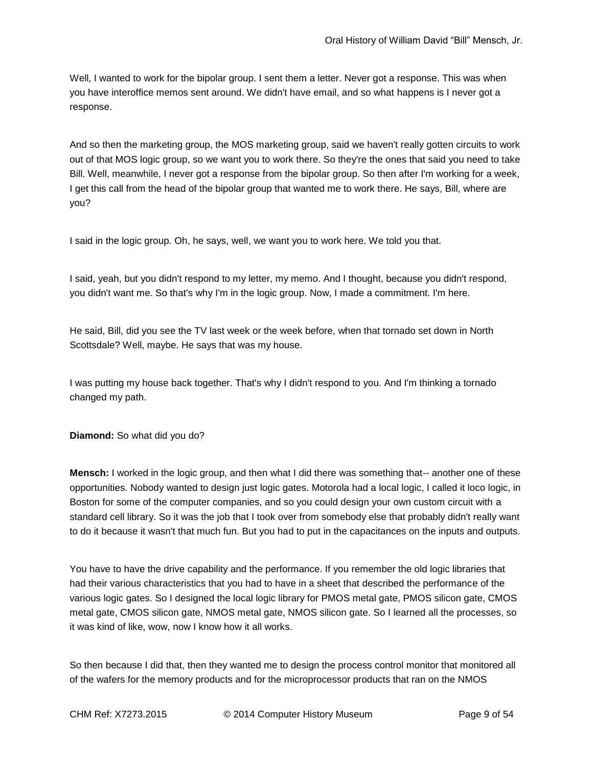Well, I wanted to work for the bipolar group. I sent them a letter. Never got a response. This was when you have interoffice memos sent around. We didn't have email, and so what happens is I never got a response.

And so then the marketing group, the MOS marketing group, said we haven't really gotten circuits to work out of that MOS logic group, so we want you to work there. So they're the ones that said you need to take Bill. Well, meanwhile, I never got a response from the bipolar group. So then after I'm working for a week, I get this call from the head of the bipolar group that wanted me to work there. He says, Bill, where are you?

I said in the logic group. Oh, he says, well, we want you to work here. We told you that.

I said, yeah, but you didn't respond to my letter, my memo. And I thought, because you didn't respond, you didn't want me. So that's why I'm in the logic group. Now, I made a commitment. I'm here.

He said, Bill, did you see the TV last week or the week before, when that tornado set down in North Scottsdale? Well, maybe. He says that was my house.

I was putting my house back together. That's why I didn't respond to you. And I'm thinking a tornado changed my path.

**Diamond:** So what did you do?

**Mensch:** I worked in the logic group, and then what I did there was something that-- another one of these opportunities. Nobody wanted to design just logic gates. Motorola had a local logic, I called it loco logic, in Boston for some of the computer companies, and so you could design your own custom circuit with a standard cell library. So it was the job that I took over from somebody else that probably didn't really want to do it because it wasn't that much fun. But you had to put in the capacitances on the inputs and outputs.

You have to have the drive capability and the performance. If you remember the old logic libraries that had their various characteristics that you had to have in a sheet that described the performance of the various logic gates. So I designed the local logic library for PMOS metal gate, PMOS silicon gate, CMOS metal gate, CMOS silicon gate, NMOS metal gate, NMOS silicon gate. So I learned all the processes, so it was kind of like, wow, now I know how it all works.

So then because I did that, then they wanted me to design the process control monitor that monitored all of the wafers for the memory products and for the microprocessor products that ran on the NMOS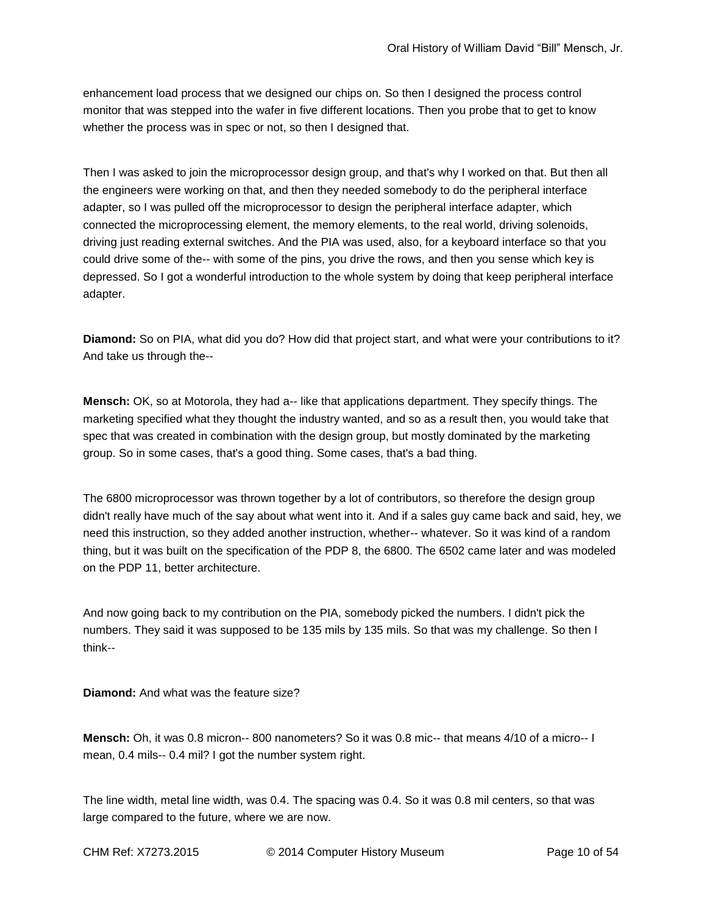enhancement load process that we designed our chips on. So then I designed the process control monitor that was stepped into the wafer in five different locations. Then you probe that to get to know whether the process was in spec or not, so then I designed that.

Then I was asked to join the microprocessor design group, and that's why I worked on that. But then all the engineers were working on that, and then they needed somebody to do the peripheral interface adapter, so I was pulled off the microprocessor to design the peripheral interface adapter, which connected the microprocessing element, the memory elements, to the real world, driving solenoids, driving just reading external switches. And the PIA was used, also, for a keyboard interface so that you could drive some of the-- with some of the pins, you drive the rows, and then you sense which key is depressed. So I got a wonderful introduction to the whole system by doing that keep peripheral interface adapter.

**Diamond:** So on PIA, what did you do? How did that project start, and what were your contributions to it? And take us through the--

**Mensch:** OK, so at Motorola, they had a-- like that applications department. They specify things. The marketing specified what they thought the industry wanted, and so as a result then, you would take that spec that was created in combination with the design group, but mostly dominated by the marketing group. So in some cases, that's a good thing. Some cases, that's a bad thing.

The 6800 microprocessor was thrown together by a lot of contributors, so therefore the design group didn't really have much of the say about what went into it. And if a sales guy came back and said, hey, we need this instruction, so they added another instruction, whether-- whatever. So it was kind of a random thing, but it was built on the specification of the PDP 8, the 6800. The 6502 came later and was modeled on the PDP 11, better architecture.

And now going back to my contribution on the PIA, somebody picked the numbers. I didn't pick the numbers. They said it was supposed to be 135 mils by 135 mils. So that was my challenge. So then I think--

**Diamond:** And what was the feature size?

**Mensch:** Oh, it was 0.8 micron-- 800 nanometers? So it was 0.8 mic-- that means 4/10 of a micro-- I mean, 0.4 mils-- 0.4 mil? I got the number system right.

The line width, metal line width, was 0.4. The spacing was 0.4. So it was 0.8 mil centers, so that was large compared to the future, where we are now.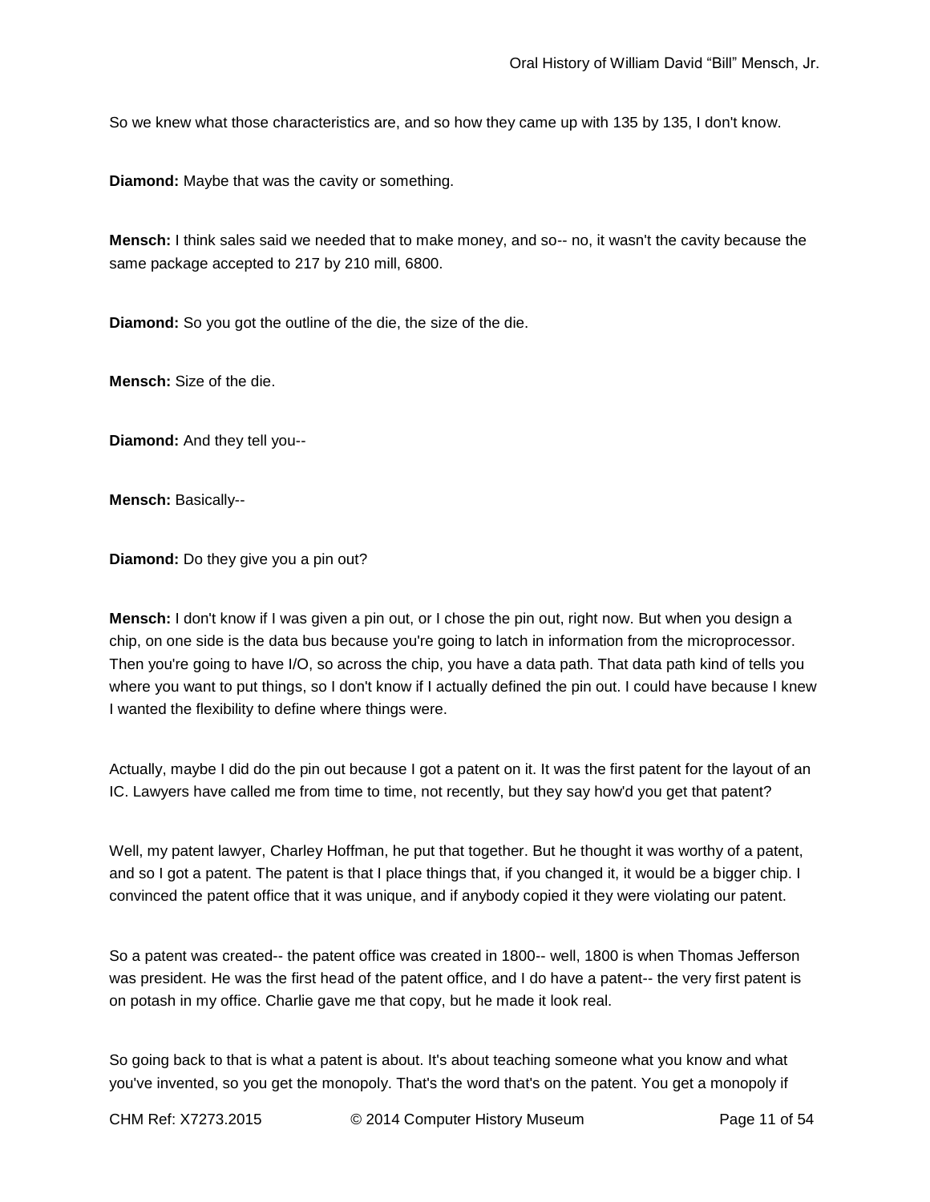So we knew what those characteristics are, and so how they came up with 135 by 135, I don't know.

**Diamond:** Maybe that was the cavity or something.

**Mensch:** I think sales said we needed that to make money, and so-- no, it wasn't the cavity because the same package accepted to 217 by 210 mill, 6800.

**Diamond:** So you got the outline of the die, the size of the die.

**Mensch:** Size of the die.

**Diamond:** And they tell you--

**Mensch:** Basically--

**Diamond:** Do they give you a pin out?

**Mensch:** I don't know if I was given a pin out, or I chose the pin out, right now. But when you design a chip, on one side is the data bus because you're going to latch in information from the microprocessor. Then you're going to have I/O, so across the chip, you have a data path. That data path kind of tells you where you want to put things, so I don't know if I actually defined the pin out. I could have because I knew I wanted the flexibility to define where things were.

Actually, maybe I did do the pin out because I got a patent on it. It was the first patent for the layout of an IC. Lawyers have called me from time to time, not recently, but they say how'd you get that patent?

Well, my patent lawyer, Charley Hoffman, he put that together. But he thought it was worthy of a patent, and so I got a patent. The patent is that I place things that, if you changed it, it would be a bigger chip. I convinced the patent office that it was unique, and if anybody copied it they were violating our patent.

So a patent was created-- the patent office was created in 1800-- well, 1800 is when Thomas Jefferson was president. He was the first head of the patent office, and I do have a patent-- the very first patent is on potash in my office. Charlie gave me that copy, but he made it look real.

So going back to that is what a patent is about. It's about teaching someone what you know and what you've invented, so you get the monopoly. That's the word that's on the patent. You get a monopoly if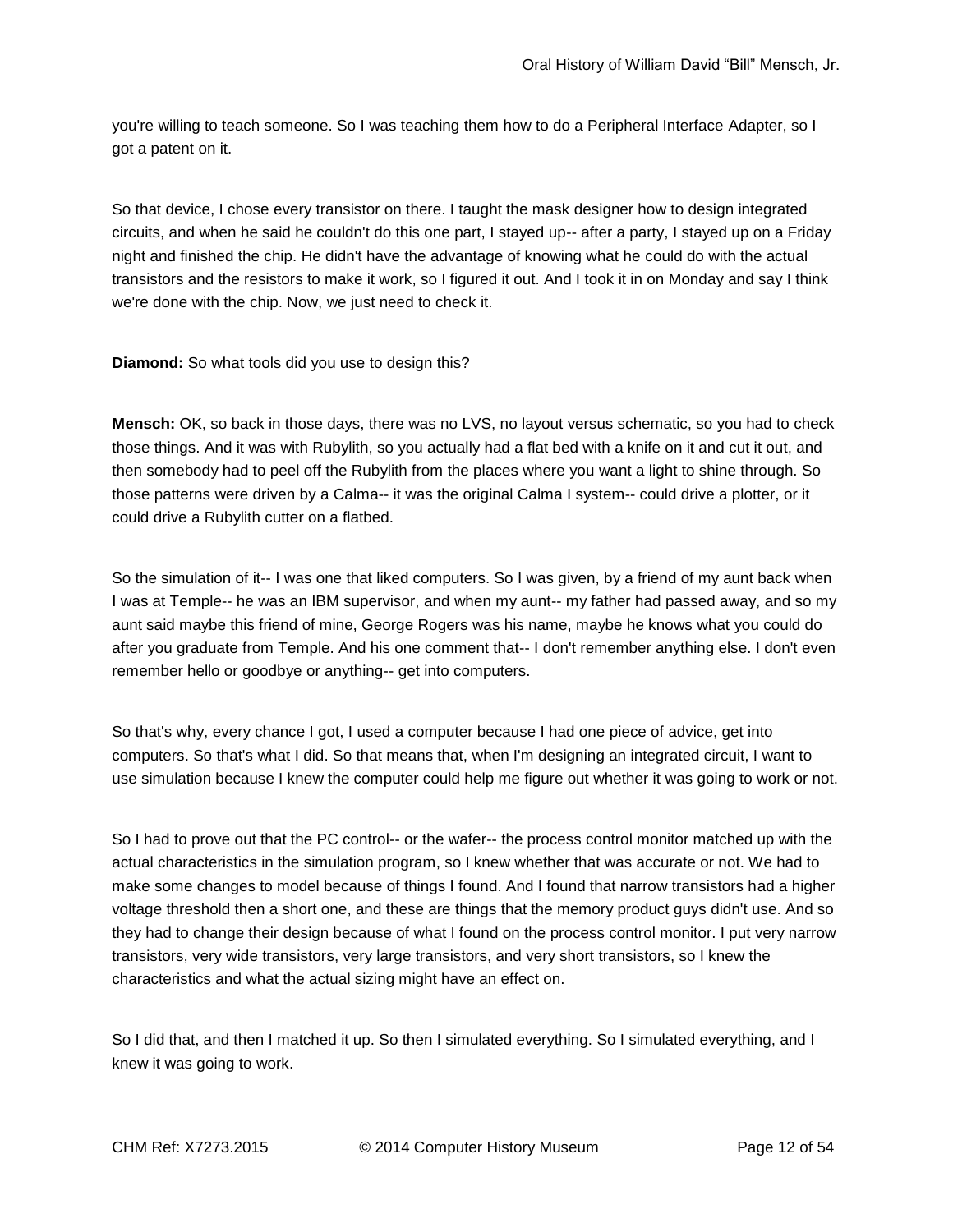you're willing to teach someone. So I was teaching them how to do a Peripheral Interface Adapter, so I got a patent on it.

So that device, I chose every transistor on there. I taught the mask designer how to design integrated circuits, and when he said he couldn't do this one part, I stayed up-- after a party, I stayed up on a Friday night and finished the chip. He didn't have the advantage of knowing what he could do with the actual transistors and the resistors to make it work, so I figured it out. And I took it in on Monday and say I think we're done with the chip. Now, we just need to check it.

**Diamond:** So what tools did you use to design this?

**Mensch:** OK, so back in those days, there was no LVS, no layout versus schematic, so you had to check those things. And it was with Rubylith, so you actually had a flat bed with a knife on it and cut it out, and then somebody had to peel off the Rubylith from the places where you want a light to shine through. So those patterns were driven by a Calma-- it was the original Calma I system-- could drive a plotter, or it could drive a Rubylith cutter on a flatbed.

So the simulation of it-- I was one that liked computers. So I was given, by a friend of my aunt back when I was at Temple-- he was an IBM supervisor, and when my aunt-- my father had passed away, and so my aunt said maybe this friend of mine, George Rogers was his name, maybe he knows what you could do after you graduate from Temple. And his one comment that-- I don't remember anything else. I don't even remember hello or goodbye or anything-- get into computers.

So that's why, every chance I got, I used a computer because I had one piece of advice, get into computers. So that's what I did. So that means that, when I'm designing an integrated circuit, I want to use simulation because I knew the computer could help me figure out whether it was going to work or not.

So I had to prove out that the PC control-- or the wafer-- the process control monitor matched up with the actual characteristics in the simulation program, so I knew whether that was accurate or not. We had to make some changes to model because of things I found. And I found that narrow transistors had a higher voltage threshold then a short one, and these are things that the memory product guys didn't use. And so they had to change their design because of what I found on the process control monitor. I put very narrow transistors, very wide transistors, very large transistors, and very short transistors, so I knew the characteristics and what the actual sizing might have an effect on.

So I did that, and then I matched it up. So then I simulated everything. So I simulated everything, and I knew it was going to work.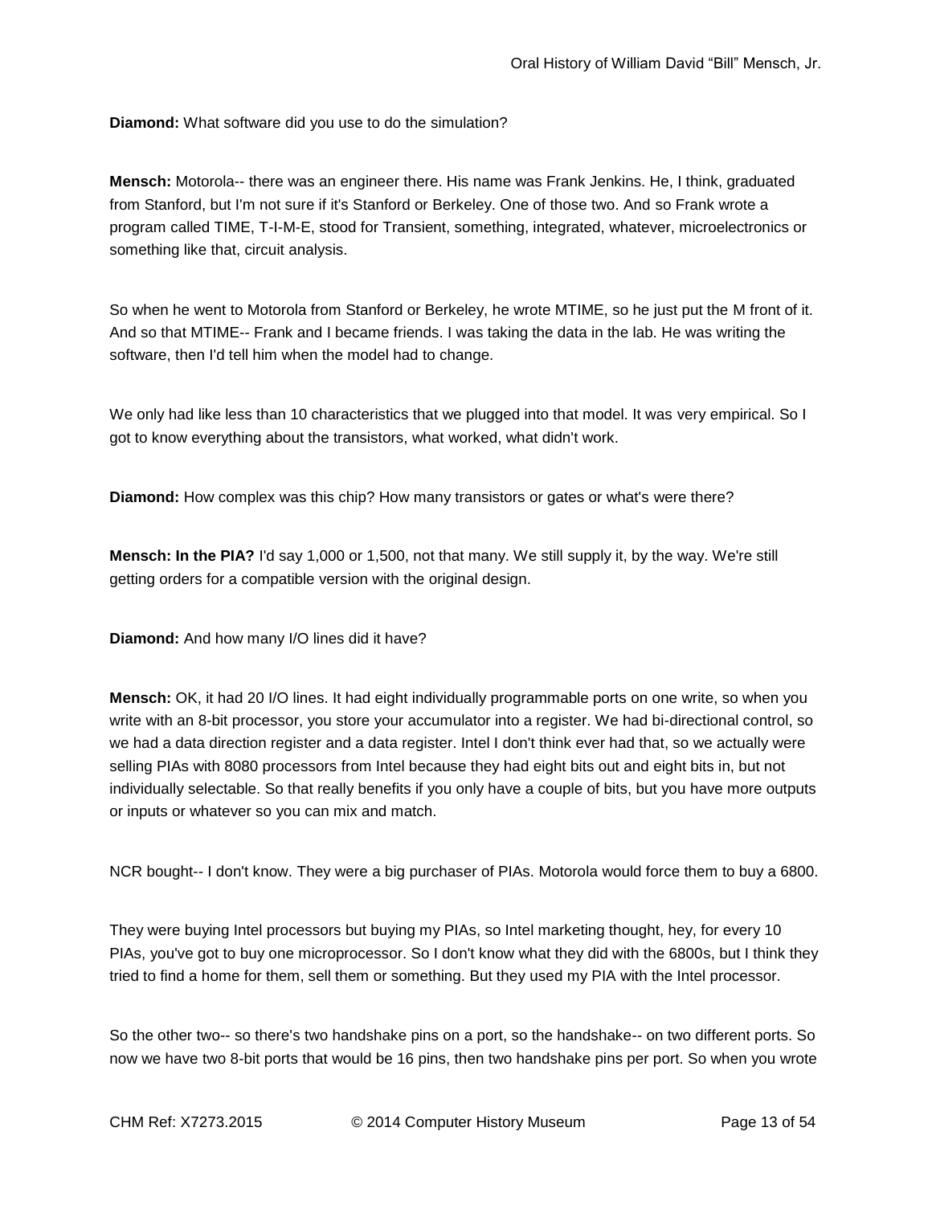**Diamond:** What software did you use to do the simulation?

**Mensch:** Motorola-- there was an engineer there. His name was Frank Jenkins. He, I think, graduated from Stanford, but I'm not sure if it's Stanford or Berkeley. One of those two. And so Frank wrote a program called TIME, T-I-M-E, stood for Transient, something, integrated, whatever, microelectronics or something like that, circuit analysis.

So when he went to Motorola from Stanford or Berkeley, he wrote MTIME, so he just put the M front of it. And so that MTIME-- Frank and I became friends. I was taking the data in the lab. He was writing the software, then I'd tell him when the model had to change.

We only had like less than 10 characteristics that we plugged into that model. It was very empirical. So I got to know everything about the transistors, what worked, what didn't work.

**Diamond:** How complex was this chip? How many transistors or gates or what's were there?

**Mensch: In the PIA?** I'd say 1,000 or 1,500, not that many. We still supply it, by the way. We're still getting orders for a compatible version with the original design.

**Diamond:** And how many I/O lines did it have?

**Mensch:** OK, it had 20 I/O lines. It had eight individually programmable ports on one write, so when you write with an 8-bit processor, you store your accumulator into a register. We had bi-directional control, so we had a data direction register and a data register. Intel I don't think ever had that, so we actually were selling PIAs with 8080 processors from Intel because they had eight bits out and eight bits in, but not individually selectable. So that really benefits if you only have a couple of bits, but you have more outputs or inputs or whatever so you can mix and match.

NCR bought-- I don't know. They were a big purchaser of PIAs. Motorola would force them to buy a 6800.

They were buying Intel processors but buying my PIAs, so Intel marketing thought, hey, for every 10 PIAs, you've got to buy one microprocessor. So I don't know what they did with the 6800s, but I think they tried to find a home for them, sell them or something. But they used my PIA with the Intel processor.

So the other two-- so there's two handshake pins on a port, so the handshake-- on two different ports. So now we have two 8-bit ports that would be 16 pins, then two handshake pins per port. So when you wrote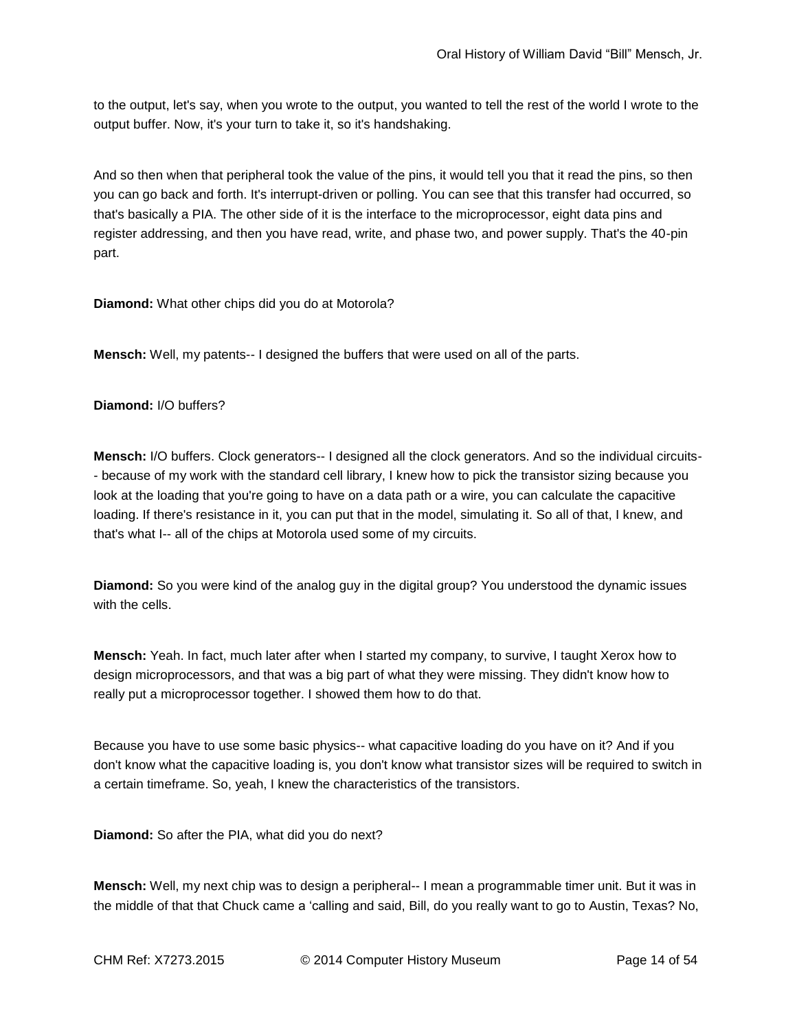to the output, let's say, when you wrote to the output, you wanted to tell the rest of the world I wrote to the output buffer. Now, it's your turn to take it, so it's handshaking.

And so then when that peripheral took the value of the pins, it would tell you that it read the pins, so then you can go back and forth. It's interrupt-driven or polling. You can see that this transfer had occurred, so that's basically a PIA. The other side of it is the interface to the microprocessor, eight data pins and register addressing, and then you have read, write, and phase two, and power supply. That's the 40-pin part.

**Diamond:** What other chips did you do at Motorola?

**Mensch:** Well, my patents-- I designed the buffers that were used on all of the parts.

**Diamond:** I/O buffers?

**Mensch:** I/O buffers. Clock generators-- I designed all the clock generators. And so the individual circuits-- because of my work with the standard cell library, I knew how to pick the transistor sizing because you look at the loading that you're going to have on a data path or a wire, you can calculate the capacitive loading. If there's resistance in it, you can put that in the model, simulating it. So all of that, I knew, and that's what I-- all of the chips at Motorola used some of my circuits.

**Diamond:** So you were kind of the analog guy in the digital group? You understood the dynamic issues with the cells.

**Mensch:** Yeah. In fact, much later after when I started my company, to survive, I taught Xerox how to design microprocessors, and that was a big part of what they were missing. They didn't know how to really put a microprocessor together. I showed them how to do that.

Because you have to use some basic physics-- what capacitive loading do you have on it? And if you don't know what the capacitive loading is, you don't know what transistor sizes will be required to switch in a certain timeframe. So, yeah, I knew the characteristics of the transistors.

**Diamond:** So after the PIA, what did you do next?

**Mensch:** Well, my next chip was to design a peripheral-- I mean a programmable timer unit. But it was in the middle of that that Chuck came a 'calling and said, Bill, do you really want to go to Austin, Texas? No,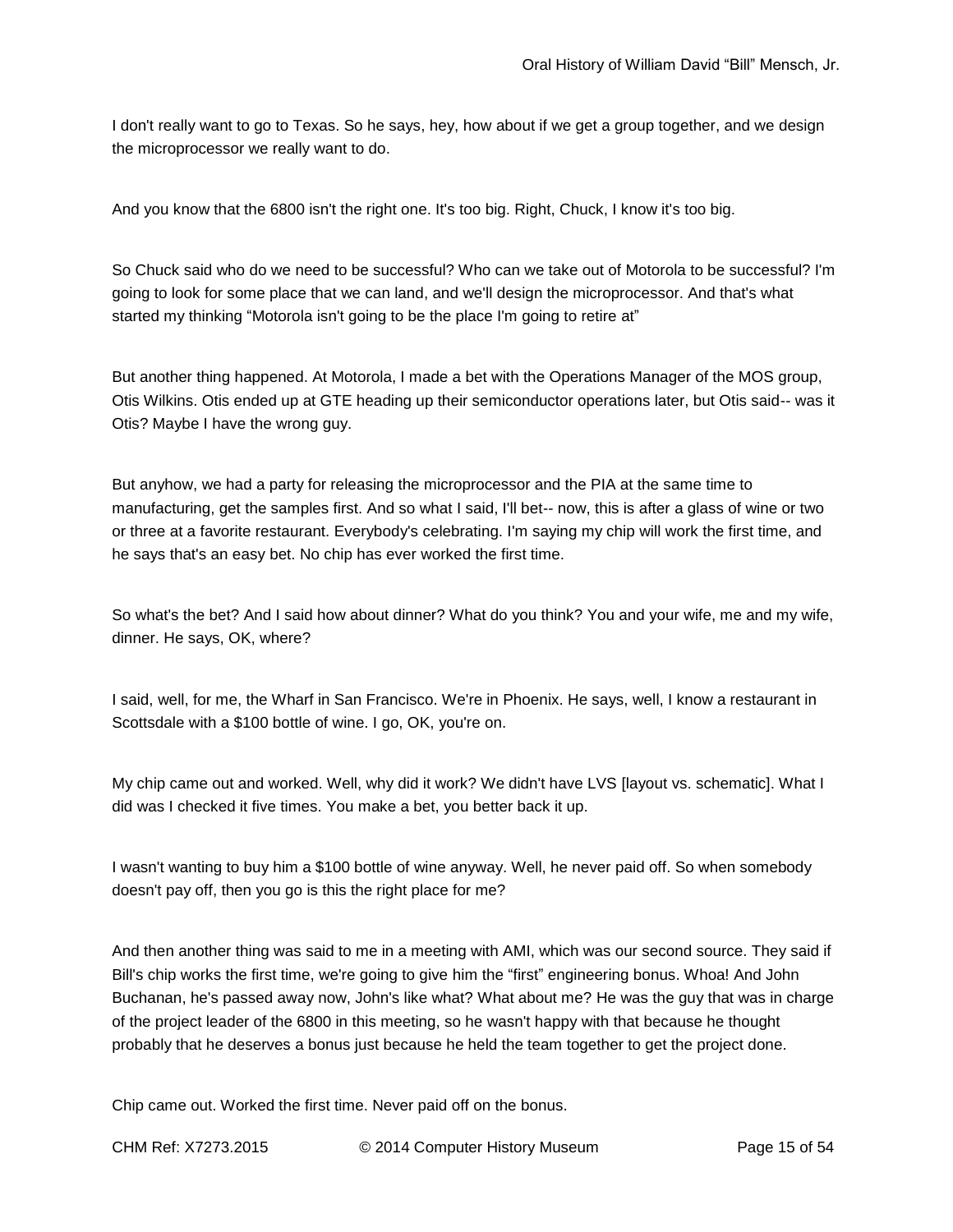I don't really want to go to Texas. So he says, hey, how about if we get a group together, and we design the microprocessor we really want to do.

And you know that the 6800 isn't the right one. It's too big. Right, Chuck, I know it's too big.

So Chuck said who do we need to be successful? Who can we take out of Motorola to be successful? I'm going to look for some place that we can land, and we'll design the microprocessor. And that's what started my thinking "Motorola isn't going to be the place I'm going to retire at"

But another thing happened. At Motorola, I made a bet with the Operations Manager of the MOS group, Otis Wilkins. Otis ended up at GTE heading up their semiconductor operations later, but Otis said-- was it Otis? Maybe I have the wrong guy.

But anyhow, we had a party for releasing the microprocessor and the PIA at the same time to manufacturing, get the samples first. And so what I said, I'll bet-- now, this is after a glass of wine or two or three at a favorite restaurant. Everybody's celebrating. I'm saying my chip will work the first time, and he says that's an easy bet. No chip has ever worked the first time.

So what's the bet? And I said how about dinner? What do you think? You and your wife, me and my wife, dinner. He says, OK, where?

I said, well, for me, the Wharf in San Francisco. We're in Phoenix. He says, well, I know a restaurant in Scottsdale with a $100 bottle of wine. I go, OK, you're on.

My chip came out and worked. Well, why did it work? We didn't have LVS [layout vs. schematic]. What I did was I checked it five times. You make a bet, you better back it up.

I wasn't wanting to buy him a $100 bottle of wine anyway. Well, he never paid off. So when somebody doesn't pay off, then you go is this the right place for me?

And then another thing was said to me in a meeting with AMI, which was our second source. They said if Bill's chip works the first time, we're going to give him the "first" engineering bonus. Whoa! And John Buchanan, he's passed away now, John's like what? What about me? He was the guy that was in charge of the project leader of the 6800 in this meeting, so he wasn't happy with that because he thought probably that he deserves a bonus just because he held the team together to get the project done.

Chip came out. Worked the first time. Never paid off on the bonus.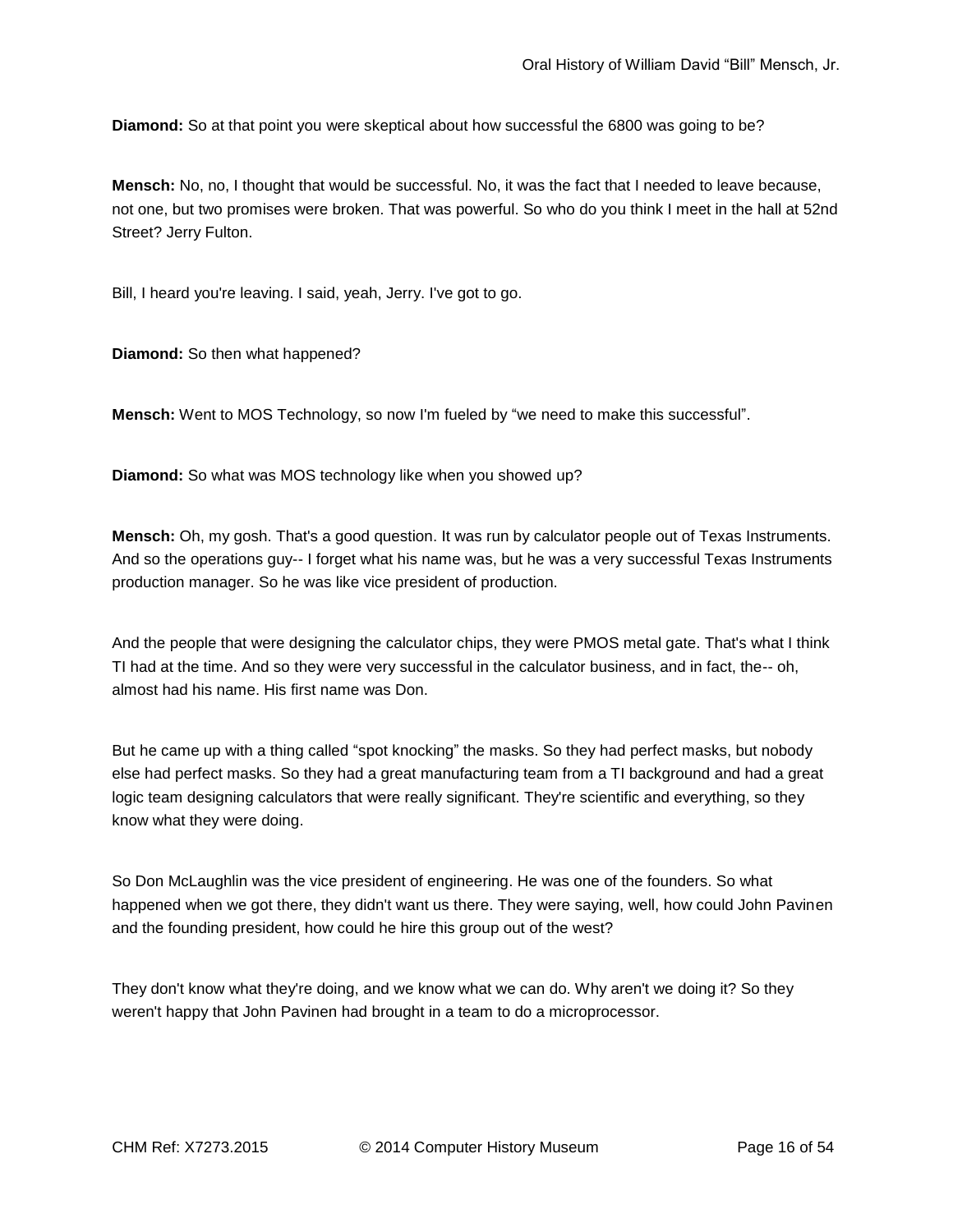**Diamond:** So at that point you were skeptical about how successful the 6800 was going to be?

**Mensch:** No, no, I thought that would be successful. No, it was the fact that I needed to leave because, not one, but two promises were broken. That was powerful. So who do you think I meet in the hall at 52nd Street? Jerry Fulton.

Bill, I heard you're leaving. I said, yeah, Jerry. I've got to go.

**Diamond:** So then what happened?

**Mensch:** Went to MOS Technology, so now I'm fueled by "we need to make this successful".

**Diamond:** So what was MOS technology like when you showed up?

**Mensch:** Oh, my gosh. That's a good question. It was run by calculator people out of Texas Instruments. And so the operations guy-- I forget what his name was, but he was a very successful Texas Instruments production manager. So he was like vice president of production.

And the people that were designing the calculator chips, they were PMOS metal gate. That's what I think TI had at the time. And so they were very successful in the calculator business, and in fact, the-- oh, almost had his name. His first name was Don.

But he came up with a thing called "spot knocking" the masks. So they had perfect masks, but nobody else had perfect masks. So they had a great manufacturing team from a TI background and had a great logic team designing calculators that were really significant. They're scientific and everything, so they know what they were doing.

So Don McLaughlin was the vice president of engineering. He was one of the founders. So what happened when we got there, they didn't want us there. They were saying, well, how could John Pavinen and the founding president, how could he hire this group out of the west?

They don't know what they're doing, and we know what we can do. Why aren't we doing it? So they weren't happy that John Pavinen had brought in a team to do a microprocessor.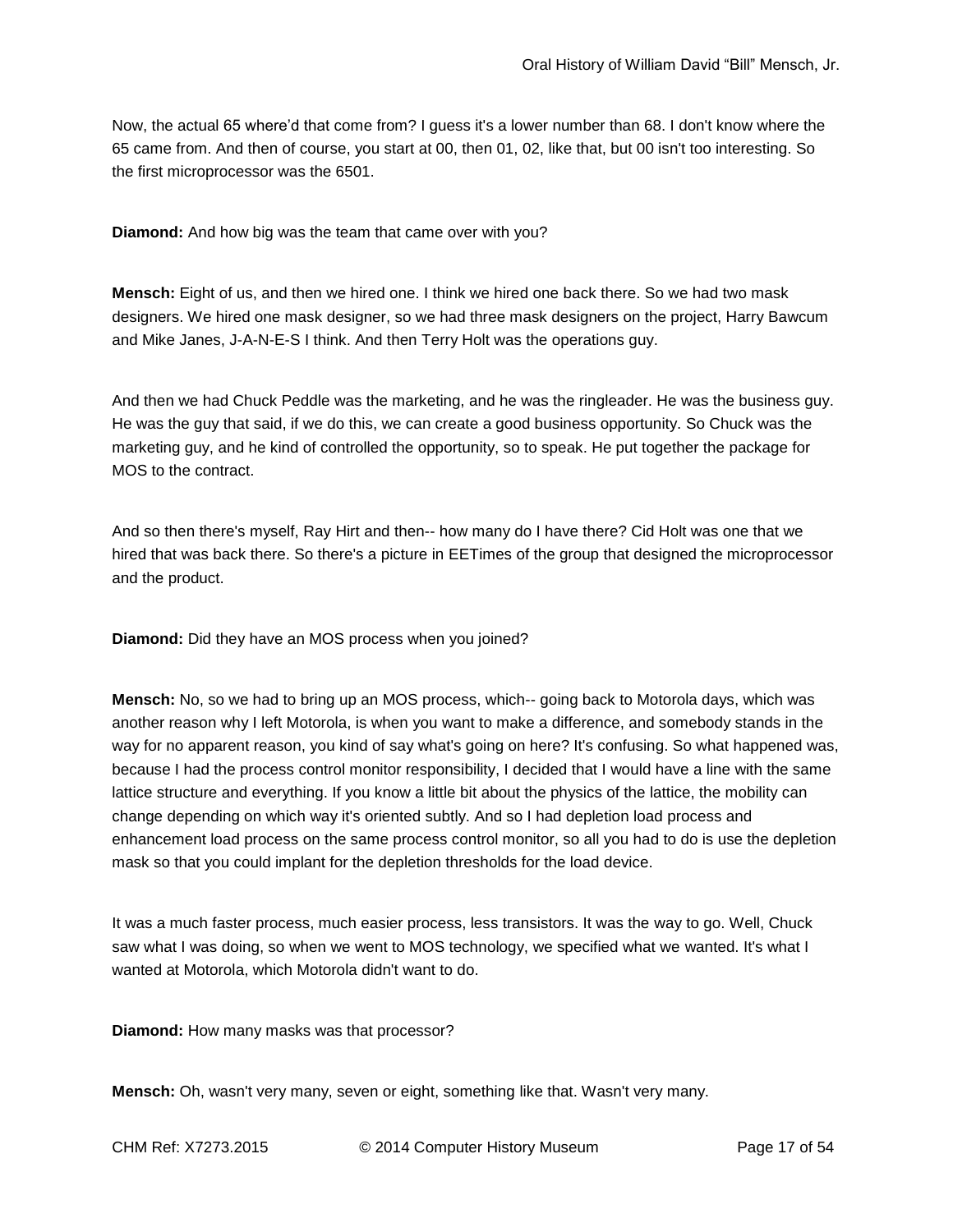Now, the actual 65 where'd that come from? I guess it's a lower number than 68. I don't know where the 65 came from. And then of course, you start at 00, then 01, 02, like that, but 00 isn't too interesting. So the first microprocessor was the 6501.

**Diamond:** And how big was the team that came over with you?

**Mensch:** Eight of us, and then we hired one. I think we hired one back there. So we had two mask designers. We hired one mask designer, so we had three mask designers on the project, Harry Bawcum and Mike Janes, J-A-N-E-S I think. And then Terry Holt was the operations guy.

And then we had Chuck Peddle was the marketing, and he was the ringleader. He was the business guy. He was the guy that said, if we do this, we can create a good business opportunity. So Chuck was the marketing guy, and he kind of controlled the opportunity, so to speak. He put together the package for MOS to the contract.

And so then there's myself, Ray Hirt and then-- how many do I have there? Cid Holt was one that we hired that was back there. So there's a picture in EETimes of the group that designed the microprocessor and the product.

**Diamond:** Did they have an MOS process when you joined?

**Mensch:** No, so we had to bring up an MOS process, which-- going back to Motorola days, which was another reason why I left Motorola, is when you want to make a difference, and somebody stands in the way for no apparent reason, you kind of say what's going on here? It's confusing. So what happened was, because I had the process control monitor responsibility, I decided that I would have a line with the same lattice structure and everything. If you know a little bit about the physics of the lattice, the mobility can change depending on which way it's oriented subtly. And so I had depletion load process and enhancement load process on the same process control monitor, so all you had to do is use the depletion mask so that you could implant for the depletion thresholds for the load device.

It was a much faster process, much easier process, less transistors. It was the way to go. Well, Chuck saw what I was doing, so when we went to MOS technology, we specified what we wanted. It's what I wanted at Motorola, which Motorola didn't want to do.

**Diamond:** How many masks was that processor?

**Mensch:** Oh, wasn't very many, seven or eight, something like that. Wasn't very many.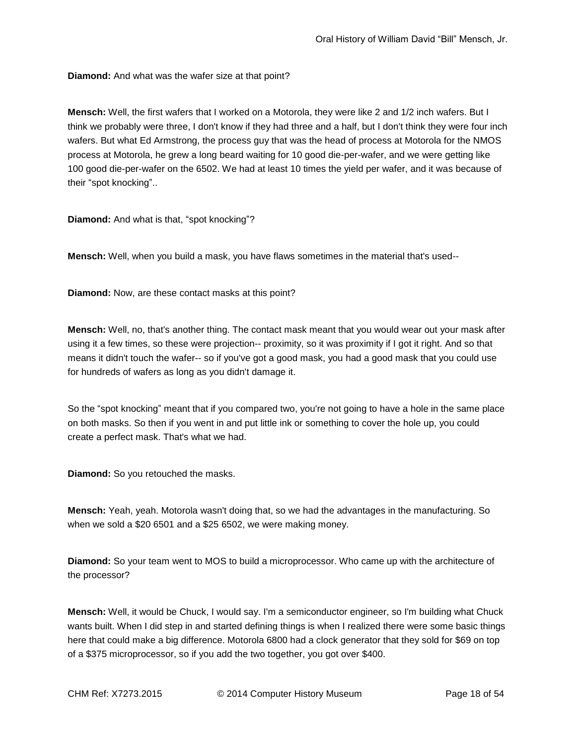**Diamond:** And what was the wafer size at that point?

**Mensch:** Well, the first wafers that I worked on a Motorola, they were like 2 and 1/2 inch wafers. But I think we probably were three, I don't know if they had three and a half, but I don't think they were four inch wafers. But what Ed Armstrong, the process guy that was the head of process at Motorola for the NMOS process at Motorola, he grew a long beard waiting for 10 good die-per-wafer, and we were getting like 100 good die-per-wafer on the 6502. We had at least 10 times the yield per wafer, and it was because of their “spot knocking”..

**Diamond:** And what is that, “spot knocking”?

**Mensch:** Well, when you build a mask, you have flaws sometimes in the material that's used--

**Diamond:** Now, are these contact masks at this point?

**Mensch:** Well, no, that's another thing. The contact mask meant that you would wear out your mask after using it a few times, so these were projection-- proximity, so it was proximity if I got it right. And so that means it didn't touch the wafer-- so if you've got a good mask, you had a good mask that you could use for hundreds of wafers as long as you didn't damage it.

So the “spot knocking” meant that if you compared two, you're not going to have a hole in the same place on both masks. So then if you went in and put little ink or something to cover the hole up, you could create a perfect mask. That's what we had.

**Diamond:** So you retouched the masks.

**Mensch:** Yeah, yeah. Motorola wasn't doing that, so we had the advantages in the manufacturing. So when we sold a $20 6501 and a $25 6502, we were making money.

**Diamond:** So your team went to MOS to build a microprocessor. Who came up with the architecture of the processor?

**Mensch:** Well, it would be Chuck, I would say. I'm a semiconductor engineer, so I'm building what Chuck wants built. When I did step in and started defining things is when I realized there were some basic things here that could make a big difference. Motorola 6800 had a clock generator that they sold for $69 on top of a $375 microprocessor, so if you add the two together, you got over $400.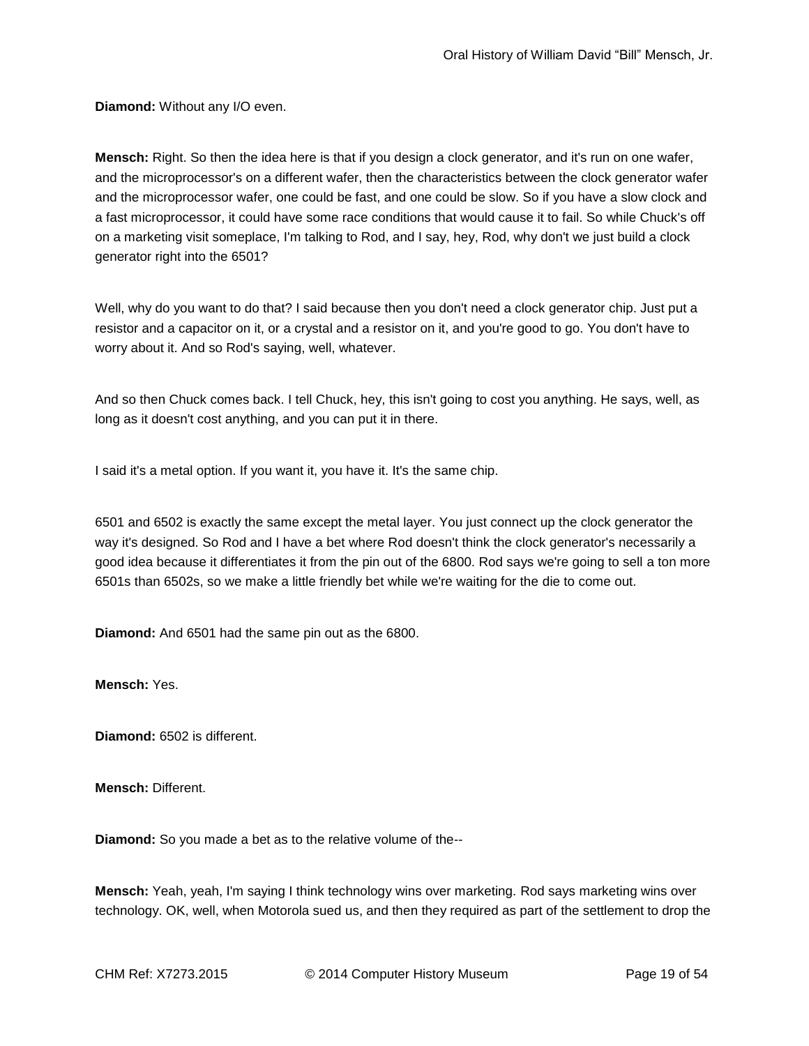**Diamond:** Without any I/O even.

**Mensch:** Right. So then the idea here is that if you design a clock generator, and it's run on one wafer, and the microprocessor's on a different wafer, then the characteristics between the clock generator wafer and the microprocessor wafer, one could be fast, and one could be slow. So if you have a slow clock and a fast microprocessor, it could have some race conditions that would cause it to fail. So while Chuck's off on a marketing visit someplace, I'm talking to Rod, and I say, hey, Rod, why don't we just build a clock generator right into the 6501?

Well, why do you want to do that? I said because then you don't need a clock generator chip. Just put a resistor and a capacitor on it, or a crystal and a resistor on it, and you're good to go. You don't have to worry about it. And so Rod's saying, well, whatever.

And so then Chuck comes back. I tell Chuck, hey, this isn't going to cost you anything. He says, well, as long as it doesn't cost anything, and you can put it in there.

I said it's a metal option. If you want it, you have it. It's the same chip.

6501 and 6502 is exactly the same except the metal layer. You just connect up the clock generator the way it's designed. So Rod and I have a bet where Rod doesn't think the clock generator's necessarily a good idea because it differentiates it from the pin out of the 6800. Rod says we're going to sell a ton more 6501s than 6502s, so we make a little friendly bet while we're waiting for the die to come out.

**Diamond:** And 6501 had the same pin out as the 6800.

**Mensch:** Yes.

**Diamond:** 6502 is different.

**Mensch:** Different.

**Diamond:** So you made a bet as to the relative volume of the--

**Mensch:** Yeah, yeah, I'm saying I think technology wins over marketing. Rod says marketing wins over technology. OK, well, when Motorola sued us, and then they required as part of the settlement to drop the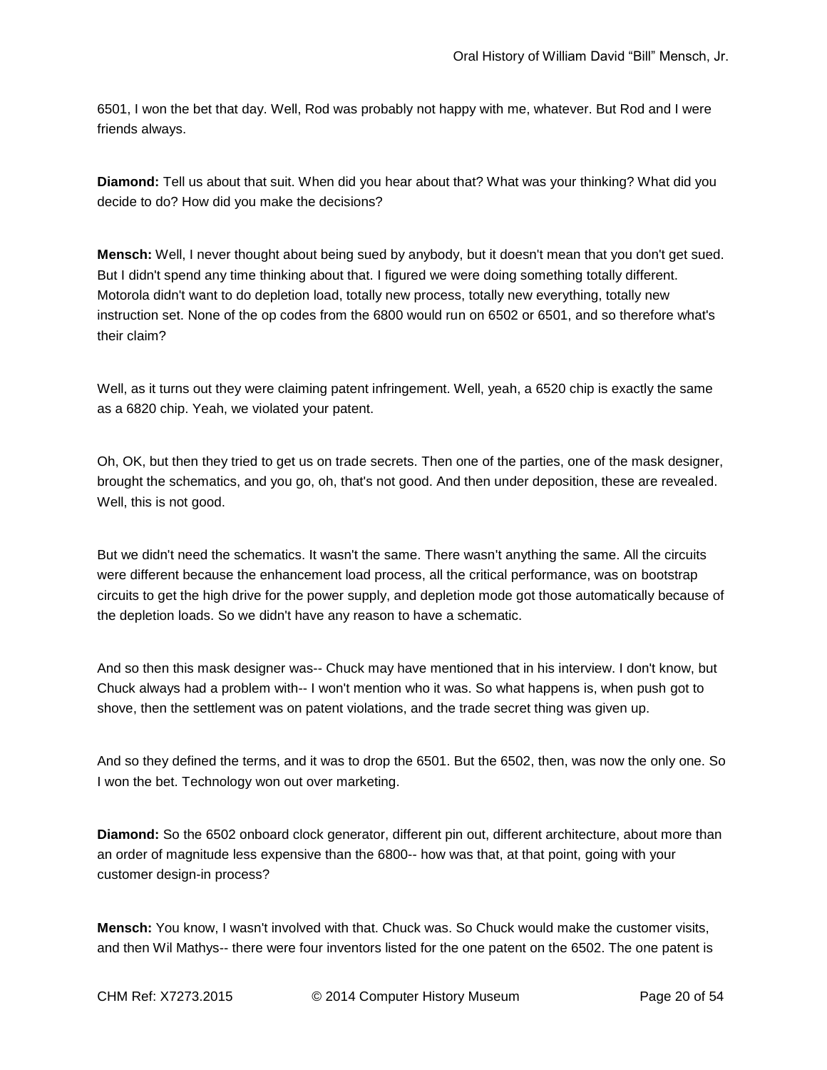6501, I won the bet that day. Well, Rod was probably not happy with me, whatever. But Rod and I were friends always.

**Diamond:** Tell us about that suit. When did you hear about that? What was your thinking? What did you decide to do? How did you make the decisions?

**Mensch:** Well, I never thought about being sued by anybody, but it doesn't mean that you don't get sued. But I didn't spend any time thinking about that. I figured we were doing something totally different. Motorola didn't want to do depletion load, totally new process, totally new everything, totally new instruction set. None of the op codes from the 6800 would run on 6502 or 6501, and so therefore what's their claim?

Well, as it turns out they were claiming patent infringement. Well, yeah, a 6520 chip is exactly the same as a 6820 chip. Yeah, we violated your patent.

Oh, OK, but then they tried to get us on trade secrets. Then one of the parties, one of the mask designer, brought the schematics, and you go, oh, that's not good. And then under deposition, these are revealed. Well, this is not good.

But we didn't need the schematics. It wasn't the same. There wasn't anything the same. All the circuits were different because the enhancement load process, all the critical performance, was on bootstrap circuits to get the high drive for the power supply, and depletion mode got those automatically because of the depletion loads. So we didn't have any reason to have a schematic.

And so then this mask designer was-- Chuck may have mentioned that in his interview. I don't know, but Chuck always had a problem with-- I won't mention who it was. So what happens is, when push got to shove, then the settlement was on patent violations, and the trade secret thing was given up.

And so they defined the terms, and it was to drop the 6501. But the 6502, then, was now the only one. So I won the bet. Technology won out over marketing.

**Diamond:** So the 6502 onboard clock generator, different pin out, different architecture, about more than an order of magnitude less expensive than the 6800-- how was that, at that point, going with your customer design-in process?

**Mensch:** You know, I wasn't involved with that. Chuck was. So Chuck would make the customer visits, and then Wil Mathys-- there were four inventors listed for the one patent on the 6502. The one patent is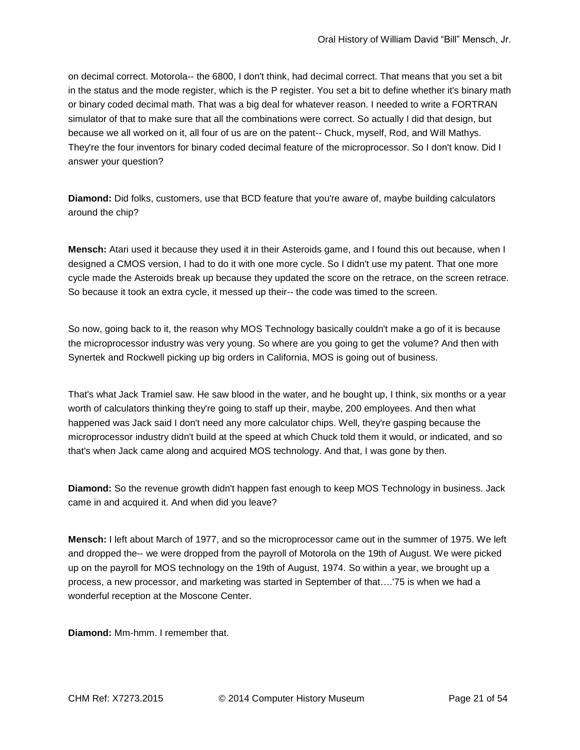on decimal correct. Motorola-- the 6800, I don't think, had decimal correct. That means that you set a bit in the status and the mode register, which is the P register. You set a bit to define whether it's binary math or binary coded decimal math. That was a big deal for whatever reason. I needed to write a FORTRAN simulator of that to make sure that all the combinations were correct. So actually I did that design, but because we all worked on it, all four of us are on the patent-- Chuck, myself, Rod, and Will Mathys. They're the four inventors for binary coded decimal feature of the microprocessor. So I don't know. Did I answer your question?

**Diamond:** Did folks, customers, use that BCD feature that you're aware of, maybe building calculators around the chip?

**Mensch:** Atari used it because they used it in their Asteroids game, and I found this out because, when I designed a CMOS version, I had to do it with one more cycle. So I didn't use my patent. That one more cycle made the Asteroids break up because they updated the score on the retrace, on the screen retrace. So because it took an extra cycle, it messed up their-- the code was timed to the screen.

So now, going back to it, the reason why MOS Technology basically couldn't make a go of it is because the microprocessor industry was very young. So where are you going to get the volume? And then with Synertek and Rockwell picking up big orders in California, MOS is going out of business.

That's what Jack Tramiel saw. He saw blood in the water, and he bought up, I think, six months or a year worth of calculators thinking they're going to staff up their, maybe, 200 employees. And then what happened was Jack said I don't need any more calculator chips. Well, they're gasping because the microprocessor industry didn't build at the speed at which Chuck told them it would, or indicated, and so that's when Jack came along and acquired MOS technology. And that, I was gone by then.

**Diamond:** So the revenue growth didn't happen fast enough to keep MOS Technology in business. Jack came in and acquired it. And when did you leave?

**Mensch:** I left about March of 1977, and so the microprocessor came out in the summer of 1975. We left and dropped the-- we were dropped from the payroll of Motorola on the 19th of August. We were picked up on the payroll for MOS technology on the 19th of August, 1974. So within a year, we brought up a process, a new processor, and marketing was started in September of that….'75 is when we had a wonderful reception at the Moscone Center.

**Diamond:** Mm-hmm. I remember that.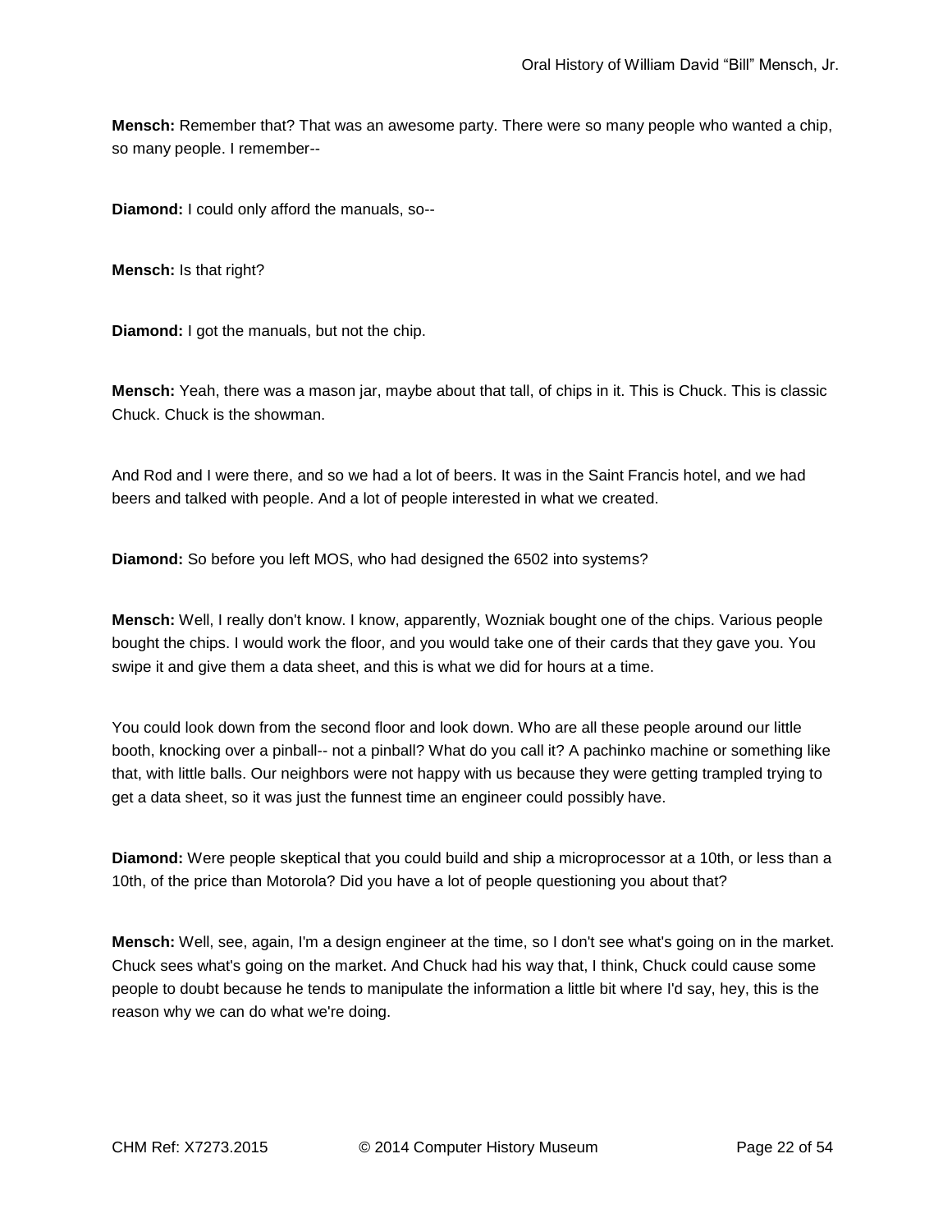**Mensch:** Remember that? That was an awesome party. There were so many people who wanted a chip, so many people. I remember--

**Diamond:** I could only afford the manuals, so--

**Mensch:** Is that right?

**Diamond:** I got the manuals, but not the chip.

**Mensch:** Yeah, there was a mason jar, maybe about that tall, of chips in it. This is Chuck. This is classic Chuck. Chuck is the showman.

And Rod and I were there, and so we had a lot of beers. It was in the Saint Francis hotel, and we had beers and talked with people. And a lot of people interested in what we created.

**Diamond:** So before you left MOS, who had designed the 6502 into systems?

**Mensch:** Well, I really don't know. I know, apparently, Wozniak bought one of the chips. Various people bought the chips. I would work the floor, and you would take one of their cards that they gave you. You swipe it and give them a data sheet, and this is what we did for hours at a time.

You could look down from the second floor and look down. Who are all these people around our little booth, knocking over a pinball-- not a pinball? What do you call it? A pachinko machine or something like that, with little balls. Our neighbors were not happy with us because they were getting trampled trying to get a data sheet, so it was just the funnest time an engineer could possibly have.

**Diamond:** Were people skeptical that you could build and ship a microprocessor at a 10th, or less than a 10th, of the price than Motorola? Did you have a lot of people questioning you about that?

**Mensch:** Well, see, again, I'm a design engineer at the time, so I don't see what's going on in the market. Chuck sees what's going on the market. And Chuck had his way that, I think, Chuck could cause some people to doubt because he tends to manipulate the information a little bit where I'd say, hey, this is the reason why we can do what we're doing.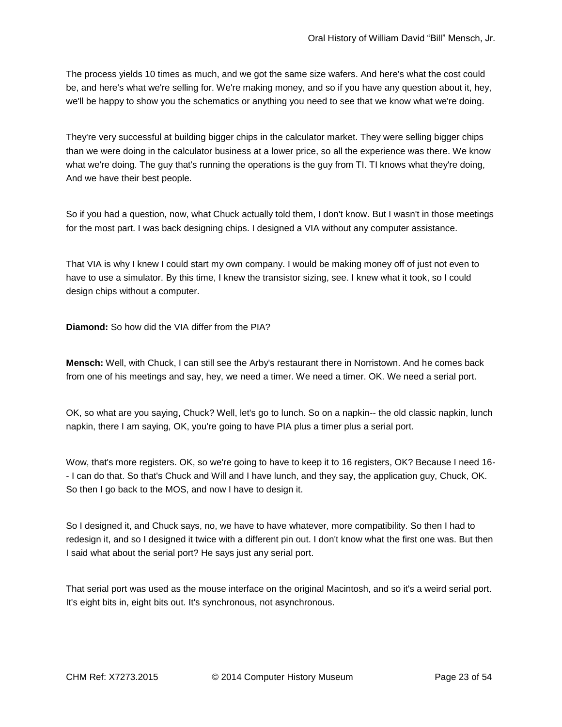The process yields 10 times as much, and we got the same size wafers. And here's what the cost could be, and here's what we're selling for. We're making money, and so if you have any question about it, hey, we'll be happy to show you the schematics or anything you need to see that we know what we're doing.

They're very successful at building bigger chips in the calculator market. They were selling bigger chips than we were doing in the calculator business at a lower price, so all the experience was there. We know what we're doing. The guy that's running the operations is the guy from TI. TI knows what they're doing, And we have their best people.

So if you had a question, now, what Chuck actually told them, I don't know. But I wasn't in those meetings for the most part. I was back designing chips. I designed a VIA without any computer assistance.

That VIA is why I knew I could start my own company. I would be making money off of just not even to have to use a simulator. By this time, I knew the transistor sizing, see. I knew what it took, so I could design chips without a computer.

**Diamond:** So how did the VIA differ from the PIA?

**Mensch:** Well, with Chuck, I can still see the Arby's restaurant there in Norristown. And he comes back from one of his meetings and say, hey, we need a timer. We need a timer. OK. We need a serial port.

OK, so what are you saying, Chuck? Well, let's go to lunch. So on a napkin-- the old classic napkin, lunch napkin, there I am saying, OK, you're going to have PIA plus a timer plus a serial port.

Wow, that's more registers. OK, so we're going to have to keep it to 16 registers, OK? Because I need 16-- I can do that. So that's Chuck and Will and I have lunch, and they say, the application guy, Chuck, OK. So then I go back to the MOS, and now I have to design it.

So I designed it, and Chuck says, no, we have to have whatever, more compatibility. So then I had to redesign it, and so I designed it twice with a different pin out. I don't know what the first one was. But then I said what about the serial port? He says just any serial port.

That serial port was used as the mouse interface on the original Macintosh, and so it's a weird serial port. It's eight bits in, eight bits out. It's synchronous, not asynchronous.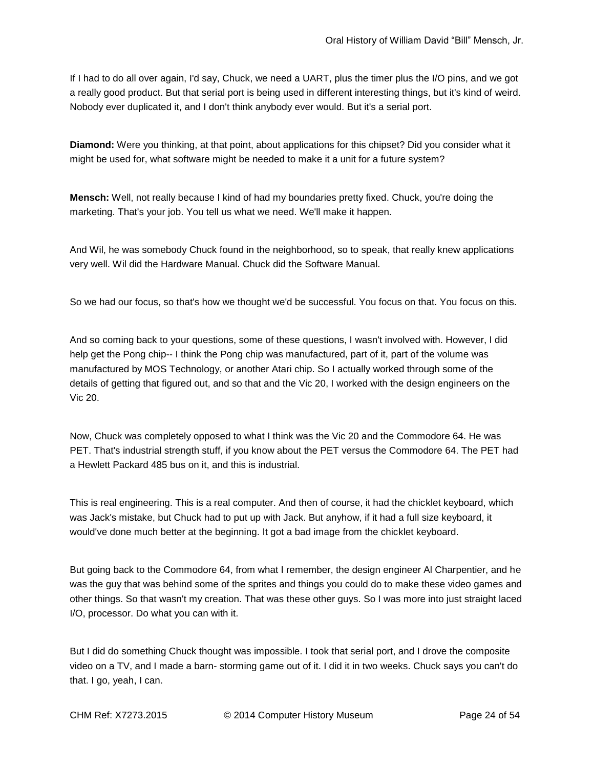If I had to do all over again, I'd say, Chuck, we need a UART, plus the timer plus the I/O pins, and we got a really good product. But that serial port is being used in different interesting things, but it's kind of weird. Nobody ever duplicated it, and I don't think anybody ever would. But it's a serial port.

**Diamond:** Were you thinking, at that point, about applications for this chipset? Did you consider what it might be used for, what software might be needed to make it a unit for a future system?

**Mensch:** Well, not really because I kind of had my boundaries pretty fixed. Chuck, you're doing the marketing. That's your job. You tell us what we need. We'll make it happen.

And Wil, he was somebody Chuck found in the neighborhood, so to speak, that really knew applications very well. Wil did the Hardware Manual. Chuck did the Software Manual.

So we had our focus, so that's how we thought we'd be successful. You focus on that. You focus on this.

And so coming back to your questions, some of these questions, I wasn't involved with. However, I did help get the Pong chip-- I think the Pong chip was manufactured, part of it, part of the volume was manufactured by MOS Technology, or another Atari chip. So I actually worked through some of the details of getting that figured out, and so that and the Vic 20, I worked with the design engineers on the Vic 20.

Now, Chuck was completely opposed to what I think was the Vic 20 and the Commodore 64. He was PET. That's industrial strength stuff, if you know about the PET versus the Commodore 64. The PET had a Hewlett Packard 485 bus on it, and this is industrial.

This is real engineering. This is a real computer. And then of course, it had the chicklet keyboard, which was Jack's mistake, but Chuck had to put up with Jack. But anyhow, if it had a full size keyboard, it would've done much better at the beginning. It got a bad image from the chicklet keyboard.

But going back to the Commodore 64, from what I remember, the design engineer Al Charpentier, and he was the guy that was behind some of the sprites and things you could do to make these video games and other things. So that wasn't my creation. That was these other guys. So I was more into just straight laced I/O, processor. Do what you can with it.

But I did do something Chuck thought was impossible. I took that serial port, and I drove the composite video on a TV, and I made a barn- storming game out of it. I did it in two weeks. Chuck says you can't do that. I go, yeah, I can.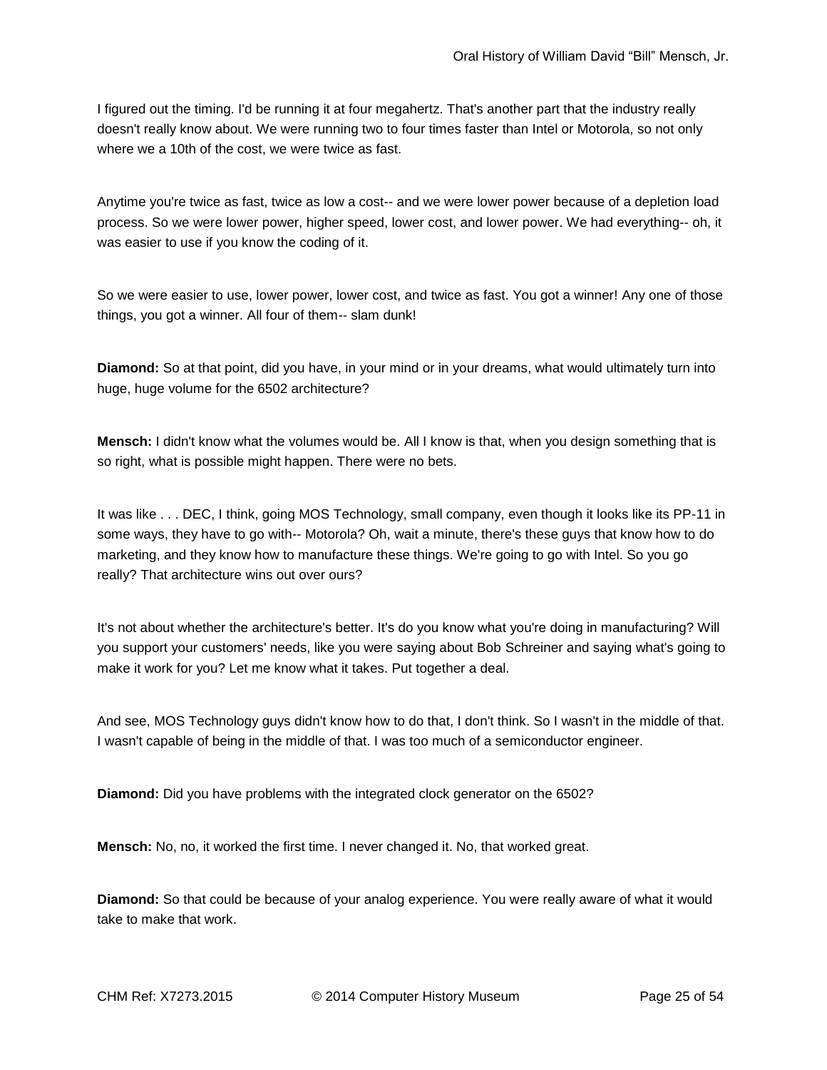I figured out the timing. I'd be running it at four megahertz. That's another part that the industry really doesn't really know about. We were running two to four times faster than Intel or Motorola, so not only where we a 10th of the cost, we were twice as fast.

Anytime you're twice as fast, twice as low a cost-- and we were lower power because of a depletion load process. So we were lower power, higher speed, lower cost, and lower power. We had everything-- oh, it was easier to use if you know the coding of it.

So we were easier to use, lower power, lower cost, and twice as fast. You got a winner! Any one of those things, you got a winner. All four of them-- slam dunk!

**Diamond:** So at that point, did you have, in your mind or in your dreams, what would ultimately turn into huge, huge volume for the 6502 architecture?

**Mensch:** I didn't know what the volumes would be. All I know is that, when you design something that is so right, what is possible might happen. There were no bets.

It was like . . . DEC, I think, going MOS Technology, small company, even though it looks like its PP-11 in some ways, they have to go with-- Motorola? Oh, wait a minute, there's these guys that know how to do marketing, and they know how to manufacture these things. We're going to go with Intel. So you go really? That architecture wins out over ours?

It's not about whether the architecture's better. It's do you know what you're doing in manufacturing? Will you support your customers' needs, like you were saying about Bob Schreiner and saying what's going to make it work for you? Let me know what it takes. Put together a deal.

And see, MOS Technology guys didn't know how to do that, I don't think. So I wasn't in the middle of that. I wasn't capable of being in the middle of that. I was too much of a semiconductor engineer.

**Diamond:** Did you have problems with the integrated clock generator on the 6502?

**Mensch:** No, no, it worked the first time. I never changed it. No, that worked great.

**Diamond:** So that could be because of your analog experience. You were really aware of what it would take to make that work.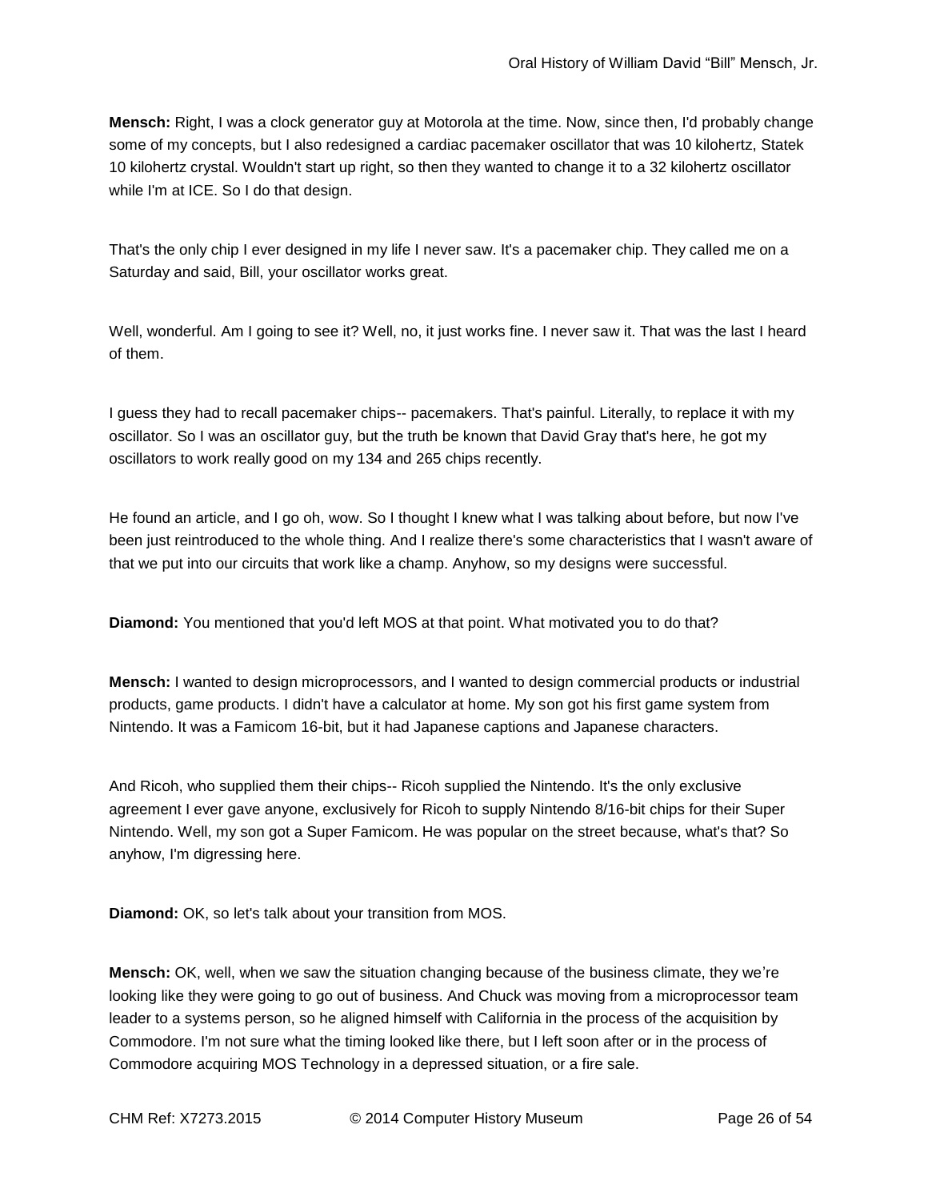**Mensch:** Right, I was a clock generator guy at Motorola at the time. Now, since then, I'd probably change some of my concepts, but I also redesigned a cardiac pacemaker oscillator that was 10 kilohertz, Statek 10 kilohertz crystal. Wouldn't start up right, so then they wanted to change it to a 32 kilohertz oscillator while I'm at ICE. So I do that design.

That's the only chip I ever designed in my life I never saw. It's a pacemaker chip. They called me on a Saturday and said, Bill, your oscillator works great.

Well, wonderful. Am I going to see it? Well, no, it just works fine. I never saw it. That was the last I heard of them.

I guess they had to recall pacemaker chips-- pacemakers. That's painful. Literally, to replace it with my oscillator. So I was an oscillator guy, but the truth be known that David Gray that's here, he got my oscillators to work really good on my 134 and 265 chips recently.

He found an article, and I go oh, wow. So I thought I knew what I was talking about before, but now I've been just reintroduced to the whole thing. And I realize there's some characteristics that I wasn't aware of that we put into our circuits that work like a champ. Anyhow, so my designs were successful.

**Diamond:** You mentioned that you'd left MOS at that point. What motivated you to do that?

**Mensch:** I wanted to design microprocessors, and I wanted to design commercial products or industrial products, game products. I didn't have a calculator at home. My son got his first game system from Nintendo. It was a Famicom 16-bit, but it had Japanese captions and Japanese characters.

And Ricoh, who supplied them their chips-- Ricoh supplied the Nintendo. It's the only exclusive agreement I ever gave anyone, exclusively for Ricoh to supply Nintendo 8/16-bit chips for their Super Nintendo. Well, my son got a Super Famicom. He was popular on the street because, what's that? So anyhow, I'm digressing here.

**Diamond:** OK, so let's talk about your transition from MOS.

**Mensch:** OK, well, when we saw the situation changing because of the business climate, they we're looking like they were going to go out of business. And Chuck was moving from a microprocessor team leader to a systems person, so he aligned himself with California in the process of the acquisition by Commodore. I'm not sure what the timing looked like there, but I left soon after or in the process of Commodore acquiring MOS Technology in a depressed situation, or a fire sale.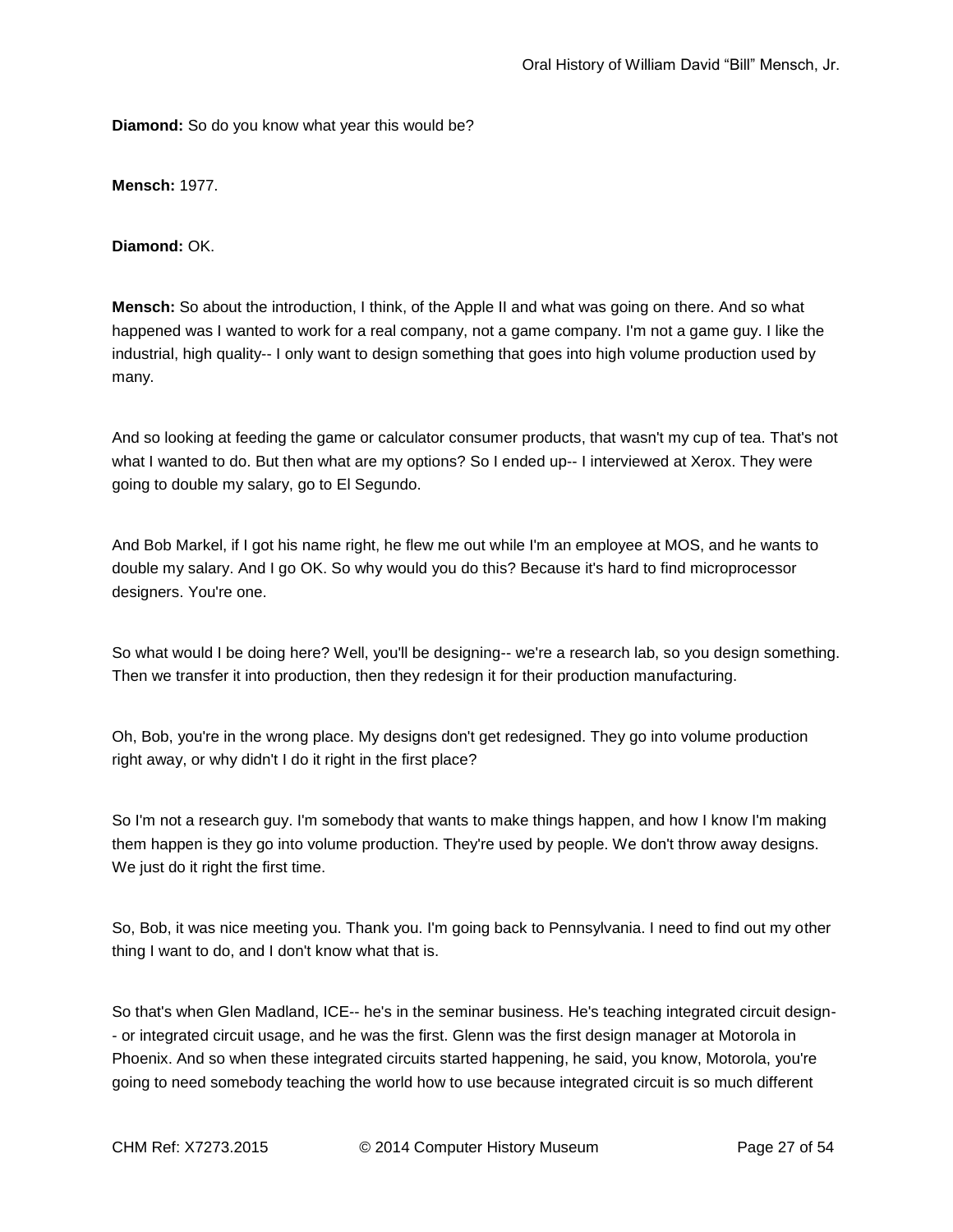**Diamond:** So do you know what year this would be?

**Mensch:** 1977.

**Diamond:** OK.

**Mensch:** So about the introduction, I think, of the Apple II and what was going on there. And so what happened was I wanted to work for a real company, not a game company. I'm not a game guy. I like the industrial, high quality-- I only want to design something that goes into high volume production used by many.

And so looking at feeding the game or calculator consumer products, that wasn't my cup of tea. That's not what I wanted to do. But then what are my options? So I ended up-- I interviewed at Xerox. They were going to double my salary, go to El Segundo.

And Bob Markel, if I got his name right, he flew me out while I'm an employee at MOS, and he wants to double my salary. And I go OK. So why would you do this? Because it's hard to find microprocessor designers. You're one.

So what would I be doing here? Well, you'll be designing-- we're a research lab, so you design something. Then we transfer it into production, then they redesign it for their production manufacturing.

Oh, Bob, you're in the wrong place. My designs don't get redesigned. They go into volume production right away, or why didn't I do it right in the first place?

So I'm not a research guy. I'm somebody that wants to make things happen, and how I know I'm making them happen is they go into volume production. They're used by people. We don't throw away designs. We just do it right the first time.

So, Bob, it was nice meeting you. Thank you. I'm going back to Pennsylvania. I need to find out my other thing I want to do, and I don't know what that is.

So that's when Glen Madland, ICE-- he's in the seminar business. He's teaching integrated circuit design-- or integrated circuit usage, and he was the first. Glenn was the first design manager at Motorola in Phoenix. And so when these integrated circuits started happening, he said, you know, Motorola, you're going to need somebody teaching the world how to use because integrated circuit is so much different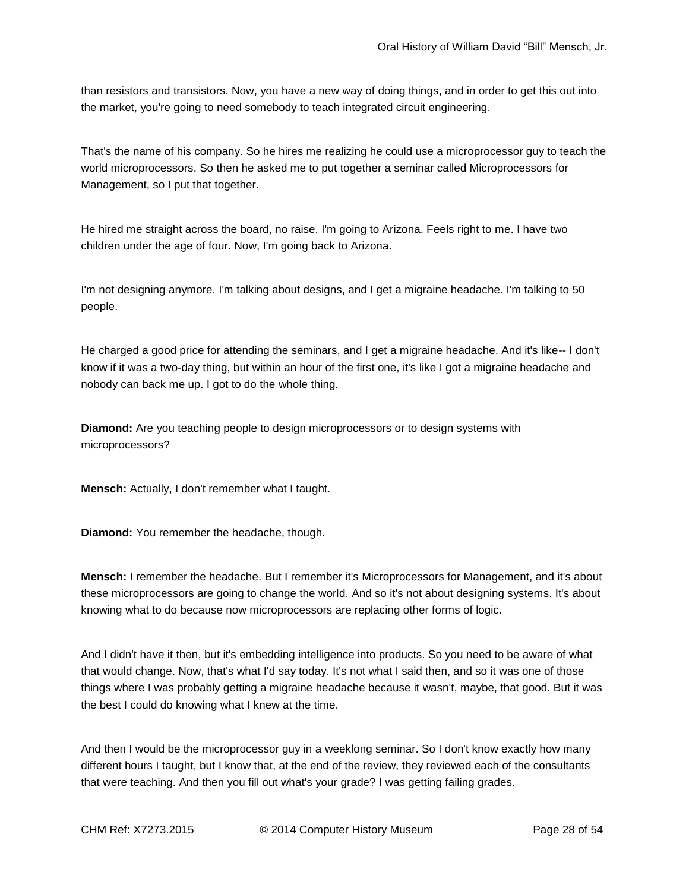than resistors and transistors. Now, you have a new way of doing things, and in order to get this out into the market, you're going to need somebody to teach integrated circuit engineering.

That's the name of his company. So he hires me realizing he could use a microprocessor guy to teach the world microprocessors. So then he asked me to put together a seminar called Microprocessors for Management, so I put that together.

He hired me straight across the board, no raise. I'm going to Arizona. Feels right to me. I have two children under the age of four. Now, I'm going back to Arizona.

I'm not designing anymore. I'm talking about designs, and I get a migraine headache. I'm talking to 50 people.

He charged a good price for attending the seminars, and I get a migraine headache. And it's like-- I don't know if it was a two-day thing, but within an hour of the first one, it's like I got a migraine headache and nobody can back me up. I got to do the whole thing.

**Diamond:** Are you teaching people to design microprocessors or to design systems with microprocessors?

**Mensch:** Actually, I don't remember what I taught.

**Diamond:** You remember the headache, though.

**Mensch:** I remember the headache. But I remember it's Microprocessors for Management, and it's about these microprocessors are going to change the world. And so it's not about designing systems. It's about knowing what to do because now microprocessors are replacing other forms of logic.

And I didn't have it then, but it's embedding intelligence into products. So you need to be aware of what that would change. Now, that's what I'd say today. It's not what I said then, and so it was one of those things where I was probably getting a migraine headache because it wasn't, maybe, that good. But it was the best I could do knowing what I knew at the time.

And then I would be the microprocessor guy in a weeklong seminar. So I don't know exactly how many different hours I taught, but I know that, at the end of the review, they reviewed each of the consultants that were teaching. And then you fill out what's your grade? I was getting failing grades.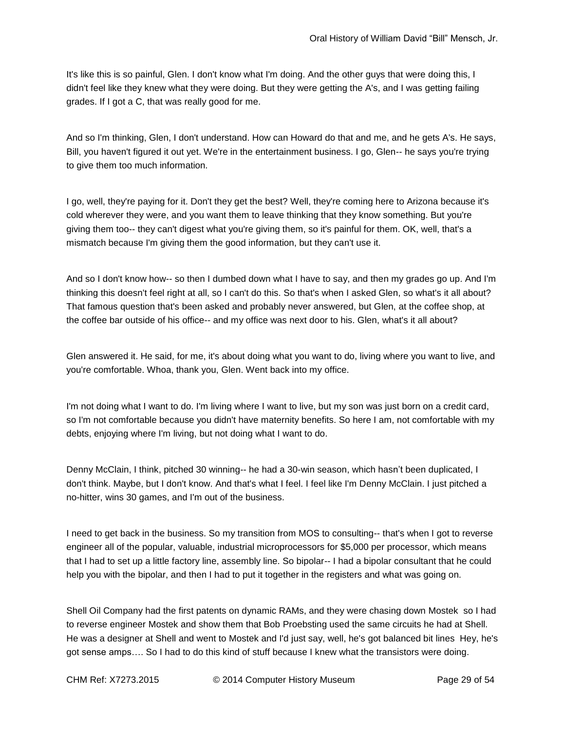It's like this is so painful, Glen. I don't know what I'm doing. And the other guys that were doing this, I didn't feel like they knew what they were doing. But they were getting the A's, and I was getting failing grades. If I got a C, that was really good for me.

And so I'm thinking, Glen, I don't understand. How can Howard do that and me, and he gets A's. He says, Bill, you haven't figured it out yet. We're in the entertainment business. I go, Glen-- he says you're trying to give them too much information.

I go, well, they're paying for it. Don't they get the best? Well, they're coming here to Arizona because it's cold wherever they were, and you want them to leave thinking that they know something. But you're giving them too-- they can't digest what you're giving them, so it's painful for them. OK, well, that's a mismatch because I'm giving them the good information, but they can't use it.

And so I don't know how-- so then I dumbed down what I have to say, and then my grades go up. And I'm thinking this doesn't feel right at all, so I can't do this. So that's when I asked Glen, so what's it all about? That famous question that's been asked and probably never answered, but Glen, at the coffee shop, at the coffee bar outside of his office-- and my office was next door to his. Glen, what's it all about?

Glen answered it. He said, for me, it's about doing what you want to do, living where you want to live, and you're comfortable. Whoa, thank you, Glen. Went back into my office.

I'm not doing what I want to do. I'm living where I want to live, but my son was just born on a credit card, so I'm not comfortable because you didn't have maternity benefits. So here I am, not comfortable with my debts, enjoying where I'm living, but not doing what I want to do.

Denny McClain, I think, pitched 30 winning-- he had a 30-win season, which hasn't been duplicated, I don't think. Maybe, but I don't know. And that's what I feel. I feel like I'm Denny McClain. I just pitched a no-hitter, wins 30 games, and I'm out of the business.

I need to get back in the business. So my transition from MOS to consulting-- that's when I got to reverse engineer all of the popular, valuable, industrial microprocessors for $5,000 per processor, which means that I had to set up a little factory line, assembly line. So bipolar-- I had a bipolar consultant that he could help you with the bipolar, and then I had to put it together in the registers and what was going on.

Shell Oil Company had the first patents on dynamic RAMs, and they were chasing down Mostek so I had to reverse engineer Mostek and show them that Bob Proebsting used the same circuits he had at Shell. He was a designer at Shell and went to Mostek and I'd just say, well, he's got balanced bit lines Hey, he's got sense amps…. So I had to do this kind of stuff because I knew what the transistors were doing.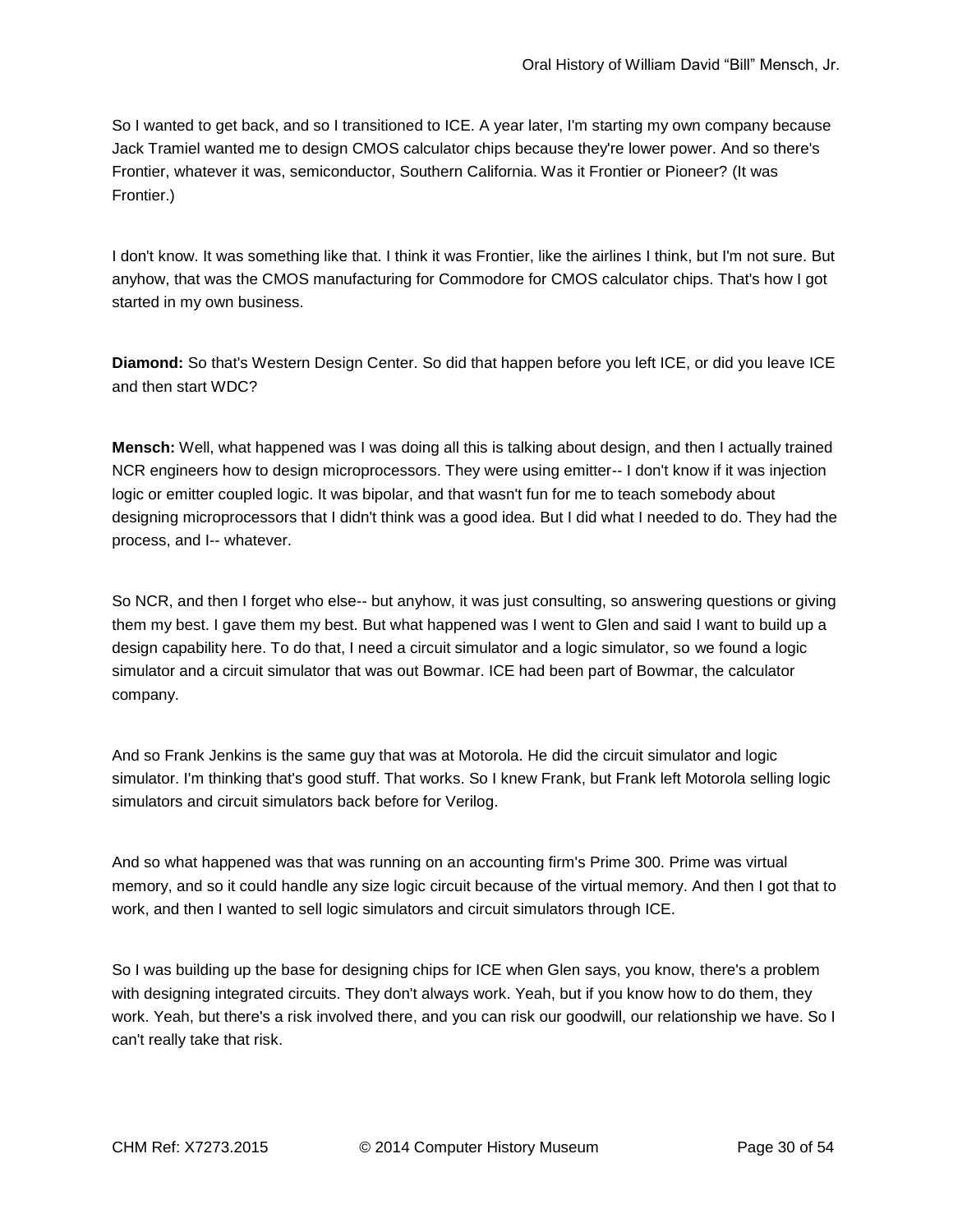So I wanted to get back, and so I transitioned to ICE. A year later, I'm starting my own company because Jack Tramiel wanted me to design CMOS calculator chips because they're lower power. And so there's Frontier, whatever it was, semiconductor, Southern California. Was it Frontier or Pioneer? (It was Frontier.)

I don't know. It was something like that. I think it was Frontier, like the airlines I think, but I'm not sure. But anyhow, that was the CMOS manufacturing for Commodore for CMOS calculator chips. That's how I got started in my own business.

**Diamond:** So that's Western Design Center. So did that happen before you left ICE, or did you leave ICE and then start WDC?

**Mensch:** Well, what happened was I was doing all this is talking about design, and then I actually trained NCR engineers how to design microprocessors. They were using emitter-- I don't know if it was injection logic or emitter coupled logic. It was bipolar, and that wasn't fun for me to teach somebody about designing microprocessors that I didn't think was a good idea. But I did what I needed to do. They had the process, and I-- whatever.

So NCR, and then I forget who else-- but anyhow, it was just consulting, so answering questions or giving them my best. I gave them my best. But what happened was I went to Glen and said I want to build up a design capability here. To do that, I need a circuit simulator and a logic simulator, so we found a logic simulator and a circuit simulator that was out Bowmar. ICE had been part of Bowmar, the calculator company.

And so Frank Jenkins is the same guy that was at Motorola. He did the circuit simulator and logic simulator. I'm thinking that's good stuff. That works. So I knew Frank, but Frank left Motorola selling logic simulators and circuit simulators back before for Verilog.

And so what happened was that was running on an accounting firm's Prime 300. Prime was virtual memory, and so it could handle any size logic circuit because of the virtual memory. And then I got that to work, and then I wanted to sell logic simulators and circuit simulators through ICE.

So I was building up the base for designing chips for ICE when Glen says, you know, there's a problem with designing integrated circuits. They don't always work. Yeah, but if you know how to do them, they work. Yeah, but there's a risk involved there, and you can risk our goodwill, our relationship we have. So I can't really take that risk.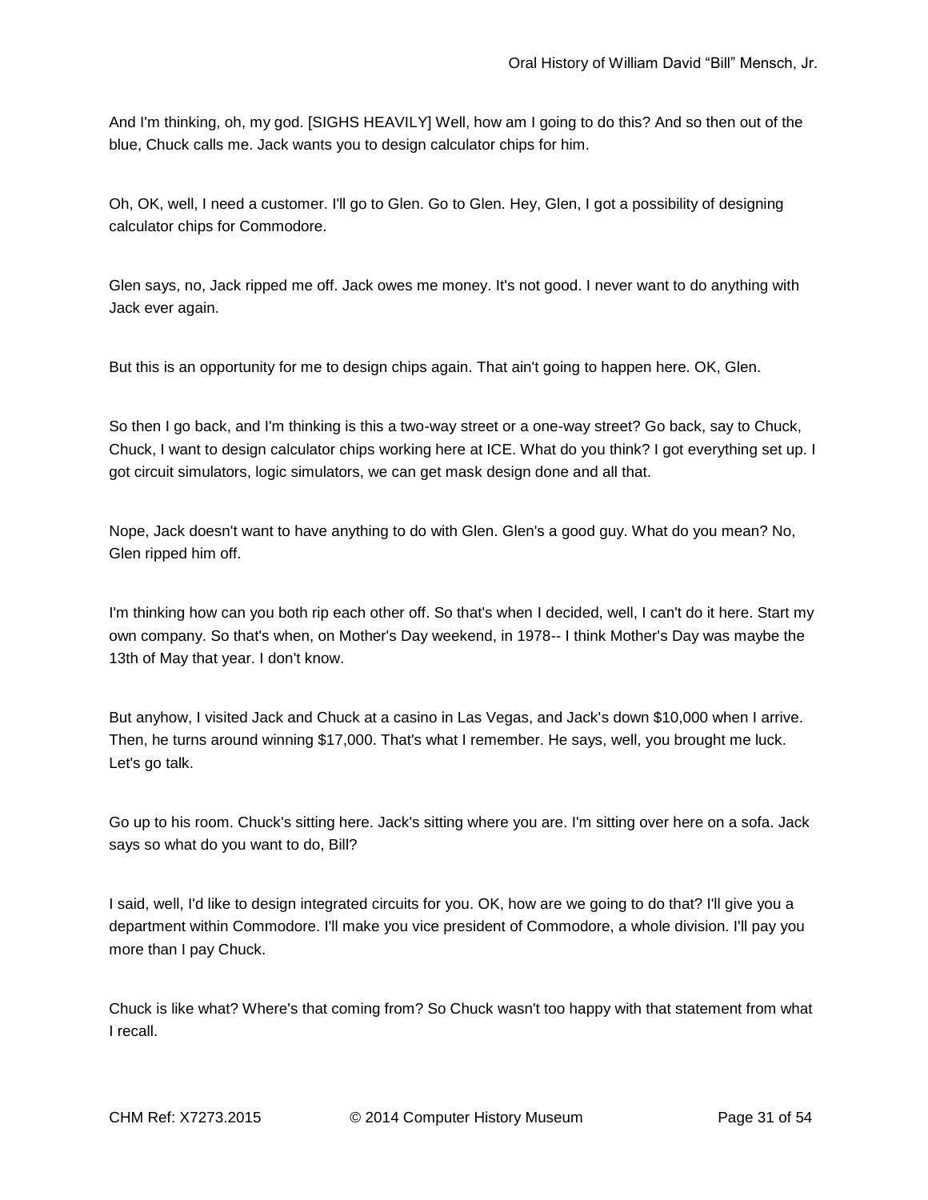And I'm thinking, oh, my god. [SIGHS HEAVILY] Well, how am I going to do this? And so then out of the blue, Chuck calls me. Jack wants you to design calculator chips for him.

Oh, OK, well, I need a customer. I'll go to Glen. Go to Glen. Hey, Glen, I got a possibility of designing calculator chips for Commodore.

Glen says, no, Jack ripped me off. Jack owes me money. It's not good. I never want to do anything with Jack ever again.

But this is an opportunity for me to design chips again. That ain't going to happen here. OK, Glen.

So then I go back, and I'm thinking is this a two-way street or a one-way street? Go back, say to Chuck, Chuck, I want to design calculator chips working here at ICE. What do you think? I got everything set up. I got circuit simulators, logic simulators, we can get mask design done and all that.

Nope, Jack doesn't want to have anything to do with Glen. Glen's a good guy. What do you mean? No, Glen ripped him off.

I'm thinking how can you both rip each other off. So that's when I decided, well, I can't do it here. Start my own company. So that's when, on Mother's Day weekend, in 1978-- I think Mother's Day was maybe the 13th of May that year. I don't know.

But anyhow, I visited Jack and Chuck at a casino in Las Vegas, and Jack's down $10,000 when I arrive. Then, he turns around winning $17,000. That's what I remember. He says, well, you brought me luck. Let's go talk.

Go up to his room. Chuck's sitting here. Jack's sitting where you are. I'm sitting over here on a sofa. Jack says so what do you want to do, Bill?

I said, well, I'd like to design integrated circuits for you. OK, how are we going to do that? I'll give you a department within Commodore. I'll make you vice president of Commodore, a whole division. I'll pay you more than I pay Chuck.

Chuck is like what? Where's that coming from? So Chuck wasn't too happy with that statement from what I recall.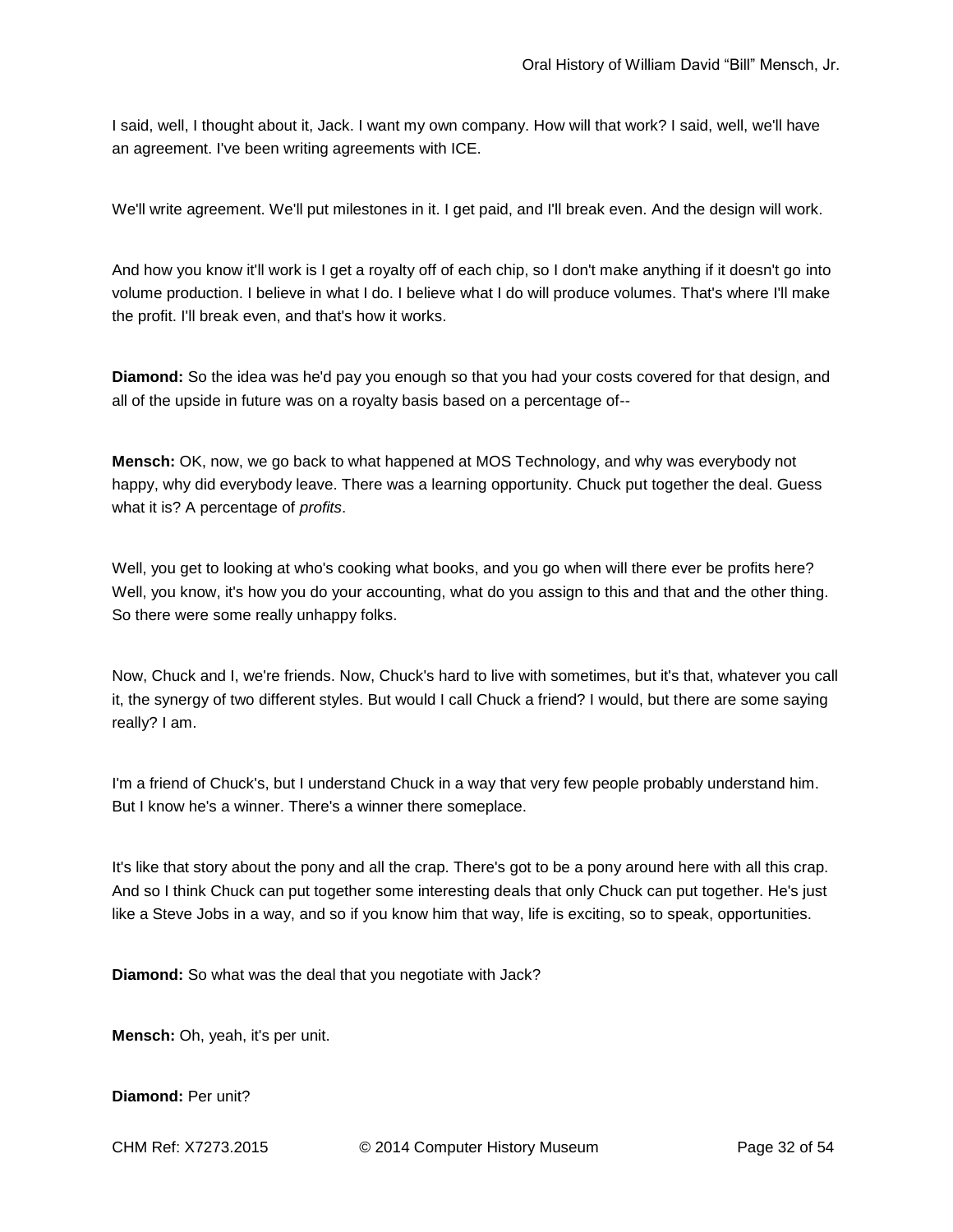I said, well, I thought about it, Jack. I want my own company. How will that work? I said, well, we'll have an agreement. I've been writing agreements with ICE.

We'll write agreement. We'll put milestones in it. I get paid, and I'll break even. And the design will work.

And how you know it'll work is I get a royalty off of each chip, so I don't make anything if it doesn't go into volume production. I believe in what I do. I believe what I do will produce volumes. That's where I'll make the profit. I'll break even, and that's how it works.

**Diamond:** So the idea was he'd pay you enough so that you had your costs covered for that design, and all of the upside in future was on a royalty basis based on a percentage of--

**Mensch:** OK, now, we go back to what happened at MOS Technology, and why was everybody not happy, why did everybody leave. There was a learning opportunity. Chuck put together the deal. Guess what it is? A percentage of *profits*.

Well, you get to looking at who's cooking what books, and you go when will there ever be profits here? Well, you know, it's how you do your accounting, what do you assign to this and that and the other thing. So there were some really unhappy folks.

Now, Chuck and I, we're friends. Now, Chuck's hard to live with sometimes, but it's that, whatever you call it, the synergy of two different styles. But would I call Chuck a friend? I would, but there are some saying really? I am.

I'm a friend of Chuck's, but I understand Chuck in a way that very few people probably understand him. But I know he's a winner. There's a winner there someplace.

It's like that story about the pony and all the crap. There's got to be a pony around here with all this crap. And so I think Chuck can put together some interesting deals that only Chuck can put together. He's just like a Steve Jobs in a way, and so if you know him that way, life is exciting, so to speak, opportunities.

**Diamond:** So what was the deal that you negotiate with Jack?

**Mensch:** Oh, yeah, it's per unit.

**Diamond:** Per unit?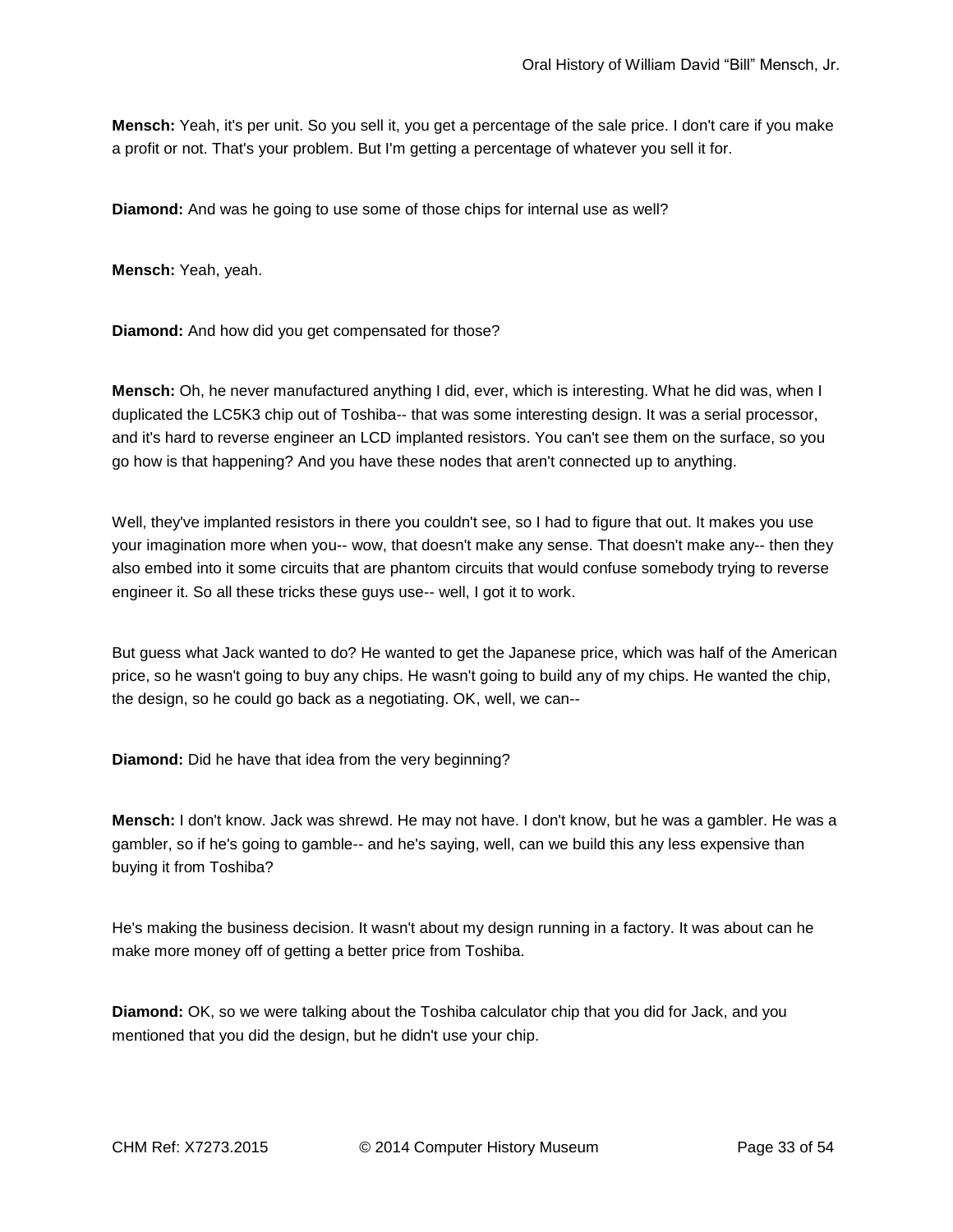**Mensch:** Yeah, it's per unit. So you sell it, you get a percentage of the sale price. I don't care if you make a profit or not. That's your problem. But I'm getting a percentage of whatever you sell it for.

**Diamond:** And was he going to use some of those chips for internal use as well?

**Mensch:** Yeah, yeah.

**Diamond:** And how did you get compensated for those?

**Mensch:** Oh, he never manufactured anything I did, ever, which is interesting. What he did was, when I duplicated the LC5K3 chip out of Toshiba-- that was some interesting design. It was a serial processor, and it's hard to reverse engineer an LCD implanted resistors. You can't see them on the surface, so you go how is that happening? And you have these nodes that aren't connected up to anything.

Well, they've implanted resistors in there you couldn't see, so I had to figure that out. It makes you use your imagination more when you-- wow, that doesn't make any sense. That doesn't make any-- then they also embed into it some circuits that are phantom circuits that would confuse somebody trying to reverse engineer it. So all these tricks these guys use-- well, I got it to work.

But guess what Jack wanted to do? He wanted to get the Japanese price, which was half of the American price, so he wasn't going to buy any chips. He wasn't going to build any of my chips. He wanted the chip, the design, so he could go back as a negotiating. OK, well, we can--

**Diamond:** Did he have that idea from the very beginning?

**Mensch:** I don't know. Jack was shrewd. He may not have. I don't know, but he was a gambler. He was a gambler, so if he's going to gamble-- and he's saying, well, can we build this any less expensive than buying it from Toshiba?

He's making the business decision. It wasn't about my design running in a factory. It was about can he make more money off of getting a better price from Toshiba.

**Diamond:** OK, so we were talking about the Toshiba calculator chip that you did for Jack, and you mentioned that you did the design, but he didn't use your chip.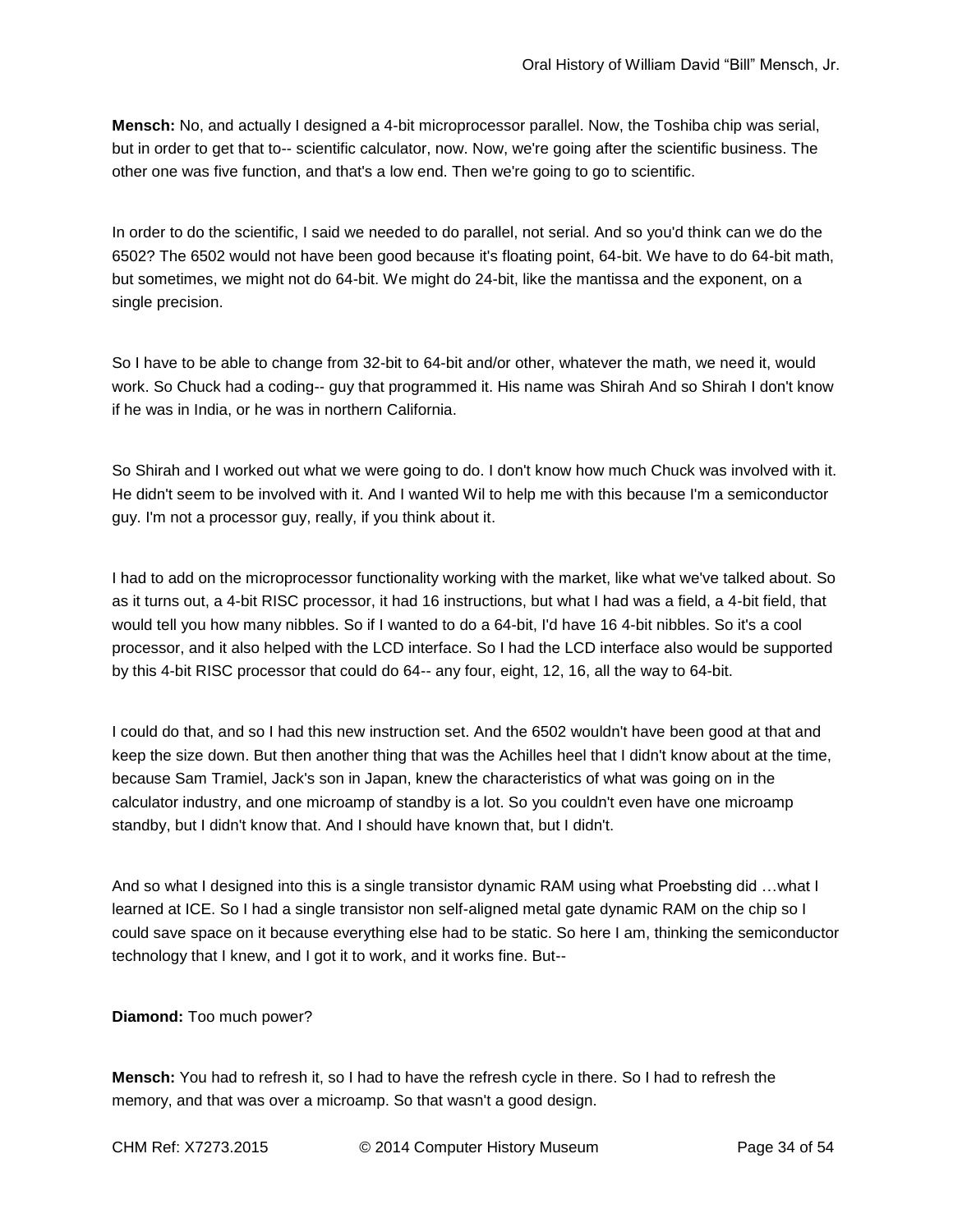**Mensch:** No, and actually I designed a 4-bit microprocessor parallel. Now, the Toshiba chip was serial, but in order to get that to-- scientific calculator, now. Now, we're going after the scientific business. The other one was five function, and that's a low end. Then we're going to go to scientific.

In order to do the scientific, I said we needed to do parallel, not serial. And so you'd think can we do the 6502? The 6502 would not have been good because it's floating point, 64-bit. We have to do 64-bit math, but sometimes, we might not do 64-bit. We might do 24-bit, like the mantissa and the exponent, on a single precision.

So I have to be able to change from 32-bit to 64-bit and/or other, whatever the math, we need it, would work. So Chuck had a coding-- guy that programmed it. His name was Shirah And so Shirah I don't know if he was in India, or he was in northern California.

So Shirah and I worked out what we were going to do. I don't know how much Chuck was involved with it. He didn't seem to be involved with it. And I wanted Wil to help me with this because I'm a semiconductor guy. I'm not a processor guy, really, if you think about it.

I had to add on the microprocessor functionality working with the market, like what we've talked about. So as it turns out, a 4-bit RISC processor, it had 16 instructions, but what I had was a field, a 4-bit field, that would tell you how many nibbles. So if I wanted to do a 64-bit, I'd have 16 4-bit nibbles. So it's a cool processor, and it also helped with the LCD interface. So I had the LCD interface also would be supported by this 4-bit RISC processor that could do 64-- any four, eight, 12, 16, all the way to 64-bit.

I could do that, and so I had this new instruction set. And the 6502 wouldn't have been good at that and keep the size down. But then another thing that was the Achilles heel that I didn't know about at the time, because Sam Tramiel, Jack's son in Japan, knew the characteristics of what was going on in the calculator industry, and one microamp of standby is a lot. So you couldn't even have one microamp standby, but I didn't know that. And I should have known that, but I didn't.

And so what I designed into this is a single transistor dynamic RAM using what Proebsting did …what I learned at ICE. So I had a single transistor non self-aligned metal gate dynamic RAM on the chip so I could save space on it because everything else had to be static. So here I am, thinking the semiconductor technology that I knew, and I got it to work, and it works fine. But--

**Diamond:** Too much power?

**Mensch:** You had to refresh it, so I had to have the refresh cycle in there. So I had to refresh the memory, and that was over a microamp. So that wasn't a good design.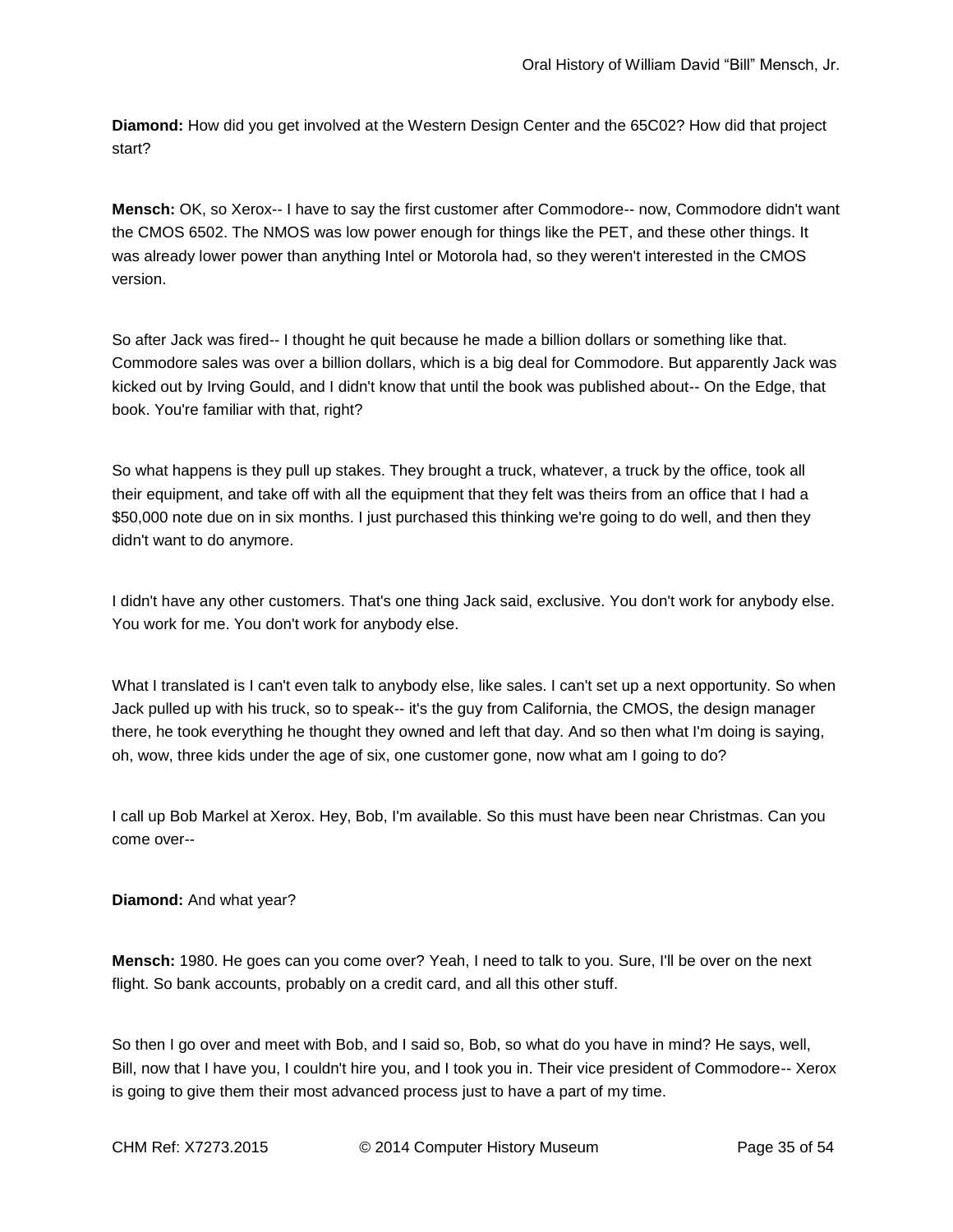**Diamond:** How did you get involved at the Western Design Center and the 65C02? How did that project start?

**Mensch:** OK, so Xerox-- I have to say the first customer after Commodore-- now, Commodore didn't want the CMOS 6502. The NMOS was low power enough for things like the PET, and these other things. It was already lower power than anything Intel or Motorola had, so they weren't interested in the CMOS version.

So after Jack was fired-- I thought he quit because he made a billion dollars or something like that. Commodore sales was over a billion dollars, which is a big deal for Commodore. But apparently Jack was kicked out by Irving Gould, and I didn't know that until the book was published about-- On the Edge, that book. You're familiar with that, right?

So what happens is they pull up stakes. They brought a truck, whatever, a truck by the office, took all their equipment, and take off with all the equipment that they felt was theirs from an office that I had a $50,000 note due on in six months. I just purchased this thinking we're going to do well, and then they didn't want to do anymore.

I didn't have any other customers. That's one thing Jack said, exclusive. You don't work for anybody else. You work for me. You don't work for anybody else.

What I translated is I can't even talk to anybody else, like sales. I can't set up a next opportunity. So when Jack pulled up with his truck, so to speak-- it's the guy from California, the CMOS, the design manager there, he took everything he thought they owned and left that day. And so then what I'm doing is saying, oh, wow, three kids under the age of six, one customer gone, now what am I going to do?

I call up Bob Markel at Xerox. Hey, Bob, I'm available. So this must have been near Christmas. Can you come over--

**Diamond:** And what year?

**Mensch:** 1980. He goes can you come over? Yeah, I need to talk to you. Sure, I'll be over on the next flight. So bank accounts, probably on a credit card, and all this other stuff.

So then I go over and meet with Bob, and I said so, Bob, so what do you have in mind? He says, well, Bill, now that I have you, I couldn't hire you, and I took you in. Their vice president of Commodore-- Xerox is going to give them their most advanced process just to have a part of my time.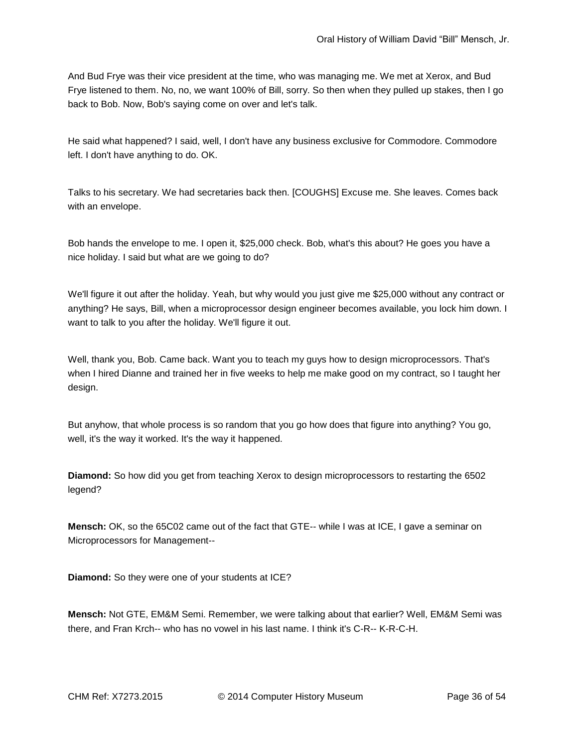And Bud Frye was their vice president at the time, who was managing me. We met at Xerox, and Bud Frye listened to them. No, no, we want 100% of Bill, sorry. So then when they pulled up stakes, then I go back to Bob. Now, Bob's saying come on over and let's talk.

He said what happened? I said, well, I don't have any business exclusive for Commodore. Commodore left. I don't have anything to do. OK.

Talks to his secretary. We had secretaries back then. [COUGHS] Excuse me. She leaves. Comes back with an envelope.

Bob hands the envelope to me. I open it, $25,000 check. Bob, what's this about? He goes you have a nice holiday. I said but what are we going to do?

We'll figure it out after the holiday. Yeah, but why would you just give me $25,000 without any contract or anything? He says, Bill, when a microprocessor design engineer becomes available, you lock him down. I want to talk to you after the holiday. We'll figure it out.

Well, thank you, Bob. Came back. Want you to teach my guys how to design microprocessors. That's when I hired Dianne and trained her in five weeks to help me make good on my contract, so I taught her design.

But anyhow, that whole process is so random that you go how does that figure into anything? You go, well, it's the way it worked. It's the way it happened.

**Diamond:** So how did you get from teaching Xerox to design microprocessors to restarting the 6502 legend?

**Mensch:** OK, so the 65C02 came out of the fact that GTE-- while I was at ICE, I gave a seminar on Microprocessors for Management--

**Diamond:** So they were one of your students at ICE?

**Mensch:** Not GTE, EM&M Semi. Remember, we were talking about that earlier? Well, EM&M Semi was there, and Fran Krch-- who has no vowel in his last name. I think it's C-R-- K-R-C-H.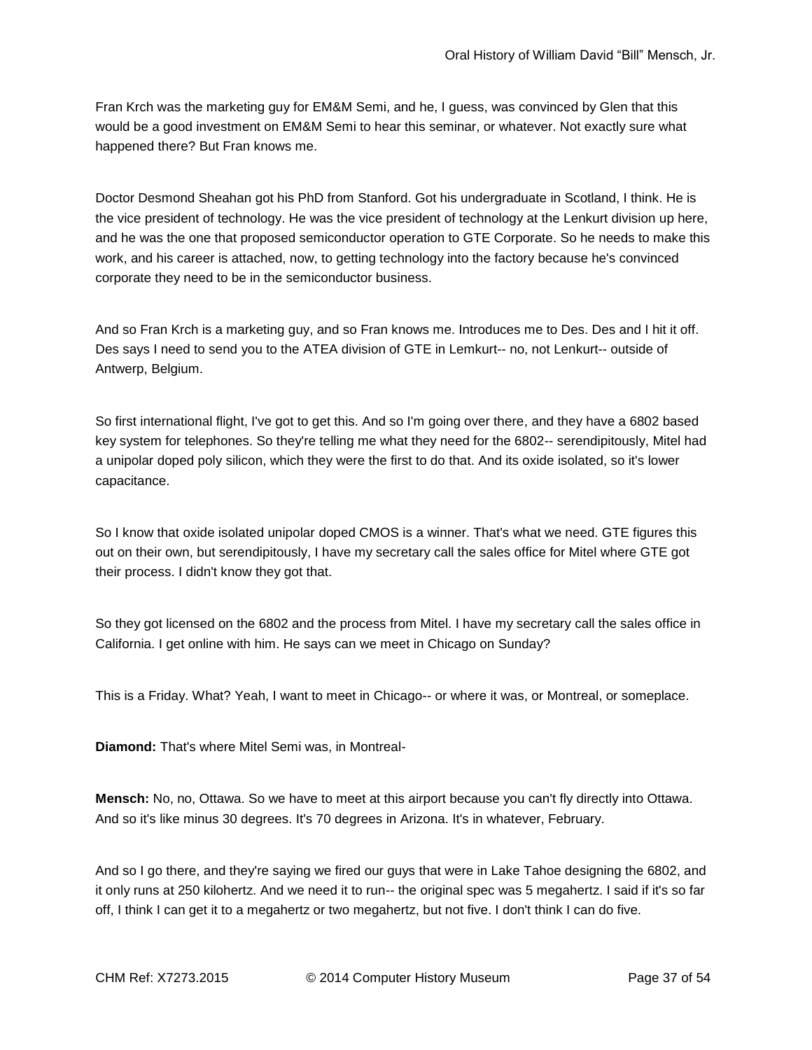Fran Krch was the marketing guy for EM&M Semi, and he, I guess, was convinced by Glen that this would be a good investment on EM&M Semi to hear this seminar, or whatever. Not exactly sure what happened there? But Fran knows me.

Doctor Desmond Sheahan got his PhD from Stanford. Got his undergraduate in Scotland, I think. He is the vice president of technology. He was the vice president of technology at the Lenkurt division up here, and he was the one that proposed semiconductor operation to GTE Corporate. So he needs to make this work, and his career is attached, now, to getting technology into the factory because he's convinced corporate they need to be in the semiconductor business.

And so Fran Krch is a marketing guy, and so Fran knows me. Introduces me to Des. Des and I hit it off. Des says I need to send you to the ATEA division of GTE in Lemkurt-- no, not Lenkurt-- outside of Antwerp, Belgium.

So first international flight, I've got to get this. And so I'm going over there, and they have a 6802 based key system for telephones. So they're telling me what they need for the 6802-- serendipitously, Mitel had a unipolar doped poly silicon, which they were the first to do that. And its oxide isolated, so it's lower capacitance.

So I know that oxide isolated unipolar doped CMOS is a winner. That's what we need. GTE figures this out on their own, but serendipitously, I have my secretary call the sales office for Mitel where GTE got their process. I didn't know they got that.

So they got licensed on the 6802 and the process from Mitel. I have my secretary call the sales office in California. I get online with him. He says can we meet in Chicago on Sunday?

This is a Friday. What? Yeah, I want to meet in Chicago-- or where it was, or Montreal, or someplace.

**Diamond:** That's where Mitel Semi was, in Montreal-

**Mensch:** No, no, Ottawa. So we have to meet at this airport because you can't fly directly into Ottawa. And so it's like minus 30 degrees. It's 70 degrees in Arizona. It's in whatever, February.

And so I go there, and they're saying we fired our guys that were in Lake Tahoe designing the 6802, and it only runs at 250 kilohertz. And we need it to run-- the original spec was 5 megahertz. I said if it's so far off, I think I can get it to a megahertz or two megahertz, but not five. I don't think I can do five.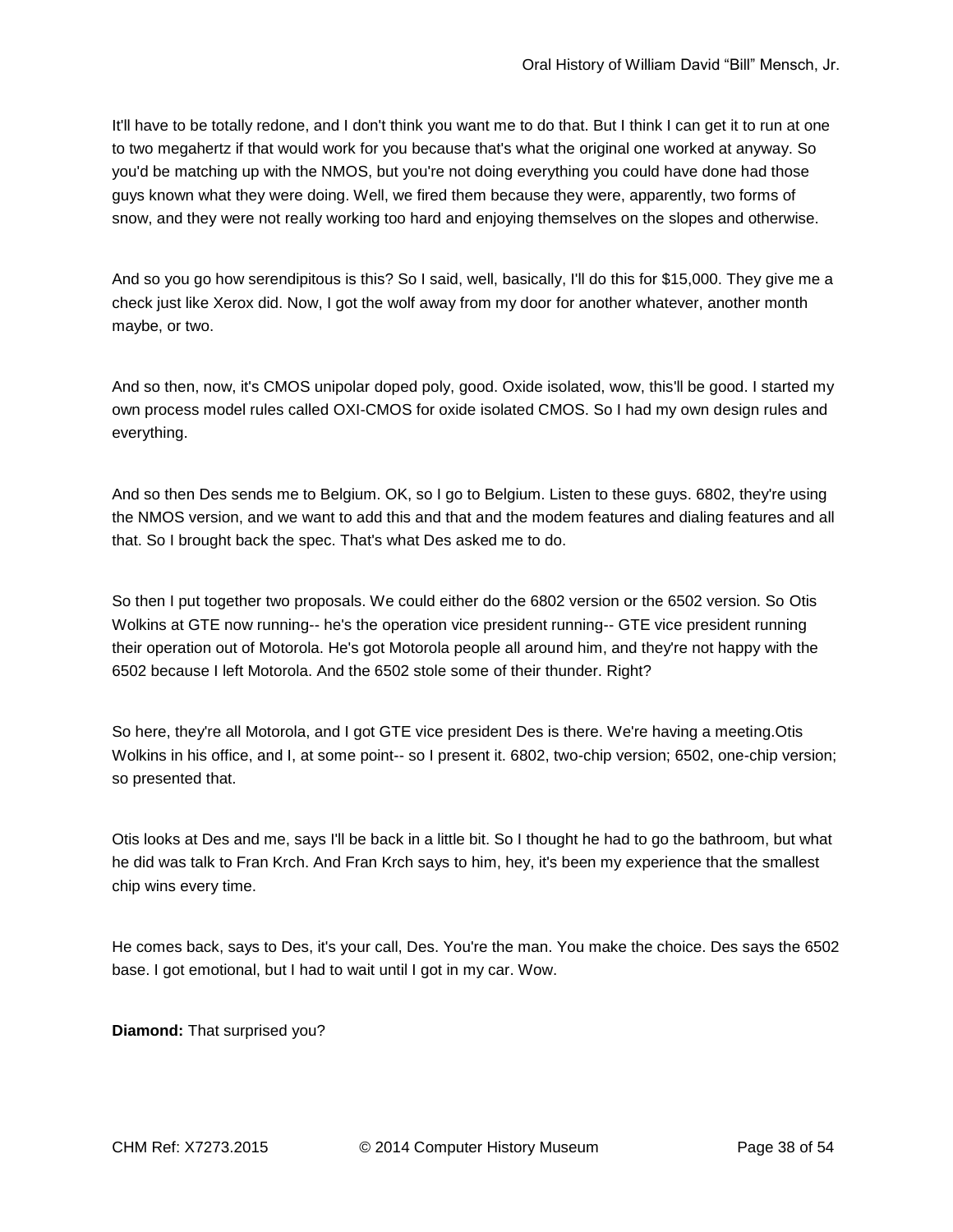It'll have to be totally redone, and I don't think you want me to do that. But I think I can get it to run at one to two megahertz if that would work for you because that's what the original one worked at anyway. So you'd be matching up with the NMOS, but you're not doing everything you could have done had those guys known what they were doing. Well, we fired them because they were, apparently, two forms of snow, and they were not really working too hard and enjoying themselves on the slopes and otherwise.

And so you go how serendipitous is this? So I said, well, basically, I'll do this for $15,000. They give me a check just like Xerox did. Now, I got the wolf away from my door for another whatever, another month maybe, or two.

And so then, now, it's CMOS unipolar doped poly, good. Oxide isolated, wow, this'll be good. I started my own process model rules called OXI-CMOS for oxide isolated CMOS. So I had my own design rules and everything.

And so then Des sends me to Belgium. OK, so I go to Belgium. Listen to these guys. 6802, they're using the NMOS version, and we want to add this and that and the modem features and dialing features and all that. So I brought back the spec. That's what Des asked me to do.

So then I put together two proposals. We could either do the 6802 version or the 6502 version. So Otis Wolkins at GTE now running-- he's the operation vice president running-- GTE vice president running their operation out of Motorola. He's got Motorola people all around him, and they're not happy with the 6502 because I left Motorola. And the 6502 stole some of their thunder. Right?

So here, they're all Motorola, and I got GTE vice president Des is there. We're having a meeting.Otis Wolkins in his office, and I, at some point-- so I present it. 6802, two-chip version; 6502, one-chip version; so presented that.

Otis looks at Des and me, says I'll be back in a little bit. So I thought he had to go the bathroom, but what he did was talk to Fran Krch. And Fran Krch says to him, hey, it's been my experience that the smallest chip wins every time.

He comes back, says to Des, it's your call, Des. You're the man. You make the choice. Des says the 6502 base. I got emotional, but I had to wait until I got in my car. Wow.

**Diamond:** That surprised you?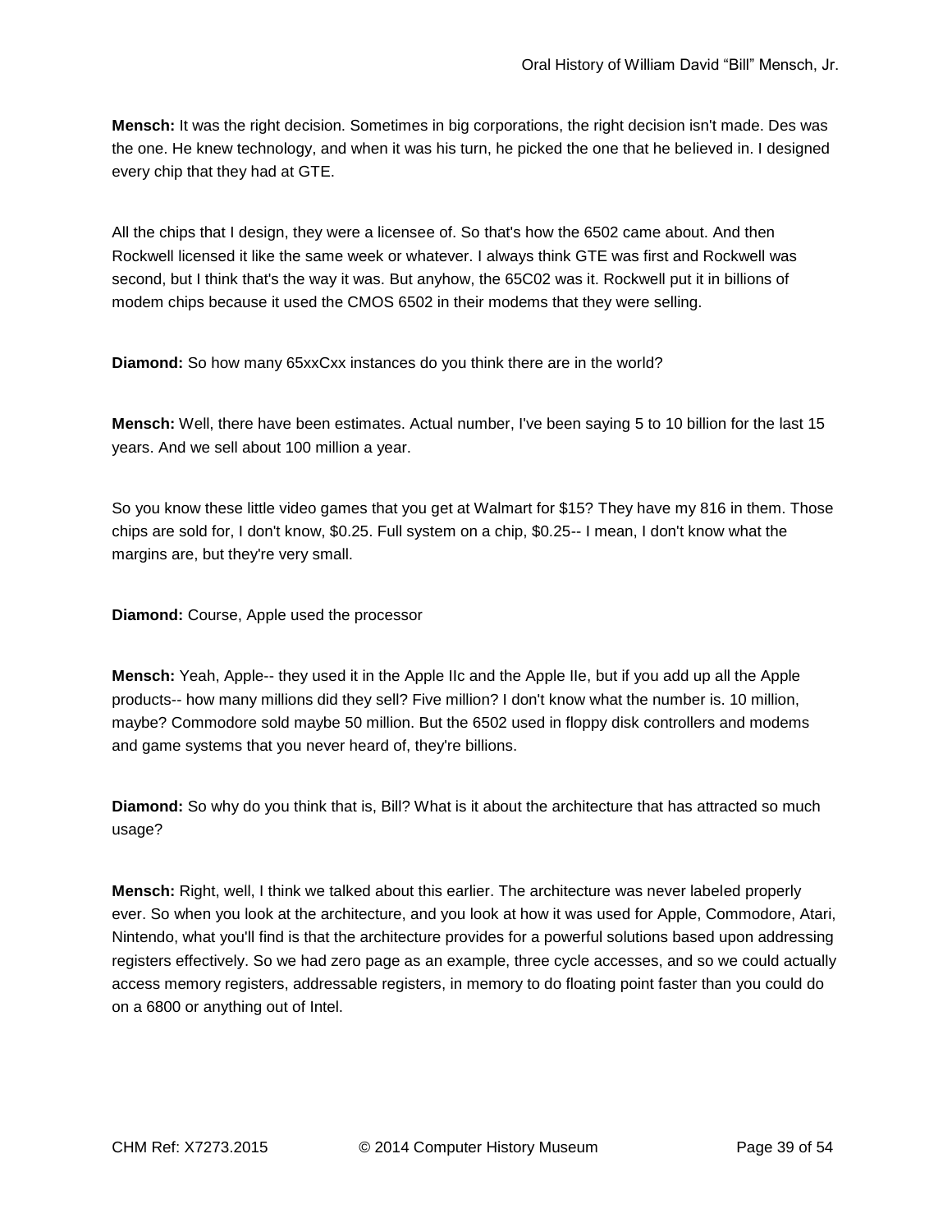**Mensch:** It was the right decision. Sometimes in big corporations, the right decision isn't made. Des was the one. He knew technology, and when it was his turn, he picked the one that he believed in. I designed every chip that they had at GTE.

All the chips that I design, they were a licensee of. So that's how the 6502 came about. And then Rockwell licensed it like the same week or whatever. I always think GTE was first and Rockwell was second, but I think that's the way it was. But anyhow, the 65C02 was it. Rockwell put it in billions of modem chips because it used the CMOS 6502 in their modems that they were selling.

**Diamond:** So how many 65xxCxx instances do you think there are in the world?

**Mensch:** Well, there have been estimates. Actual number, I've been saying 5 to 10 billion for the last 15 years. And we sell about 100 million a year.

So you know these little video games that you get at Walmart for $15? They have my 816 in them. Those chips are sold for, I don't know, $0.25. Full system on a chip, $0.25-- I mean, I don't know what the margins are, but they're very small.

**Diamond:** Course, Apple used the processor

**Mensch:** Yeah, Apple-- they used it in the Apple IIc and the Apple IIe, but if you add up all the Apple products-- how many millions did they sell? Five million? I don't know what the number is. 10 million, maybe? Commodore sold maybe 50 million. But the 6502 used in floppy disk controllers and modems and game systems that you never heard of, they're billions.

**Diamond:** So why do you think that is, Bill? What is it about the architecture that has attracted so much usage?

**Mensch:** Right, well, I think we talked about this earlier. The architecture was never labeled properly ever. So when you look at the architecture, and you look at how it was used for Apple, Commodore, Atari, Nintendo, what you'll find is that the architecture provides for a powerful solutions based upon addressing registers effectively. So we had zero page as an example, three cycle accesses, and so we could actually access memory registers, addressable registers, in memory to do floating point faster than you could do on a 6800 or anything out of Intel.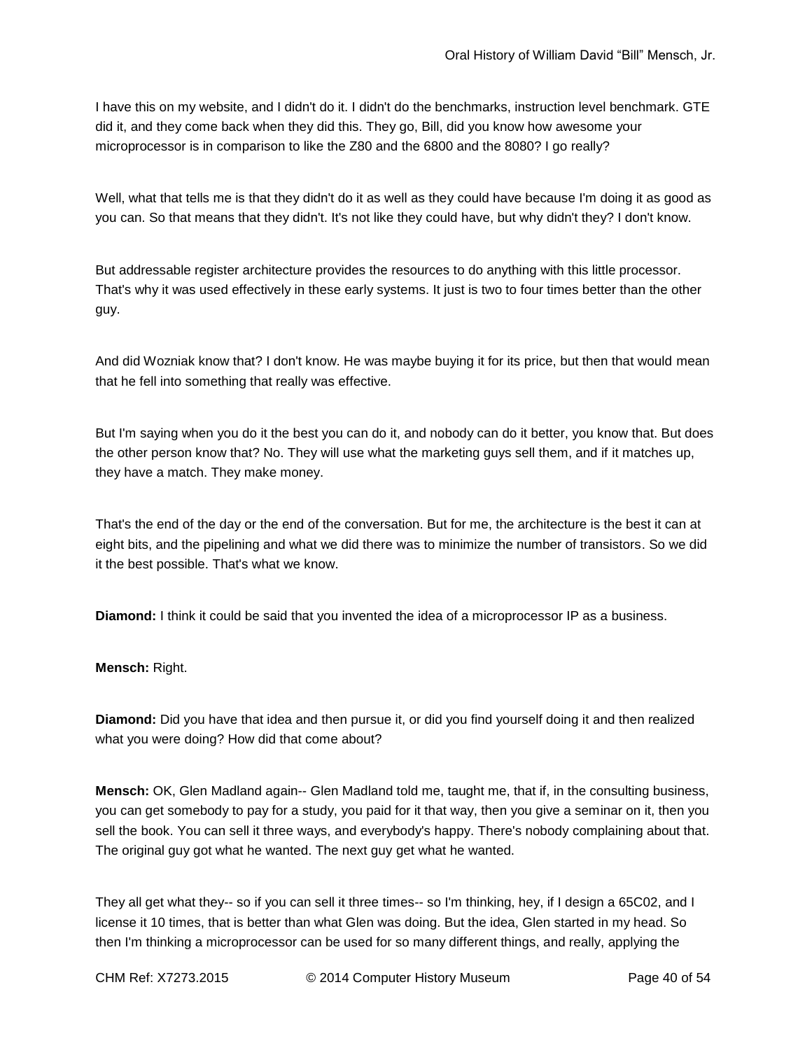I have this on my website, and I didn't do it. I didn't do the benchmarks, instruction level benchmark. GTE did it, and they come back when they did this. They go, Bill, did you know how awesome your microprocessor is in comparison to like the Z80 and the 6800 and the 8080? I go really?

Well, what that tells me is that they didn't do it as well as they could have because I'm doing it as good as you can. So that means that they didn't. It's not like they could have, but why didn't they? I don't know.

But addressable register architecture provides the resources to do anything with this little processor. That's why it was used effectively in these early systems. It just is two to four times better than the other guy.

And did Wozniak know that? I don't know. He was maybe buying it for its price, but then that would mean that he fell into something that really was effective.

But I'm saying when you do it the best you can do it, and nobody can do it better, you know that. But does the other person know that? No. They will use what the marketing guys sell them, and if it matches up, they have a match. They make money.

That's the end of the day or the end of the conversation. But for me, the architecture is the best it can at eight bits, and the pipelining and what we did there was to minimize the number of transistors. So we did it the best possible. That's what we know.

**Diamond:** I think it could be said that you invented the idea of a microprocessor IP as a business.

**Mensch:** Right.

**Diamond:** Did you have that idea and then pursue it, or did you find yourself doing it and then realized what you were doing? How did that come about?

**Mensch:** OK, Glen Madland again-- Glen Madland told me, taught me, that if, in the consulting business, you can get somebody to pay for a study, you paid for it that way, then you give a seminar on it, then you sell the book. You can sell it three ways, and everybody's happy. There's nobody complaining about that. The original guy got what he wanted. The next guy get what he wanted.

They all get what they-- so if you can sell it three times-- so I'm thinking, hey, if I design a 65C02, and I license it 10 times, that is better than what Glen was doing. But the idea, Glen started in my head. So then I'm thinking a microprocessor can be used for so many different things, and really, applying the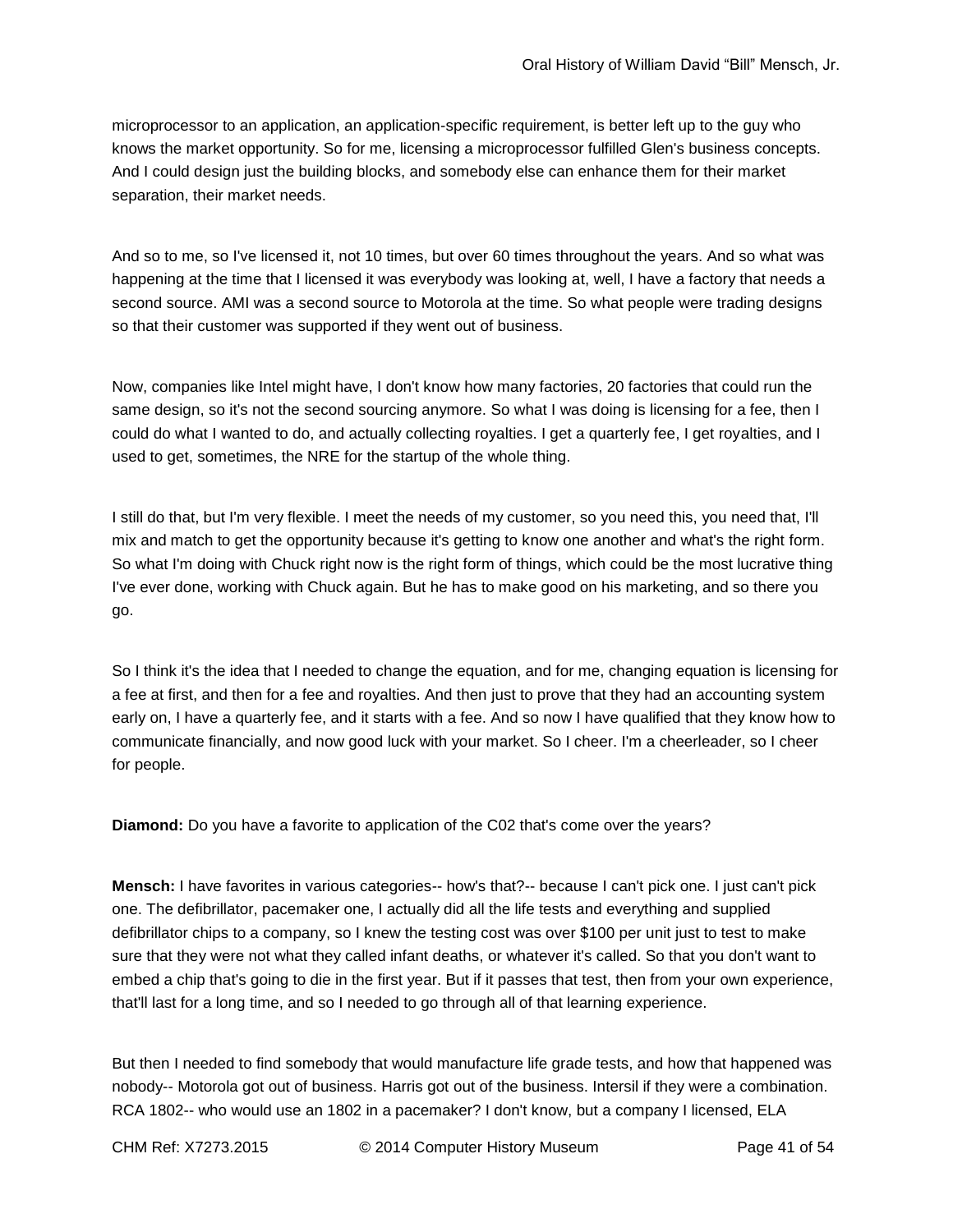microprocessor to an application, an application-specific requirement, is better left up to the guy who knows the market opportunity. So for me, licensing a microprocessor fulfilled Glen's business concepts. And I could design just the building blocks, and somebody else can enhance them for their market separation, their market needs.

And so to me, so I've licensed it, not 10 times, but over 60 times throughout the years. And so what was happening at the time that I licensed it was everybody was looking at, well, I have a factory that needs a second source. AMI was a second source to Motorola at the time. So what people were trading designs so that their customer was supported if they went out of business.

Now, companies like Intel might have, I don't know how many factories, 20 factories that could run the same design, so it's not the second sourcing anymore. So what I was doing is licensing for a fee, then I could do what I wanted to do, and actually collecting royalties. I get a quarterly fee, I get royalties, and I used to get, sometimes, the NRE for the startup of the whole thing.

I still do that, but I'm very flexible. I meet the needs of my customer, so you need this, you need that, I'll mix and match to get the opportunity because it's getting to know one another and what's the right form. So what I'm doing with Chuck right now is the right form of things, which could be the most lucrative thing I've ever done, working with Chuck again. But he has to make good on his marketing, and so there you go.

So I think it's the idea that I needed to change the equation, and for me, changing equation is licensing for a fee at first, and then for a fee and royalties. And then just to prove that they had an accounting system early on, I have a quarterly fee, and it starts with a fee. And so now I have qualified that they know how to communicate financially, and now good luck with your market. So I cheer. I'm a cheerleader, so I cheer for people.

**Diamond:** Do you have a favorite to application of the C02 that's come over the years?

**Mensch:** I have favorites in various categories-- how's that?-- because I can't pick one. I just can't pick one. The defibrillator, pacemaker one, I actually did all the life tests and everything and supplied defibrillator chips to a company, so I knew the testing cost was over $100 per unit just to test to make sure that they were not what they called infant deaths, or whatever it's called. So that you don't want to embed a chip that's going to die in the first year. But if it passes that test, then from your own experience, that'll last for a long time, and so I needed to go through all of that learning experience.

But then I needed to find somebody that would manufacture life grade tests, and how that happened was nobody-- Motorola got out of business. Harris got out of the business. Intersil if they were a combination. RCA 1802-- who would use an 1802 in a pacemaker? I don't know, but a company I licensed, ELA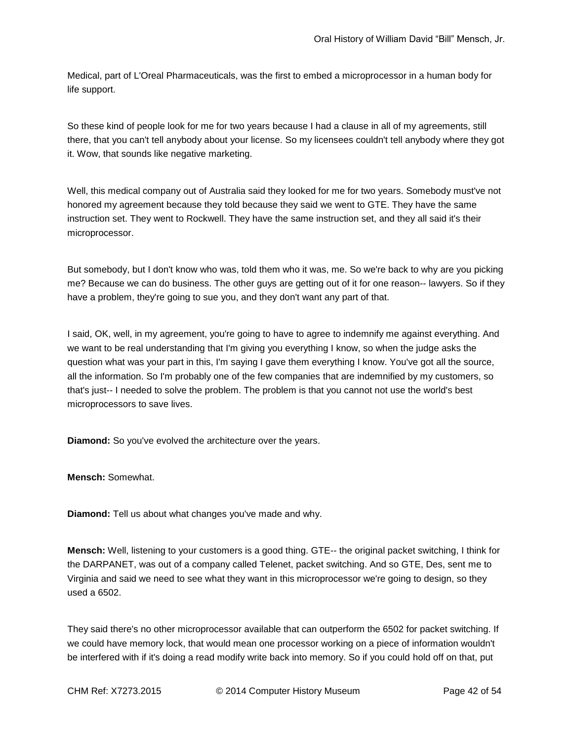Medical, part of L'Oreal Pharmaceuticals, was the first to embed a microprocessor in a human body for life support.

So these kind of people look for me for two years because I had a clause in all of my agreements, still there, that you can't tell anybody about your license. So my licensees couldn't tell anybody where they got it. Wow, that sounds like negative marketing.

Well, this medical company out of Australia said they looked for me for two years. Somebody must've not honored my agreement because they told because they said we went to GTE. They have the same instruction set. They went to Rockwell. They have the same instruction set, and they all said it's their microprocessor.

But somebody, but I don't know who was, told them who it was, me. So we're back to why are you picking me? Because we can do business. The other guys are getting out of it for one reason-- lawyers. So if they have a problem, they're going to sue you, and they don't want any part of that.

I said, OK, well, in my agreement, you're going to have to agree to indemnify me against everything. And we want to be real understanding that I'm giving you everything I know, so when the judge asks the question what was your part in this, I'm saying I gave them everything I know. You've got all the source, all the information. So I'm probably one of the few companies that are indemnified by my customers, so that's just-- I needed to solve the problem. The problem is that you cannot not use the world's best microprocessors to save lives.

**Diamond:** So you've evolved the architecture over the years.

**Mensch:** Somewhat.

**Diamond:** Tell us about what changes you've made and why.

**Mensch:** Well, listening to your customers is a good thing. GTE-- the original packet switching, I think for the DARPANET, was out of a company called Telenet, packet switching. And so GTE, Des, sent me to Virginia and said we need to see what they want in this microprocessor we're going to design, so they used a 6502.

They said there's no other microprocessor available that can outperform the 6502 for packet switching. If we could have memory lock, that would mean one processor working on a piece of information wouldn't be interfered with if it's doing a read modify write back into memory. So if you could hold off on that, put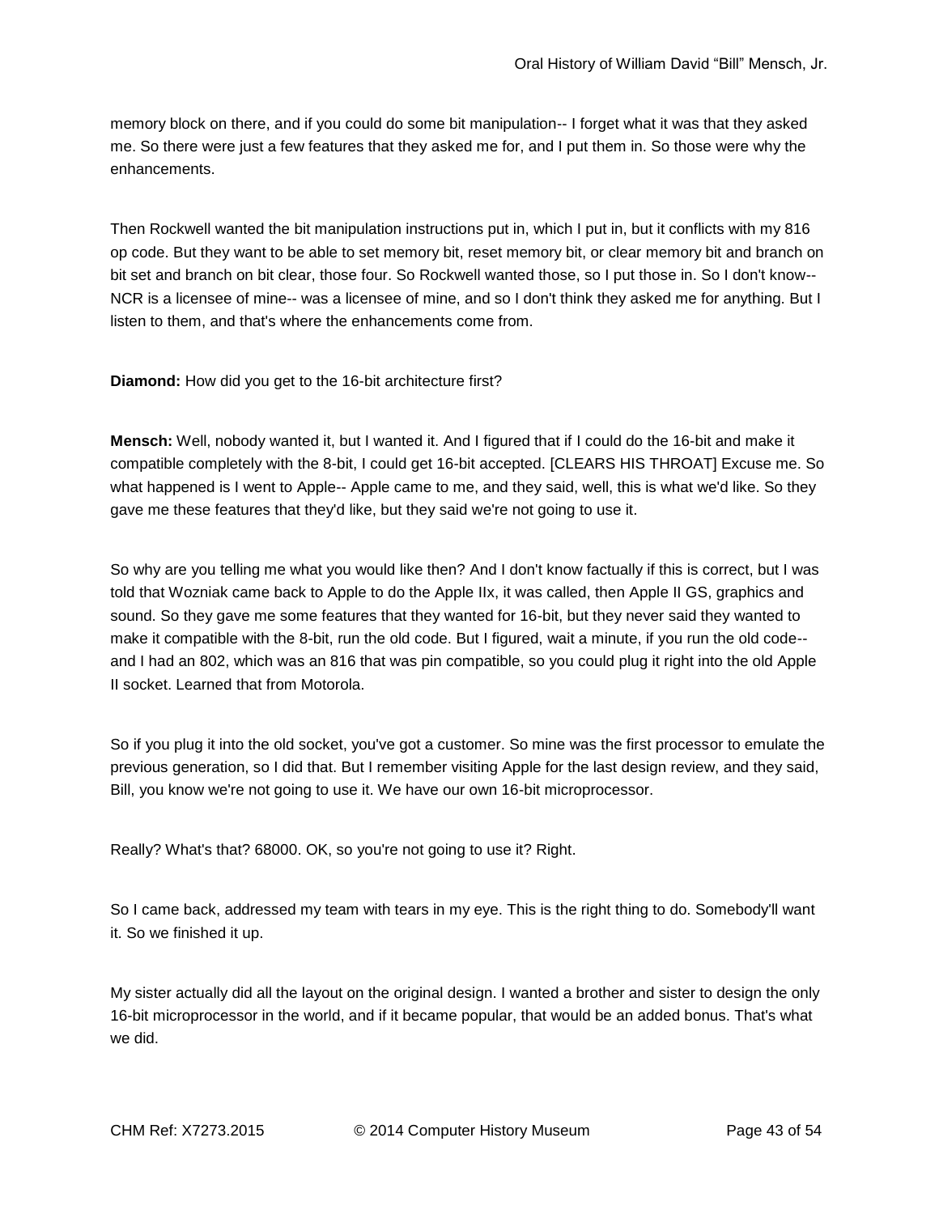memory block on there, and if you could do some bit manipulation-- I forget what it was that they asked me. So there were just a few features that they asked me for, and I put them in. So those were why the enhancements.

Then Rockwell wanted the bit manipulation instructions put in, which I put in, but it conflicts with my 816 op code. But they want to be able to set memory bit, reset memory bit, or clear memory bit and branch on bit set and branch on bit clear, those four. So Rockwell wanted those, so I put those in. So I don't know-- NCR is a licensee of mine-- was a licensee of mine, and so I don't think they asked me for anything. But I listen to them, and that's where the enhancements come from.

**Diamond:** How did you get to the 16-bit architecture first?

**Mensch:** Well, nobody wanted it, but I wanted it. And I figured that if I could do the 16-bit and make it compatible completely with the 8-bit, I could get 16-bit accepted. [CLEARS HIS THROAT] Excuse me. So what happened is I went to Apple-- Apple came to me, and they said, well, this is what we'd like. So they gave me these features that they'd like, but they said we're not going to use it.

So why are you telling me what you would like then? And I don't know factually if this is correct, but I was told that Wozniak came back to Apple to do the Apple IIx, it was called, then Apple II GS, graphics and sound. So they gave me some features that they wanted for 16-bit, but they never said they wanted to make it compatible with the 8-bit, run the old code. But I figured, wait a minute, if you run the old code-- and I had an 802, which was an 816 that was pin compatible, so you could plug it right into the old Apple II socket. Learned that from Motorola.

So if you plug it into the old socket, you've got a customer. So mine was the first processor to emulate the previous generation, so I did that. But I remember visiting Apple for the last design review, and they said, Bill, you know we're not going to use it. We have our own 16-bit microprocessor.

Really? What's that? 68000. OK, so you're not going to use it? Right.

So I came back, addressed my team with tears in my eye. This is the right thing to do. Somebody'll want it. So we finished it up.

My sister actually did all the layout on the original design. I wanted a brother and sister to design the only 16-bit microprocessor in the world, and if it became popular, that would be an added bonus. That's what we did.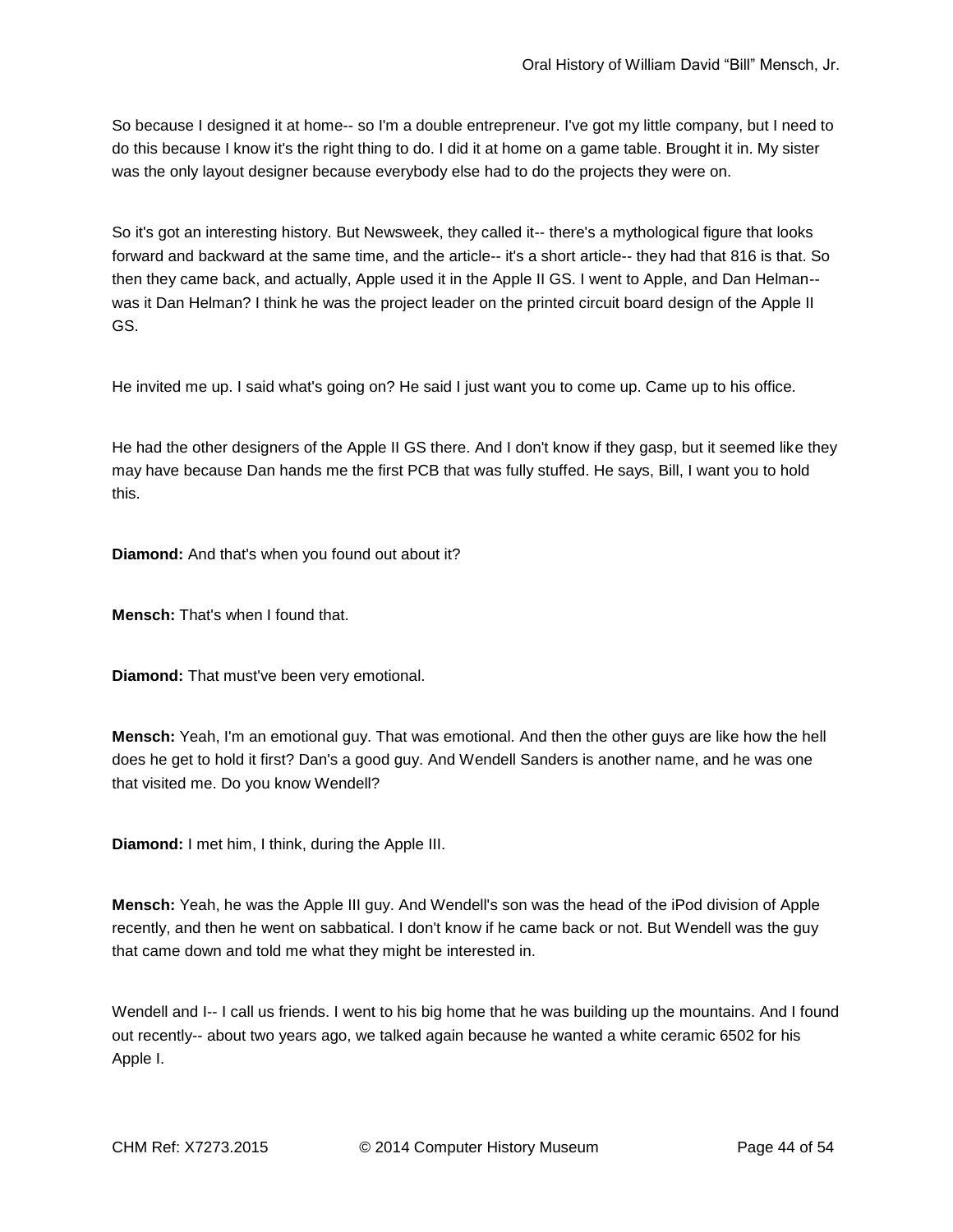So because I designed it at home-- so I'm a double entrepreneur. I've got my little company, but I need to do this because I know it's the right thing to do. I did it at home on a game table. Brought it in. My sister was the only layout designer because everybody else had to do the projects they were on.

So it's got an interesting history. But Newsweek, they called it-- there's a mythological figure that looks forward and backward at the same time, and the article-- it's a short article-- they had that 816 is that. So then they came back, and actually, Apple used it in the Apple II GS. I went to Apple, and Dan Helman-- was it Dan Helman? I think he was the project leader on the printed circuit board design of the Apple II GS.

He invited me up. I said what's going on? He said I just want you to come up. Came up to his office.

He had the other designers of the Apple II GS there. And I don't know if they gasp, but it seemed like they may have because Dan hands me the first PCB that was fully stuffed. He says, Bill, I want you to hold this.

**Diamond:** And that's when you found out about it?

**Mensch:** That's when I found that.

**Diamond:** That must've been very emotional.

**Mensch:** Yeah, I'm an emotional guy. That was emotional. And then the other guys are like how the hell does he get to hold it first? Dan's a good guy. And Wendell Sanders is another name, and he was one that visited me. Do you know Wendell?

**Diamond:** I met him, I think, during the Apple III.

**Mensch:** Yeah, he was the Apple III guy. And Wendell's son was the head of the iPod division of Apple recently, and then he went on sabbatical. I don't know if he came back or not. But Wendell was the guy that came down and told me what they might be interested in.

Wendell and I-- I call us friends. I went to his big home that he was building up the mountains. And I found out recently-- about two years ago, we talked again because he wanted a white ceramic 6502 for his Apple I.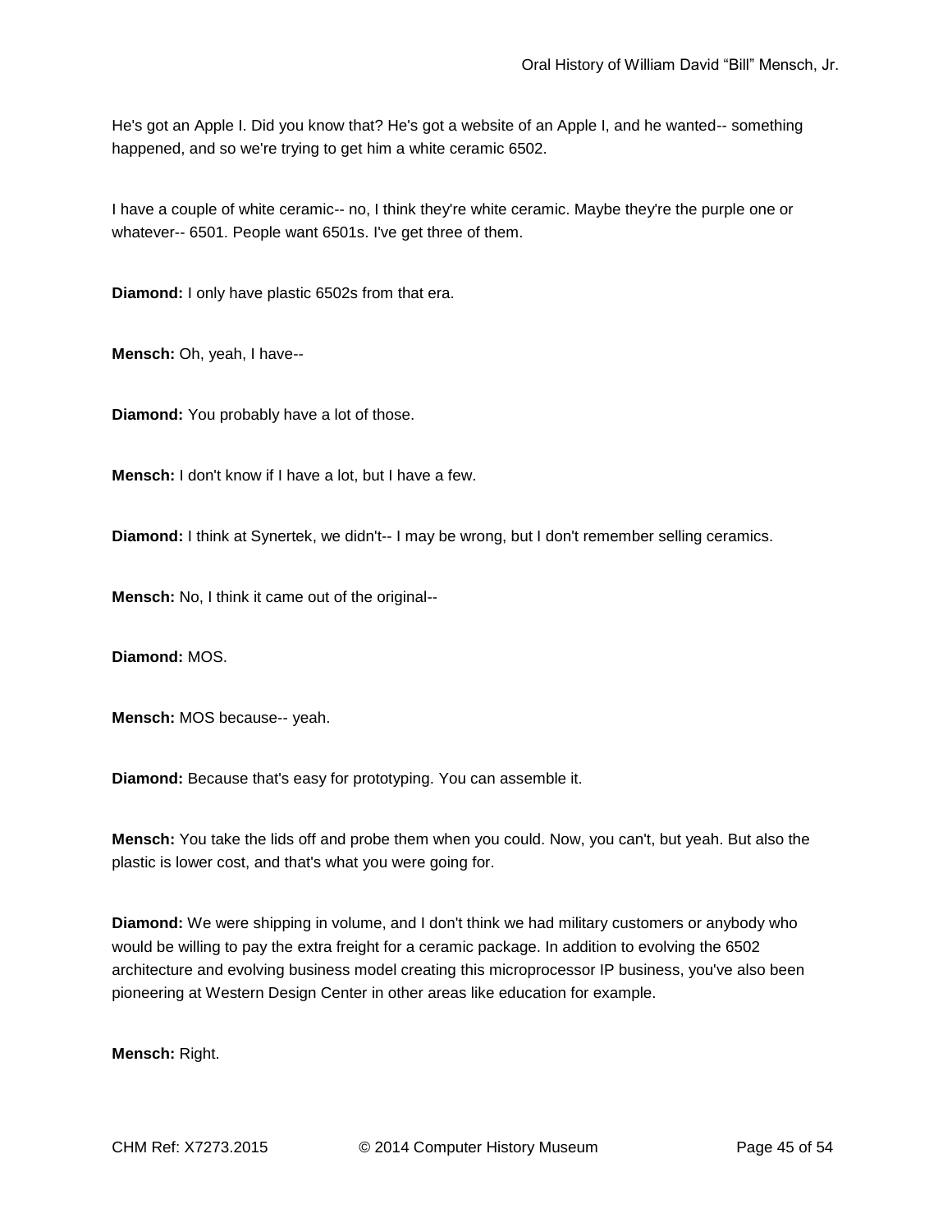He's got an Apple I. Did you know that? He's got a website of an Apple I, and he wanted-- something happened, and so we're trying to get him a white ceramic 6502.

I have a couple of white ceramic-- no, I think they're white ceramic. Maybe they're the purple one or whatever-- 6501. People want 6501s. I've get three of them.

**Diamond:** I only have plastic 6502s from that era.

**Mensch:** Oh, yeah, I have--

**Diamond:** You probably have a lot of those.

**Mensch:** I don't know if I have a lot, but I have a few.

**Diamond:** I think at Synertek, we didn't-- I may be wrong, but I don't remember selling ceramics.

**Mensch:** No, I think it came out of the original--

**Diamond:** MOS.

**Mensch:** MOS because-- yeah.

**Diamond:** Because that's easy for prototyping. You can assemble it.

**Mensch:** You take the lids off and probe them when you could. Now, you can't, but yeah. But also the plastic is lower cost, and that's what you were going for.

**Diamond:** We were shipping in volume, and I don't think we had military customers or anybody who would be willing to pay the extra freight for a ceramic package. In addition to evolving the 6502 architecture and evolving business model creating this microprocessor IP business, you've also been pioneering at Western Design Center in other areas like education for example.

**Mensch:** Right.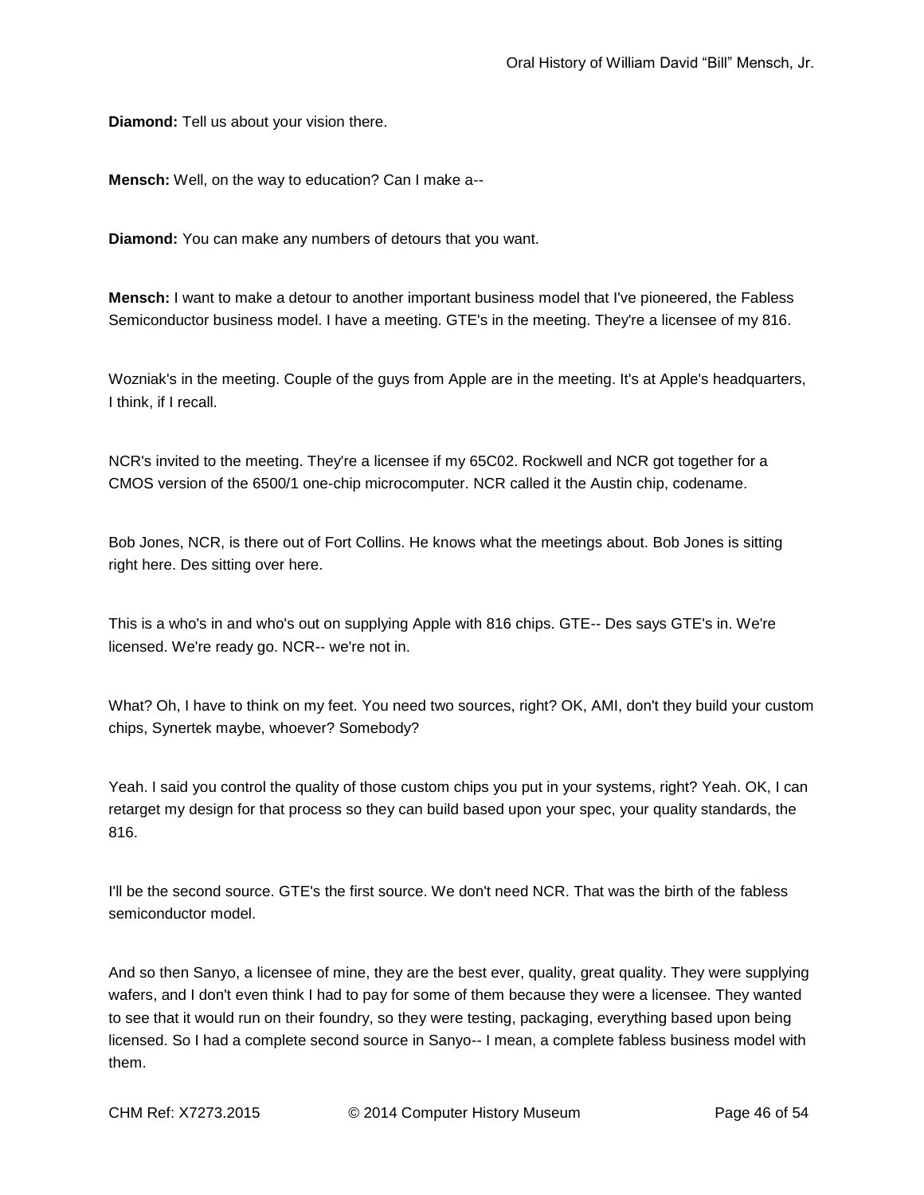**Diamond:** Tell us about your vision there.

**Mensch:** Well, on the way to education? Can I make a--

**Diamond:** You can make any numbers of detours that you want.

**Mensch:** I want to make a detour to another important business model that I've pioneered, the Fabless Semiconductor business model. I have a meeting. GTE's in the meeting. They're a licensee of my 816.

Wozniak's in the meeting. Couple of the guys from Apple are in the meeting. It's at Apple's headquarters, I think, if I recall.

NCR's invited to the meeting. They're a licensee if my 65C02. Rockwell and NCR got together for a CMOS version of the 6500/1 one-chip microcomputer. NCR called it the Austin chip, codename.

Bob Jones, NCR, is there out of Fort Collins. He knows what the meetings about. Bob Jones is sitting right here. Des sitting over here.

This is a who's in and who's out on supplying Apple with 816 chips. GTE-- Des says GTE's in. We're licensed. We're ready go. NCR-- we're not in.

What? Oh, I have to think on my feet. You need two sources, right? OK, AMI, don't they build your custom chips, Synertek maybe, whoever? Somebody?

Yeah. I said you control the quality of those custom chips you put in your systems, right? Yeah. OK, I can retarget my design for that process so they can build based upon your spec, your quality standards, the 816.

I'll be the second source. GTE's the first source. We don't need NCR. That was the birth of the fabless semiconductor model.

And so then Sanyo, a licensee of mine, they are the best ever, quality, great quality. They were supplying wafers, and I don't even think I had to pay for some of them because they were a licensee. They wanted to see that it would run on their foundry, so they were testing, packaging, everything based upon being licensed. So I had a complete second source in Sanyo-- I mean, a complete fabless business model with them.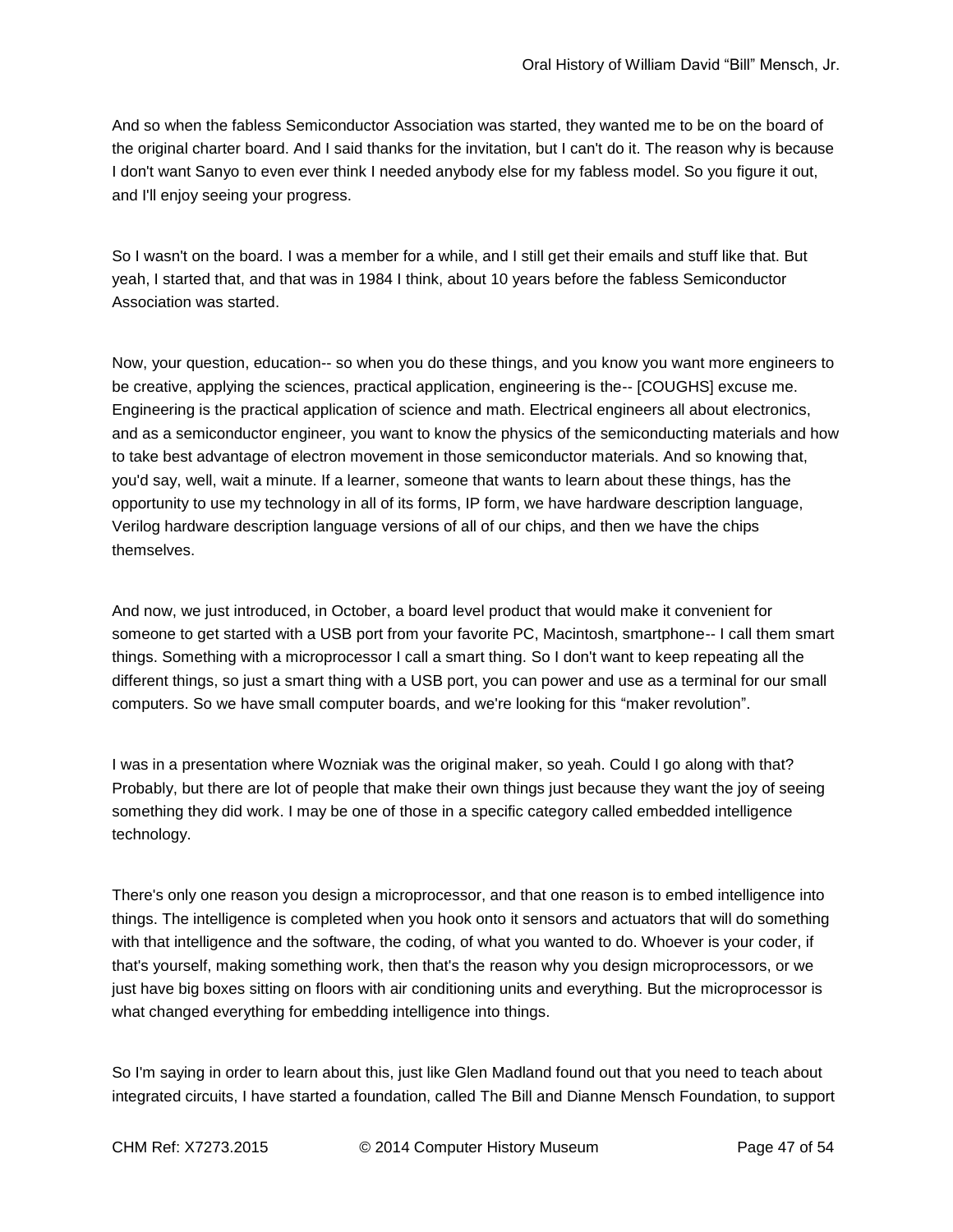And so when the fabless Semiconductor Association was started, they wanted me to be on the board of the original charter board. And I said thanks for the invitation, but I can't do it. The reason why is because I don't want Sanyo to even ever think I needed anybody else for my fabless model. So you figure it out, and I'll enjoy seeing your progress.

So I wasn't on the board. I was a member for a while, and I still get their emails and stuff like that. But yeah, I started that, and that was in 1984 I think, about 10 years before the fabless Semiconductor Association was started.

Now, your question, education-- so when you do these things, and you know you want more engineers to be creative, applying the sciences, practical application, engineering is the-- [COUGHS] excuse me. Engineering is the practical application of science and math. Electrical engineers all about electronics, and as a semiconductor engineer, you want to know the physics of the semiconducting materials and how to take best advantage of electron movement in those semiconductor materials. And so knowing that, you'd say, well, wait a minute. If a learner, someone that wants to learn about these things, has the opportunity to use my technology in all of its forms, IP form, we have hardware description language, Verilog hardware description language versions of all of our chips, and then we have the chips themselves.

And now, we just introduced, in October, a board level product that would make it convenient for someone to get started with a USB port from your favorite PC, Macintosh, smartphone-- I call them smart things. Something with a microprocessor I call a smart thing. So I don't want to keep repeating all the different things, so just a smart thing with a USB port, you can power and use as a terminal for our small computers. So we have small computer boards, and we're looking for this "maker revolution".

I was in a presentation where Wozniak was the original maker, so yeah. Could I go along with that? Probably, but there are lot of people that make their own things just because they want the joy of seeing something they did work. I may be one of those in a specific category called embedded intelligence technology.

There's only one reason you design a microprocessor, and that one reason is to embed intelligence into things. The intelligence is completed when you hook onto it sensors and actuators that will do something with that intelligence and the software, the coding, of what you wanted to do. Whoever is your coder, if that's yourself, making something work, then that's the reason why you design microprocessors, or we just have big boxes sitting on floors with air conditioning units and everything. But the microprocessor is what changed everything for embedding intelligence into things.

So I'm saying in order to learn about this, just like Glen Madland found out that you need to teach about integrated circuits, I have started a foundation, called The Bill and Dianne Mensch Foundation, to support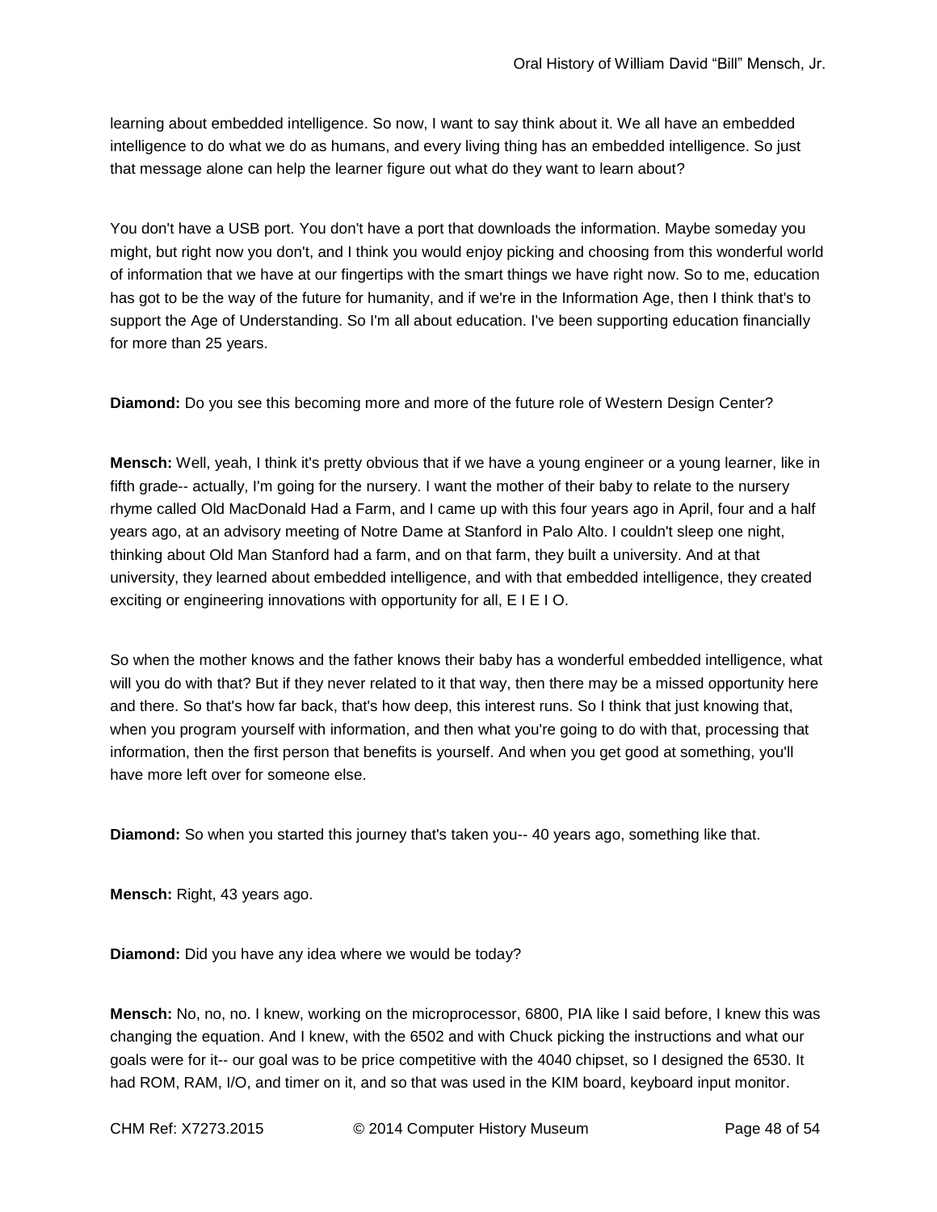learning about embedded intelligence. So now, I want to say think about it. We all have an embedded intelligence to do what we do as humans, and every living thing has an embedded intelligence. So just that message alone can help the learner figure out what do they want to learn about?

You don't have a USB port. You don't have a port that downloads the information. Maybe someday you might, but right now you don't, and I think you would enjoy picking and choosing from this wonderful world of information that we have at our fingertips with the smart things we have right now. So to me, education has got to be the way of the future for humanity, and if we're in the Information Age, then I think that's to support the Age of Understanding. So I'm all about education. I've been supporting education financially for more than 25 years.

**Diamond:** Do you see this becoming more and more of the future role of Western Design Center?

**Mensch:** Well, yeah, I think it's pretty obvious that if we have a young engineer or a young learner, like in fifth grade-- actually, I'm going for the nursery. I want the mother of their baby to relate to the nursery rhyme called Old MacDonald Had a Farm, and I came up with this four years ago in April, four and a half years ago, at an advisory meeting of Notre Dame at Stanford in Palo Alto. I couldn't sleep one night, thinking about Old Man Stanford had a farm, and on that farm, they built a university. And at that university, they learned about embedded intelligence, and with that embedded intelligence, they created exciting or engineering innovations with opportunity for all, E I E I O.

So when the mother knows and the father knows their baby has a wonderful embedded intelligence, what will you do with that? But if they never related to it that way, then there may be a missed opportunity here and there. So that's how far back, that's how deep, this interest runs. So I think that just knowing that, when you program yourself with information, and then what you're going to do with that, processing that information, then the first person that benefits is yourself. And when you get good at something, you'll have more left over for someone else.

**Diamond:** So when you started this journey that's taken you-- 40 years ago, something like that.

**Mensch:** Right, 43 years ago.

**Diamond:** Did you have any idea where we would be today?

**Mensch:** No, no, no. I knew, working on the microprocessor, 6800, PIA like I said before, I knew this was changing the equation. And I knew, with the 6502 and with Chuck picking the instructions and what our goals were for it-- our goal was to be price competitive with the 4040 chipset, so I designed the 6530. It had ROM, RAM, I/O, and timer on it, and so that was used in the KIM board, keyboard input monitor.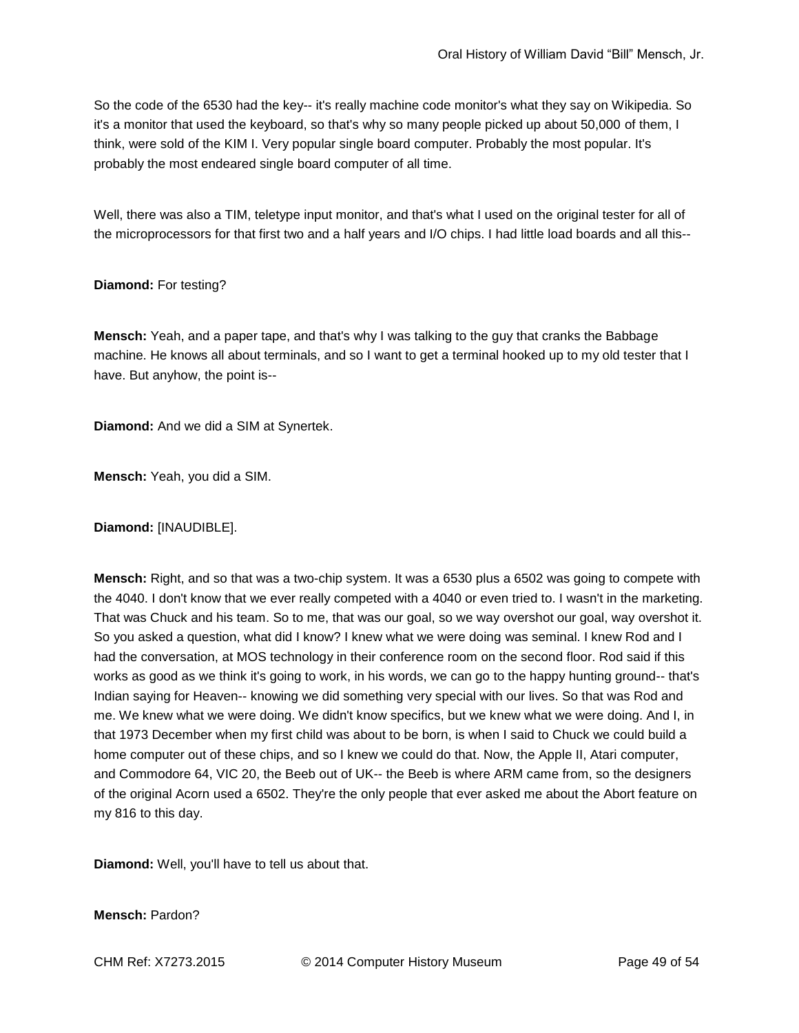So the code of the 6530 had the key-- it's really machine code monitor's what they say on Wikipedia. So it's a monitor that used the keyboard, so that's why so many people picked up about 50,000 of them, I think, were sold of the KIM I. Very popular single board computer. Probably the most popular. It's probably the most endeared single board computer of all time.

Well, there was also a TIM, teletype input monitor, and that's what I used on the original tester for all of the microprocessors for that first two and a half years and I/O chips. I had little load boards and all this--

**Diamond:** For testing?

**Mensch:** Yeah, and a paper tape, and that's why I was talking to the guy that cranks the Babbage machine. He knows all about terminals, and so I want to get a terminal hooked up to my old tester that I have. But anyhow, the point is--

**Diamond:** And we did a SIM at Synertek.

**Mensch:** Yeah, you did a SIM.

**Diamond:** [INAUDIBLE].

**Mensch:** Right, and so that was a two-chip system. It was a 6530 plus a 6502 was going to compete with the 4040. I don't know that we ever really competed with a 4040 or even tried to. I wasn't in the marketing. That was Chuck and his team. So to me, that was our goal, so we way overshot our goal, way overshot it. So you asked a question, what did I know? I knew what we were doing was seminal. I knew Rod and I had the conversation, at MOS technology in their conference room on the second floor. Rod said if this works as good as we think it's going to work, in his words, we can go to the happy hunting ground-- that's Indian saying for Heaven-- knowing we did something very special with our lives. So that was Rod and me. We knew what we were doing. We didn't know specifics, but we knew what we were doing. And I, in that 1973 December when my first child was about to be born, is when I said to Chuck we could build a home computer out of these chips, and so I knew we could do that. Now, the Apple II, Atari computer, and Commodore 64, VIC 20, the Beeb out of UK-- the Beeb is where ARM came from, so the designers of the original Acorn used a 6502. They're the only people that ever asked me about the Abort feature on my 816 to this day.

**Diamond:** Well, you'll have to tell us about that.

**Mensch:** Pardon?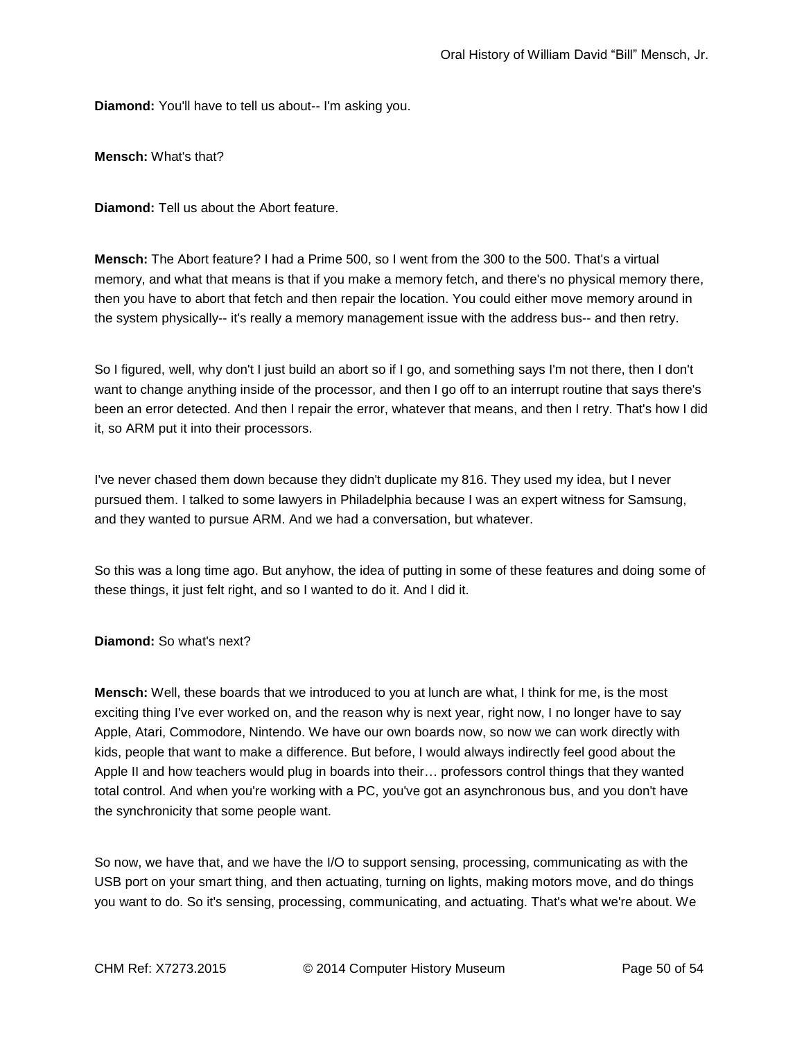**Diamond:** You'll have to tell us about-- I'm asking you.

**Mensch:** What's that?

**Diamond:** Tell us about the Abort feature.

**Mensch:** The Abort feature? I had a Prime 500, so I went from the 300 to the 500. That's a virtual memory, and what that means is that if you make a memory fetch, and there's no physical memory there, then you have to abort that fetch and then repair the location. You could either move memory around in the system physically-- it's really a memory management issue with the address bus-- and then retry.

So I figured, well, why don't I just build an abort so if I go, and something says I'm not there, then I don't want to change anything inside of the processor, and then I go off to an interrupt routine that says there's been an error detected. And then I repair the error, whatever that means, and then I retry. That's how I did it, so ARM put it into their processors.

I've never chased them down because they didn't duplicate my 816. They used my idea, but I never pursued them. I talked to some lawyers in Philadelphia because I was an expert witness for Samsung, and they wanted to pursue ARM. And we had a conversation, but whatever.

So this was a long time ago. But anyhow, the idea of putting in some of these features and doing some of these things, it just felt right, and so I wanted to do it. And I did it.

**Diamond:** So what's next?

**Mensch:** Well, these boards that we introduced to you at lunch are what, I think for me, is the most exciting thing I've ever worked on, and the reason why is next year, right now, I no longer have to say Apple, Atari, Commodore, Nintendo. We have our own boards now, so now we can work directly with kids, people that want to make a difference. But before, I would always indirectly feel good about the Apple II and how teachers would plug in boards into their… professors control things that they wanted total control. And when you're working with a PC, you've got an asynchronous bus, and you don't have the synchronicity that some people want.

So now, we have that, and we have the I/O to support sensing, processing, communicating as with the USB port on your smart thing, and then actuating, turning on lights, making motors move, and do things you want to do. So it's sensing, processing, communicating, and actuating. That's what we're about. We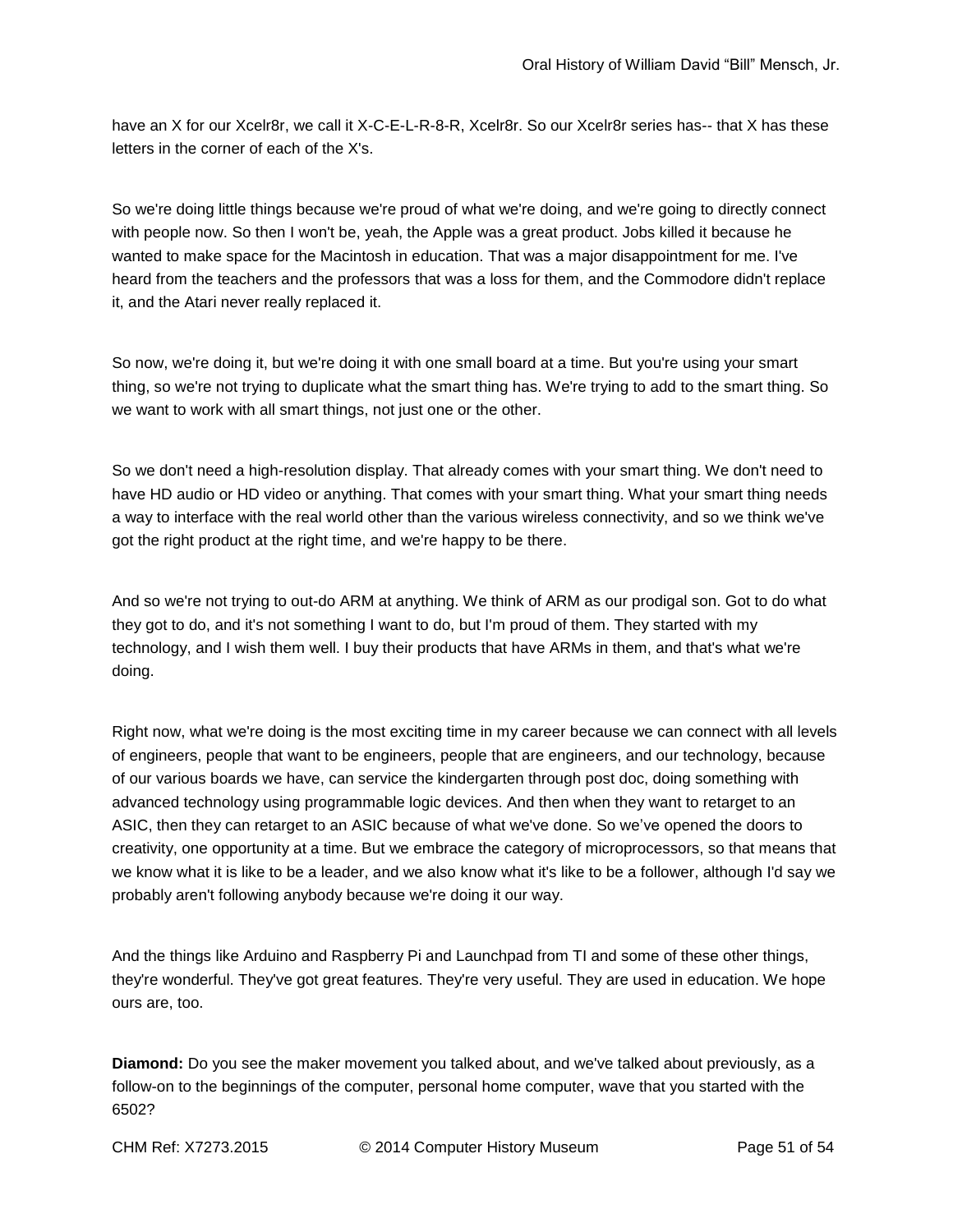have an X for our Xcelr8r, we call it X-C-E-L-R-8-R, Xcelr8r. So our Xcelr8r series has-- that X has these letters in the corner of each of the X's.

So we're doing little things because we're proud of what we're doing, and we're going to directly connect with people now. So then I won't be, yeah, the Apple was a great product. Jobs killed it because he wanted to make space for the Macintosh in education. That was a major disappointment for me. I've heard from the teachers and the professors that was a loss for them, and the Commodore didn't replace it, and the Atari never really replaced it.

So now, we're doing it, but we're doing it with one small board at a time. But you're using your smart thing, so we're not trying to duplicate what the smart thing has. We're trying to add to the smart thing. So we want to work with all smart things, not just one or the other.

So we don't need a high-resolution display. That already comes with your smart thing. We don't need to have HD audio or HD video or anything. That comes with your smart thing. What your smart thing needs a way to interface with the real world other than the various wireless connectivity, and so we think we've got the right product at the right time, and we're happy to be there.

And so we're not trying to out-do ARM at anything. We think of ARM as our prodigal son. Got to do what they got to do, and it's not something I want to do, but I'm proud of them. They started with my technology, and I wish them well. I buy their products that have ARMs in them, and that's what we're doing.

Right now, what we're doing is the most exciting time in my career because we can connect with all levels of engineers, people that want to be engineers, people that are engineers, and our technology, because of our various boards we have, can service the kindergarten through post doc, doing something with advanced technology using programmable logic devices. And then when they want to retarget to an ASIC, then they can retarget to an ASIC because of what we've done. So we've opened the doors to creativity, one opportunity at a time. But we embrace the category of microprocessors, so that means that we know what it is like to be a leader, and we also know what it's like to be a follower, although I'd say we probably aren't following anybody because we're doing it our way.

And the things like Arduino and Raspberry Pi and Launchpad from TI and some of these other things, they're wonderful. They've got great features. They're very useful. They are used in education. We hope ours are, too.

**Diamond:** Do you see the maker movement you talked about, and we've talked about previously, as a follow-on to the beginnings of the computer, personal home computer, wave that you started with the 6502?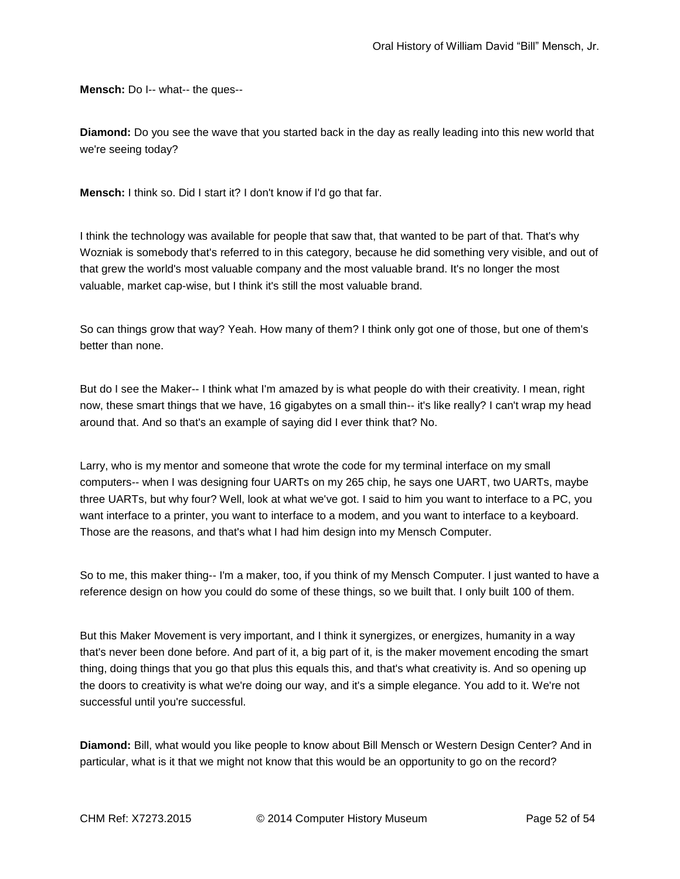**Mensch:** Do I-- what-- the ques--

**Diamond:** Do you see the wave that you started back in the day as really leading into this new world that we're seeing today?

**Mensch:** I think so. Did I start it? I don't know if I'd go that far.

I think the technology was available for people that saw that, that wanted to be part of that. That's why Wozniak is somebody that's referred to in this category, because he did something very visible, and out of that grew the world's most valuable company and the most valuable brand. It's no longer the most valuable, market cap-wise, but I think it's still the most valuable brand.

So can things grow that way? Yeah. How many of them? I think only got one of those, but one of them's better than none.

But do I see the Maker-- I think what I'm amazed by is what people do with their creativity. I mean, right now, these smart things that we have, 16 gigabytes on a small thin-- it's like really? I can't wrap my head around that. And so that's an example of saying did I ever think that? No.

Larry, who is my mentor and someone that wrote the code for my terminal interface on my small computers-- when I was designing four UARTs on my 265 chip, he says one UART, two UARTs, maybe three UARTs, but why four? Well, look at what we've got. I said to him you want to interface to a PC, you want interface to a printer, you want to interface to a modem, and you want to interface to a keyboard. Those are the reasons, and that's what I had him design into my Mensch Computer.

So to me, this maker thing-- I'm a maker, too, if you think of my Mensch Computer. I just wanted to have a reference design on how you could do some of these things, so we built that. I only built 100 of them.

But this Maker Movement is very important, and I think it synergizes, or energizes, humanity in a way that's never been done before. And part of it, a big part of it, is the maker movement encoding the smart thing, doing things that you go that plus this equals this, and that's what creativity is. And so opening up the doors to creativity is what we're doing our way, and it's a simple elegance. You add to it. We're not successful until you're successful.

**Diamond:** Bill, what would you like people to know about Bill Mensch or Western Design Center? And in particular, what is it that we might not know that this would be an opportunity to go on the record?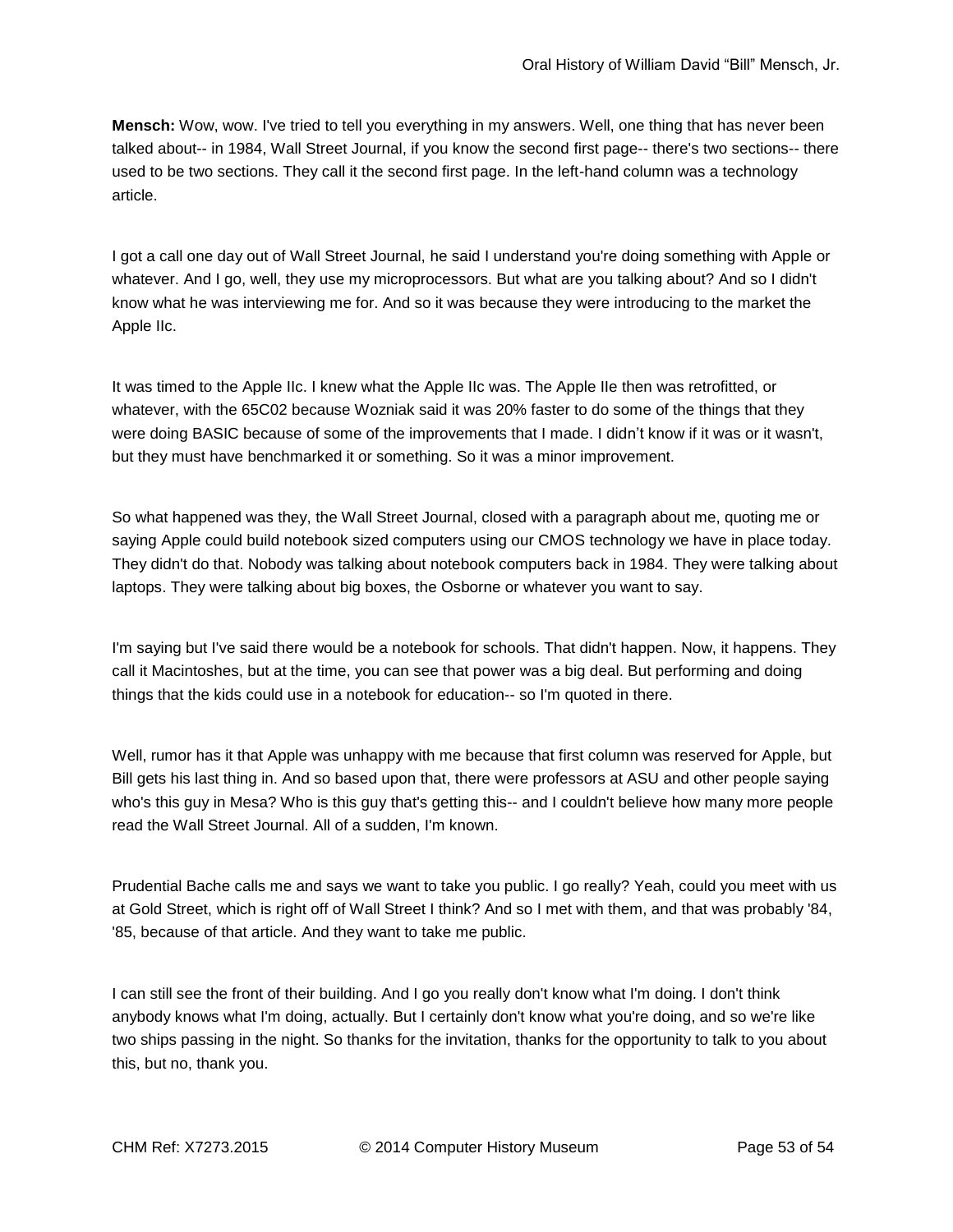**Mensch:** Wow, wow. I've tried to tell you everything in my answers. Well, one thing that has never been talked about-- in 1984, Wall Street Journal, if you know the second first page-- there's two sections-- there used to be two sections. They call it the second first page. In the left-hand column was a technology article.

I got a call one day out of Wall Street Journal, he said I understand you're doing something with Apple or whatever. And I go, well, they use my microprocessors. But what are you talking about? And so I didn't know what he was interviewing me for. And so it was because they were introducing to the market the Apple IIc.

It was timed to the Apple IIc. I knew what the Apple IIc was. The Apple IIe then was retrofitted, or whatever, with the 65C02 because Wozniak said it was 20% faster to do some of the things that they were doing BASIC because of some of the improvements that I made. I didn't know if it was or it wasn't, but they must have benchmarked it or something. So it was a minor improvement.

So what happened was they, the Wall Street Journal, closed with a paragraph about me, quoting me or saying Apple could build notebook sized computers using our CMOS technology we have in place today. They didn't do that. Nobody was talking about notebook computers back in 1984. They were talking about laptops. They were talking about big boxes, the Osborne or whatever you want to say.

I'm saying but I've said there would be a notebook for schools. That didn't happen. Now, it happens. They call it Macintoshes, but at the time, you can see that power was a big deal. But performing and doing things that the kids could use in a notebook for education-- so I'm quoted in there.

Well, rumor has it that Apple was unhappy with me because that first column was reserved for Apple, but Bill gets his last thing in. And so based upon that, there were professors at ASU and other people saying who's this guy in Mesa? Who is this guy that's getting this-- and I couldn't believe how many more people read the Wall Street Journal. All of a sudden, I'm known.

Prudential Bache calls me and says we want to take you public. I go really? Yeah, could you meet with us at Gold Street, which is right off of Wall Street I think? And so I met with them, and that was probably '84, '85, because of that article. And they want to take me public.

I can still see the front of their building. And I go you really don't know what I'm doing. I don't think anybody knows what I'm doing, actually. But I certainly don't know what you're doing, and so we're like two ships passing in the night. So thanks for the invitation, thanks for the opportunity to talk to you about this, but no, thank you.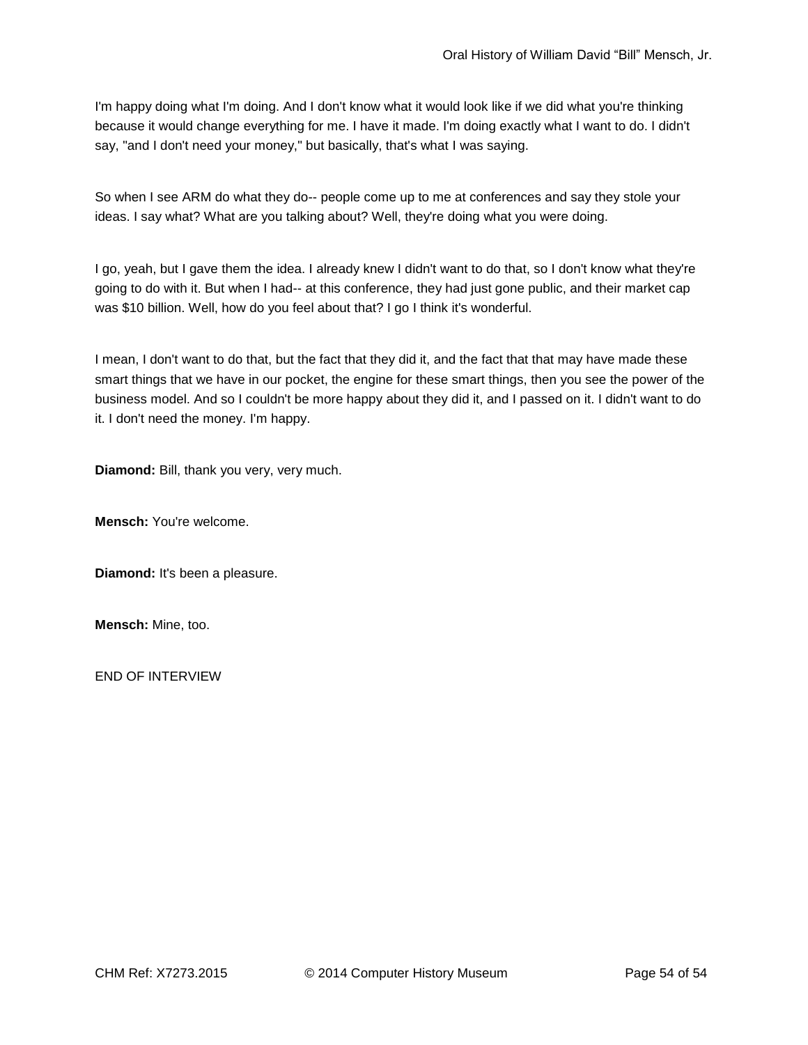I'm happy doing what I'm doing. And I don't know what it would look like if we did what you're thinking because it would change everything for me. I have it made. I'm doing exactly what I want to do. I didn't say, "and I don't need your money," but basically, that's what I was saying.

So when I see ARM do what they do-- people come up to me at conferences and say they stole your ideas. I say what? What are you talking about? Well, they're doing what you were doing.

I go, yeah, but I gave them the idea. I already knew I didn't want to do that, so I don't know what they're going to do with it. But when I had-- at this conference, they had just gone public, and their market cap was $10 billion. Well, how do you feel about that? I go I think it's wonderful.

I mean, I don't want to do that, but the fact that they did it, and the fact that that may have made these smart things that we have in our pocket, the engine for these smart things, then you see the power of the business model. And so I couldn't be more happy about they did it, and I passed on it. I didn't want to do it. I don't need the money. I'm happy.

**Diamond:** Bill, thank you very, very much.

**Mensch:** You're welcome.

**Diamond:** It's been a pleasure.

**Mensch:** Mine, too.

END OF INTERVIEW